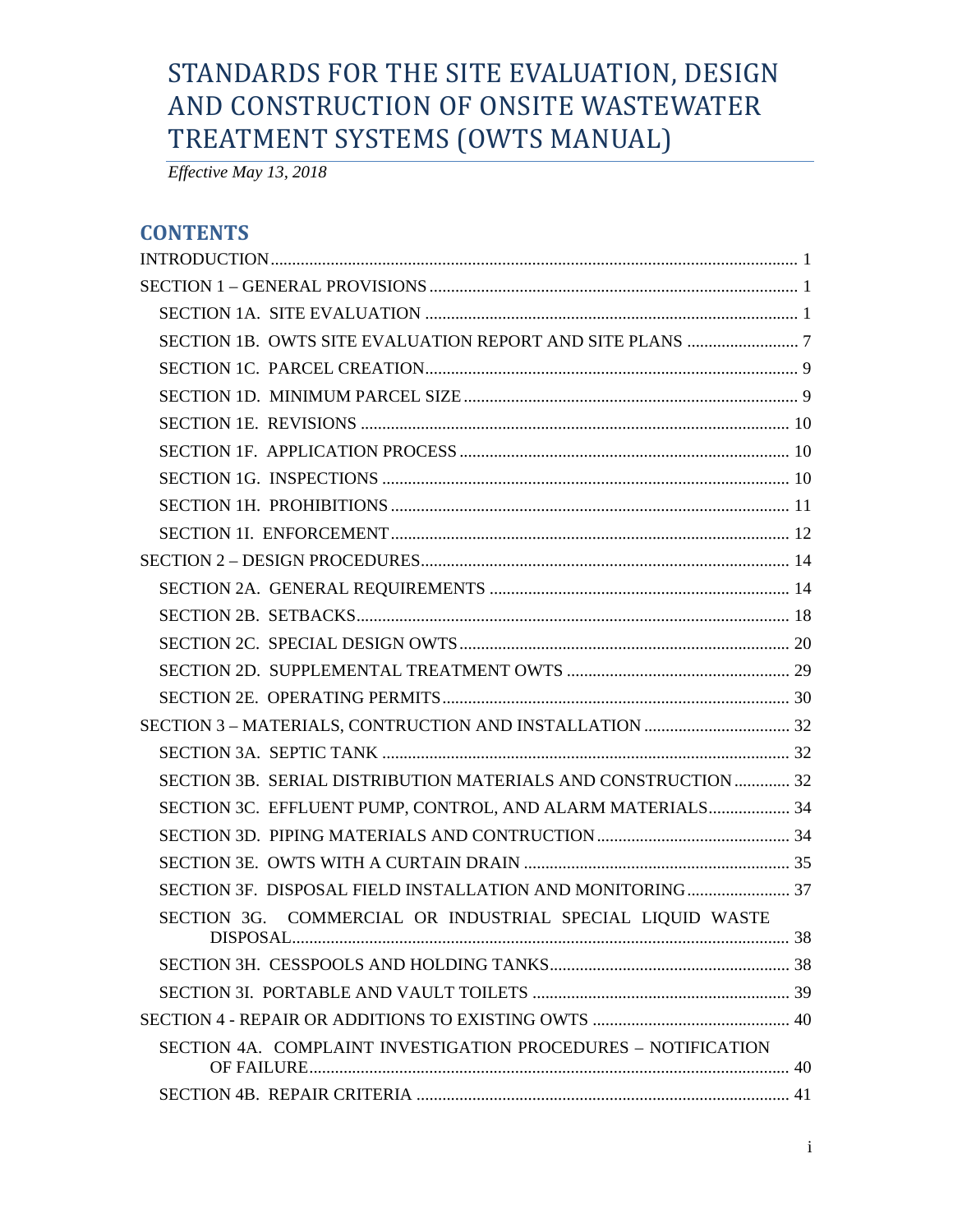# STANDARDS FOR THE SITE EVALUATION, DESIGN AND CONSTRUCTION OF ONSITE WASTEWATER TREATMENT SYSTEMS (OWTS MANUAL)

*Effective May 13, 2018*

## CONTENTS

INTRODUCTION ..... 1

SECTION 1 – GENERAL PROVISIONS ..... 1

- SECTION 1A. SITE EVALUATION ..... 1
- SECTION 1B. OWTS SITE EVALUATION REPORT AND SITE PLANS ..... 7
- SECTION 1C. PARCEL CREATION ..... 9
- SECTION 1D. MINIMUM PARCEL SIZE ..... 9
- SECTION 1E. REVISIONS ..... 10
- SECTION 1F. APPLICATION PROCESS ..... 10
- SECTION 1G. INSPECTIONS ..... 10
- SECTION 1H. PROHIBITIONS ..... 11
- SECTION 1I. ENFORCEMENT ..... 12

SECTION 2 – DESIGN PROCEDURES ..... 14

- SECTION 2A. GENERAL REQUIREMENTS ..... 14
- SECTION 2B. SETBACKS ..... 18
- SECTION 2C. SPECIAL DESIGN OWTS ..... 20
- SECTION 2D. SUPPLEMENTAL TREATMENT OWTS ..... 29
- SECTION 2E. OPERATING PERMITS ..... 30

SECTION 3 – MATERIALS, CONTRUCTION AND INSTALLATION ..... 32

- SECTION 3A. SEPTIC TANK ..... 32
- SECTION 3B. SERIAL DISTRIBUTION MATERIALS AND CONSTRUCTION ..... 32
- SECTION 3C. EFFLUENT PUMP, CONTROL, AND ALARM MATERIALS ..... 34
- SECTION 3D. PIPING MATERIALS AND CONTRUCTION ..... 34
- SECTION 3E. OWTS WITH A CURTAIN DRAIN ..... 35
- SECTION 3F. DISPOSAL FIELD INSTALLATION AND MONITORING ..... 37
- SECTION 3G. COMMERCIAL OR INDUSTRIAL SPECIAL LIQUID WASTE DISPOSAL ..... 38
- SECTION 3H. CESSPOOLS AND HOLDING TANKS ..... 38
- SECTION 3I. PORTABLE AND VAULT TOILETS ..... 39

SECTION 4 - REPAIR OR ADDITIONS TO EXISTING OWTS ..... 40

- SECTION 4A. COMPLAINT INVESTIGATION PROCEDURES – NOTIFICATION OF FAILURE ..... 40
- SECTION 4B. REPAIR CRITERIA ..... 41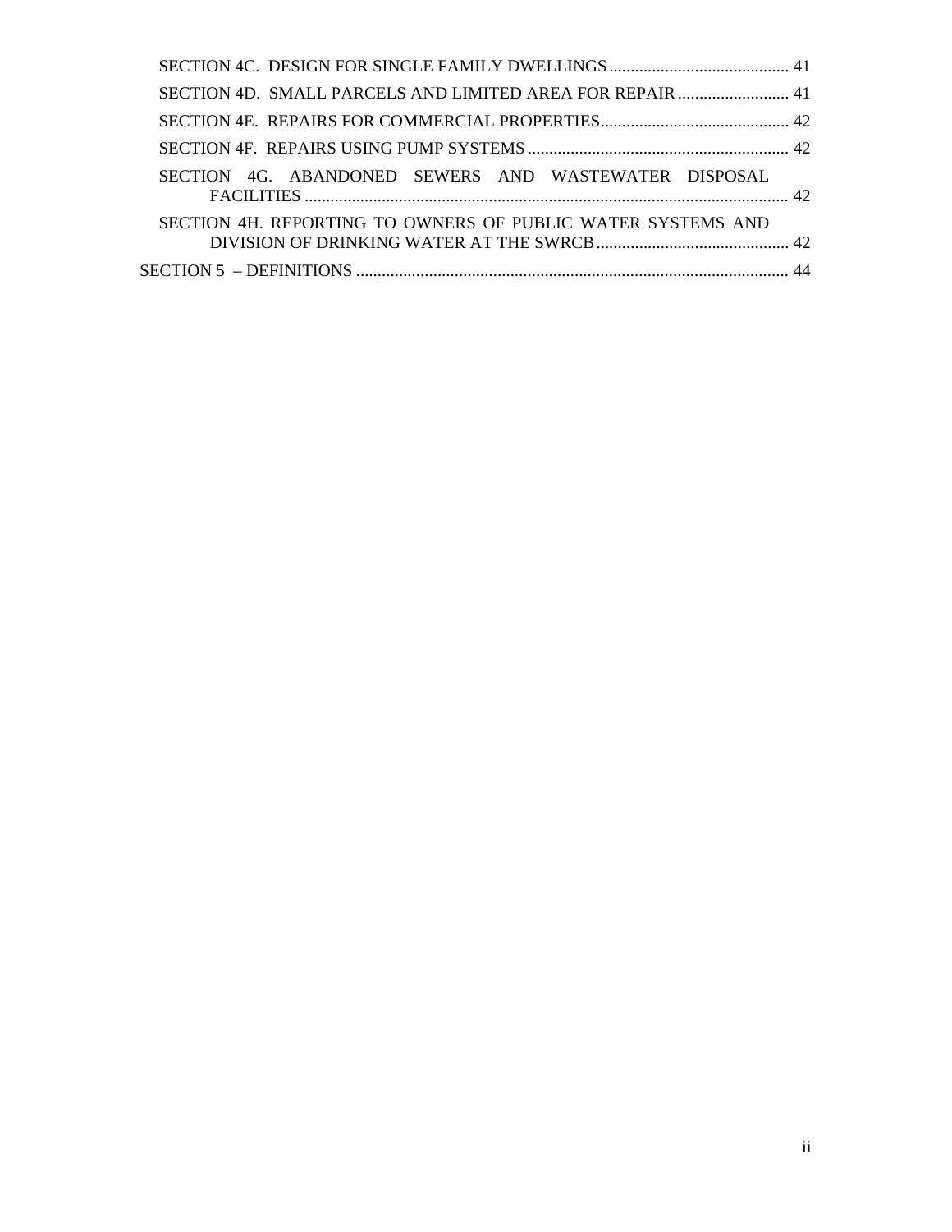SECTION 4C. DESIGN FOR SINGLE FAMILY DWELLINGS .......................................... 41

SECTION 4D. SMALL PARCELS AND LIMITED AREA FOR REPAIR .......................... 41

SECTION 4E. REPAIRS FOR COMMERCIAL PROPERTIES............................................ 42

SECTION 4F. REPAIRS USING PUMP SYSTEMS ............................................................ 42

SECTION 4G. ABANDONED SEWERS AND WASTEWATER DISPOSAL FACILITIES ................................................................................................................ 42

SECTION 4H. REPORTING TO OWNERS OF PUBLIC WATER SYSTEMS AND DIVISION OF DRINKING WATER AT THE SWRCB............................................. 42

SECTION 5 – DEFINITIONS ..................................................................................................... 44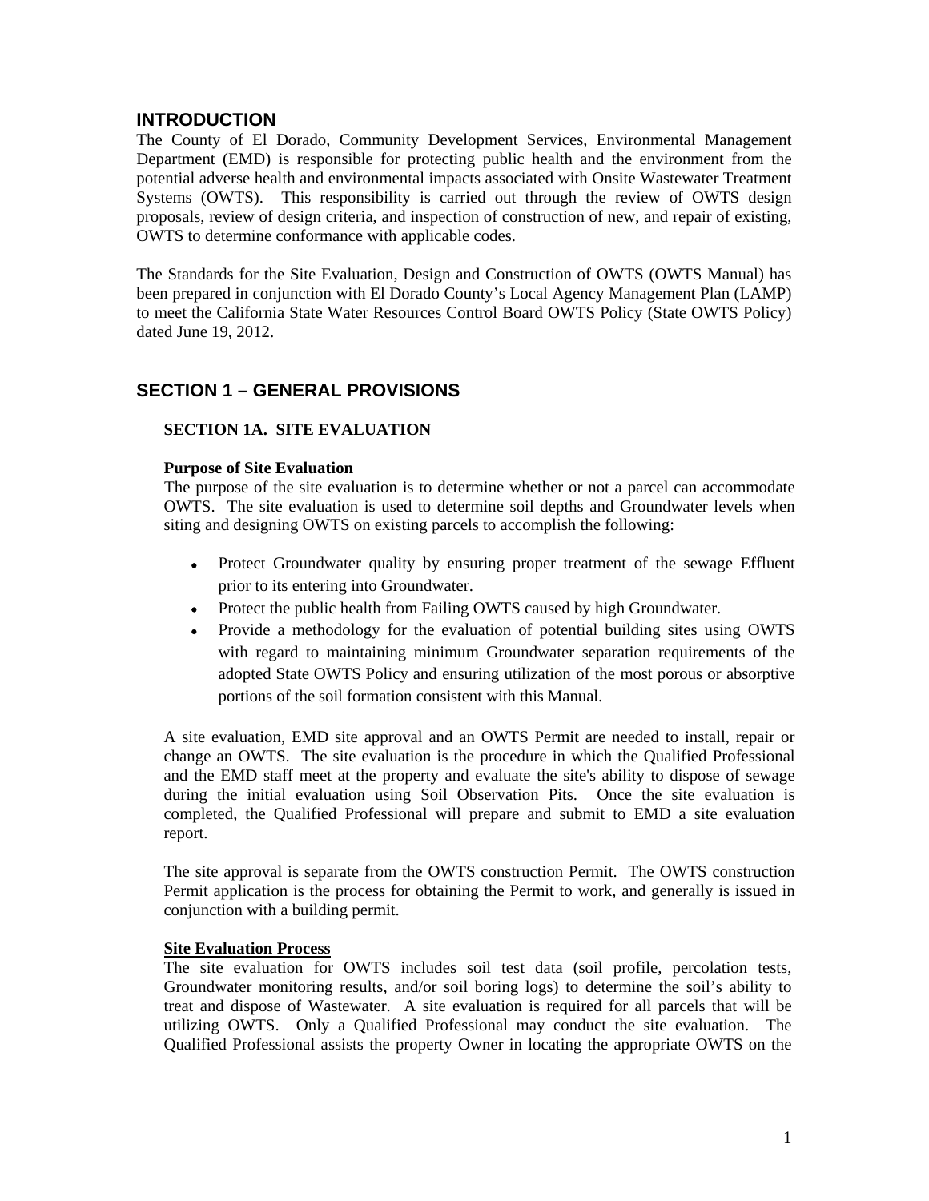## INTRODUCTION

The County of El Dorado, Community Development Services, Environmental Management Department (EMD) is responsible for protecting public health and the environment from the potential adverse health and environmental impacts associated with Onsite Wastewater Treatment Systems (OWTS). This responsibility is carried out through the review of OWTS design proposals, review of design criteria, and inspection of construction of new, and repair of existing, OWTS to determine conformance with applicable codes.

The Standards for the Site Evaluation, Design and Construction of OWTS (OWTS Manual) has been prepared in conjunction with El Dorado County's Local Agency Management Plan (LAMP) to meet the California State Water Resources Control Board OWTS Policy (State OWTS Policy) dated June 19, 2012.

## SECTION 1 – GENERAL PROVISIONS

### SECTION 1A. SITE EVALUATION

**Purpose of Site Evaluation**

The purpose of the site evaluation is to determine whether or not a parcel can accommodate OWTS. The site evaluation is used to determine soil depths and Groundwater levels when siting and designing OWTS on existing parcels to accomplish the following:

- Protect Groundwater quality by ensuring proper treatment of the sewage Effluent prior to its entering into Groundwater.
- Protect the public health from Failing OWTS caused by high Groundwater.
- Provide a methodology for the evaluation of potential building sites using OWTS with regard to maintaining minimum Groundwater separation requirements of the adopted State OWTS Policy and ensuring utilization of the most porous or absorptive portions of the soil formation consistent with this Manual.

A site evaluation, EMD site approval and an OWTS Permit are needed to install, repair or change an OWTS. The site evaluation is the procedure in which the Qualified Professional and the EMD staff meet at the property and evaluate the site's ability to dispose of sewage during the initial evaluation using Soil Observation Pits. Once the site evaluation is completed, the Qualified Professional will prepare and submit to EMD a site evaluation report.

The site approval is separate from the OWTS construction Permit. The OWTS construction Permit application is the process for obtaining the Permit to work, and generally is issued in conjunction with a building permit.

**Site Evaluation Process**

The site evaluation for OWTS includes soil test data (soil profile, percolation tests, Groundwater monitoring results, and/or soil boring logs) to determine the soil's ability to treat and dispose of Wastewater. A site evaluation is required for all parcels that will be utilizing OWTS. Only a Qualified Professional may conduct the site evaluation. The Qualified Professional assists the property Owner in locating the appropriate OWTS on the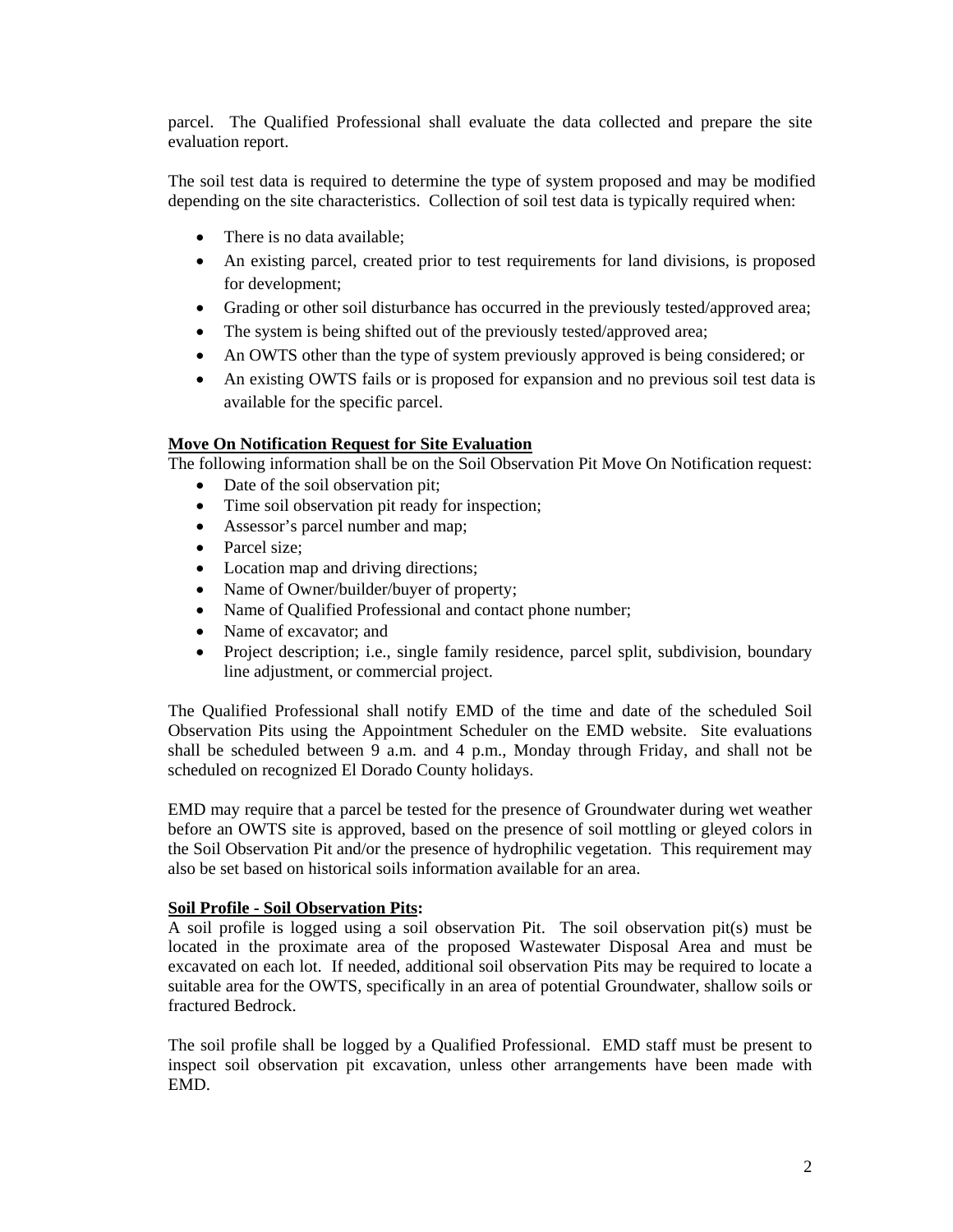parcel. The Qualified Professional shall evaluate the data collected and prepare the site evaluation report.

The soil test data is required to determine the type of system proposed and may be modified depending on the site characteristics. Collection of soil test data is typically required when:

- There is no data available;
- An existing parcel, created prior to test requirements for land divisions, is proposed for development;
- Grading or other soil disturbance has occurred in the previously tested/approved area;
- The system is being shifted out of the previously tested/approved area;
- An OWTS other than the type of system previously approved is being considered; or
- An existing OWTS fails or is proposed for expansion and no previous soil test data is available for the specific parcel.

**Move On Notification Request for Site Evaluation**

The following information shall be on the Soil Observation Pit Move On Notification request:

- Date of the soil observation pit;
- Time soil observation pit ready for inspection;
- Assessor's parcel number and map;
- Parcel size;
- Location map and driving directions;
- Name of Owner/builder/buyer of property;
- Name of Qualified Professional and contact phone number;
- Name of excavator; and
- Project description; i.e., single family residence, parcel split, subdivision, boundary line adjustment, or commercial project.

The Qualified Professional shall notify EMD of the time and date of the scheduled Soil Observation Pits using the Appointment Scheduler on the EMD website. Site evaluations shall be scheduled between 9 a.m. and 4 p.m., Monday through Friday, and shall not be scheduled on recognized El Dorado County holidays.

EMD may require that a parcel be tested for the presence of Groundwater during wet weather before an OWTS site is approved, based on the presence of soil mottling or gleyed colors in the Soil Observation Pit and/or the presence of hydrophilic vegetation. This requirement may also be set based on historical soils information available for an area.

**Soil Profile - Soil Observation Pits:**

A soil profile is logged using a soil observation Pit. The soil observation pit(s) must be located in the proximate area of the proposed Wastewater Disposal Area and must be excavated on each lot. If needed, additional soil observation Pits may be required to locate a suitable area for the OWTS, specifically in an area of potential Groundwater, shallow soils or fractured Bedrock.

The soil profile shall be logged by a Qualified Professional. EMD staff must be present to inspect soil observation pit excavation, unless other arrangements have been made with EMD.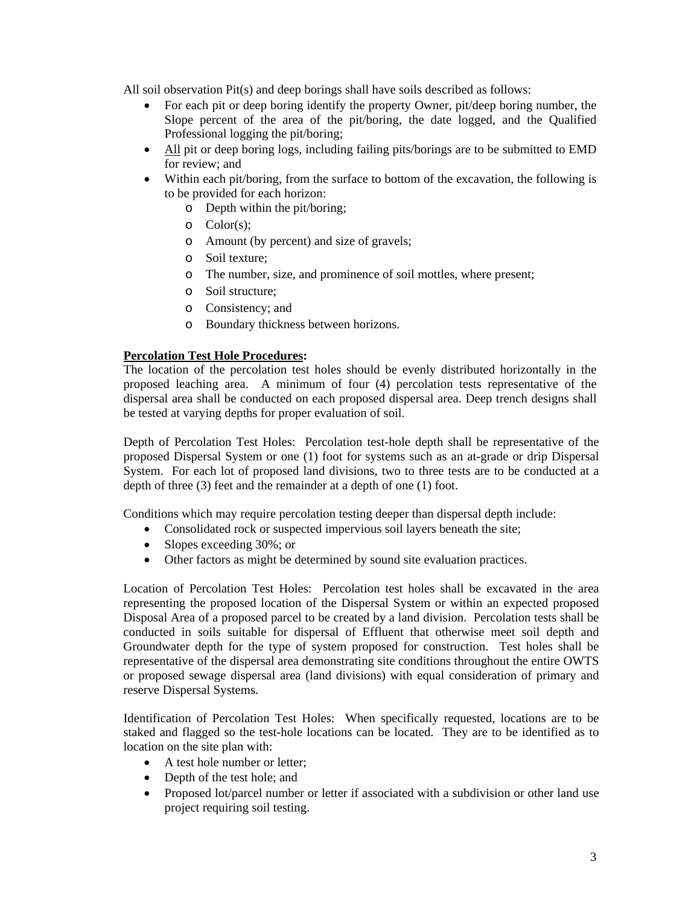All soil observation Pit(s) and deep borings shall have soils described as follows:

- For each pit or deep boring identify the property Owner, pit/deep boring number, the Slope percent of the area of the pit/boring, the date logged, and the Qualified Professional logging the pit/boring;
- <u>All</u> pit or deep boring logs, including failing pits/borings are to be submitted to EMD for review; and
- Within each pit/boring, from the surface to bottom of the excavation, the following is to be provided for each horizon:
  - Depth within the pit/boring;
  - Color(s);
  - Amount (by percent) and size of gravels;
  - Soil texture;
  - The number, size, and prominence of soil mottles, where present;
  - Soil structure;
  - Consistency; and
  - Boundary thickness between horizons.

**<u>Percolation Test Hole Procedures</u>:**

The location of the percolation test holes should be evenly distributed horizontally in the proposed leaching area. A minimum of four (4) percolation tests representative of the dispersal area shall be conducted on each proposed dispersal area. Deep trench designs shall be tested at varying depths for proper evaluation of soil.

Depth of Percolation Test Holes: Percolation test-hole depth shall be representative of the proposed Dispersal System or one (1) foot for systems such as an at-grade or drip Dispersal System. For each lot of proposed land divisions, two to three tests are to be conducted at a depth of three (3) feet and the remainder at a depth of one (1) foot.

Conditions which may require percolation testing deeper than dispersal depth include:

- Consolidated rock or suspected impervious soil layers beneath the site;
- Slopes exceeding 30%; or
- Other factors as might be determined by sound site evaluation practices.

Location of Percolation Test Holes: Percolation test holes shall be excavated in the area representing the proposed location of the Dispersal System or within an expected proposed Disposal Area of a proposed parcel to be created by a land division. Percolation tests shall be conducted in soils suitable for dispersal of Effluent that otherwise meet soil depth and Groundwater depth for the type of system proposed for construction. Test holes shall be representative of the dispersal area demonstrating site conditions throughout the entire OWTS or proposed sewage dispersal area (land divisions) with equal consideration of primary and reserve Dispersal Systems.

Identification of Percolation Test Holes: When specifically requested, locations are to be staked and flagged so the test-hole locations can be located. They are to be identified as to location on the site plan with:

- A test hole number or letter;
- Depth of the test hole; and
- Proposed lot/parcel number or letter if associated with a subdivision or other land use project requiring soil testing.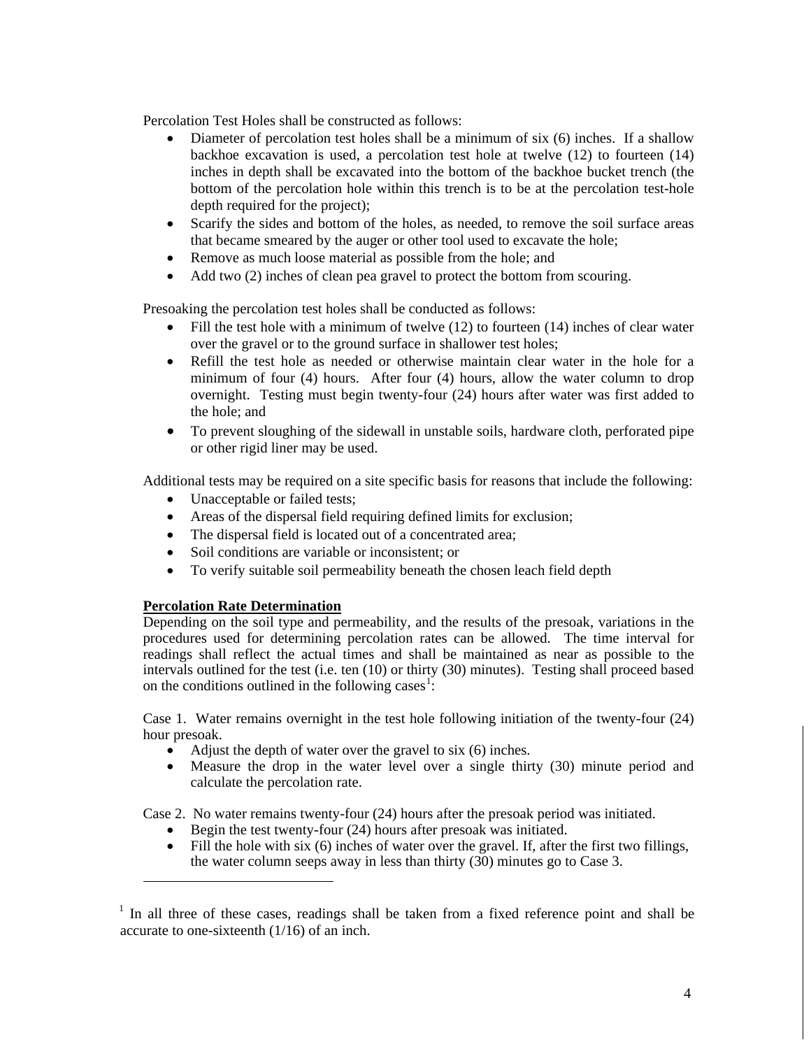Percolation Test Holes shall be constructed as follows:

- Diameter of percolation test holes shall be a minimum of six (6) inches. If a shallow backhoe excavation is used, a percolation test hole at twelve (12) to fourteen (14) inches in depth shall be excavated into the bottom of the backhoe bucket trench (the bottom of the percolation hole within this trench is to be at the percolation test-hole depth required for the project);
- Scarify the sides and bottom of the holes, as needed, to remove the soil surface areas that became smeared by the auger or other tool used to excavate the hole;
- Remove as much loose material as possible from the hole; and
- Add two (2) inches of clean pea gravel to protect the bottom from scouring.

Presoaking the percolation test holes shall be conducted as follows:

- Fill the test hole with a minimum of twelve (12) to fourteen (14) inches of clear water over the gravel or to the ground surface in shallower test holes;
- Refill the test hole as needed or otherwise maintain clear water in the hole for a minimum of four (4) hours. After four (4) hours, allow the water column to drop overnight. Testing must begin twenty-four (24) hours after water was first added to the hole; and
- To prevent sloughing of the sidewall in unstable soils, hardware cloth, perforated pipe or other rigid liner may be used.

Additional tests may be required on a site specific basis for reasons that include the following:

- Unacceptable or failed tests;
- Areas of the dispersal field requiring defined limits for exclusion;
- The dispersal field is located out of a concentrated area;
- Soil conditions are variable or inconsistent; or
- To verify suitable soil permeability beneath the chosen leach field depth

**Percolation Rate Determination**

Depending on the soil type and permeability, and the results of the presoak, variations in the procedures used for determining percolation rates can be allowed. The time interval for readings shall reflect the actual times and shall be maintained as near as possible to the intervals outlined for the test (i.e. ten (10) or thirty (30) minutes). Testing shall proceed based on the conditions outlined in the following cases[1]:

Case 1. Water remains overnight in the test hole following initiation of the twenty-four (24) hour presoak.

- Adjust the depth of water over the gravel to six (6) inches.
- Measure the drop in the water level over a single thirty (30) minute period and calculate the percolation rate.

Case 2. No water remains twenty-four (24) hours after the presoak period was initiated.

- Begin the test twenty-four (24) hours after presoak was initiated.
- Fill the hole with six (6) inches of water over the gravel. If, after the first two fillings, the water column seeps away in less than thirty (30) minutes go to Case 3.

[1] In all three of these cases, readings shall be taken from a fixed reference point and shall be accurate to one-sixteenth (1/16) of an inch.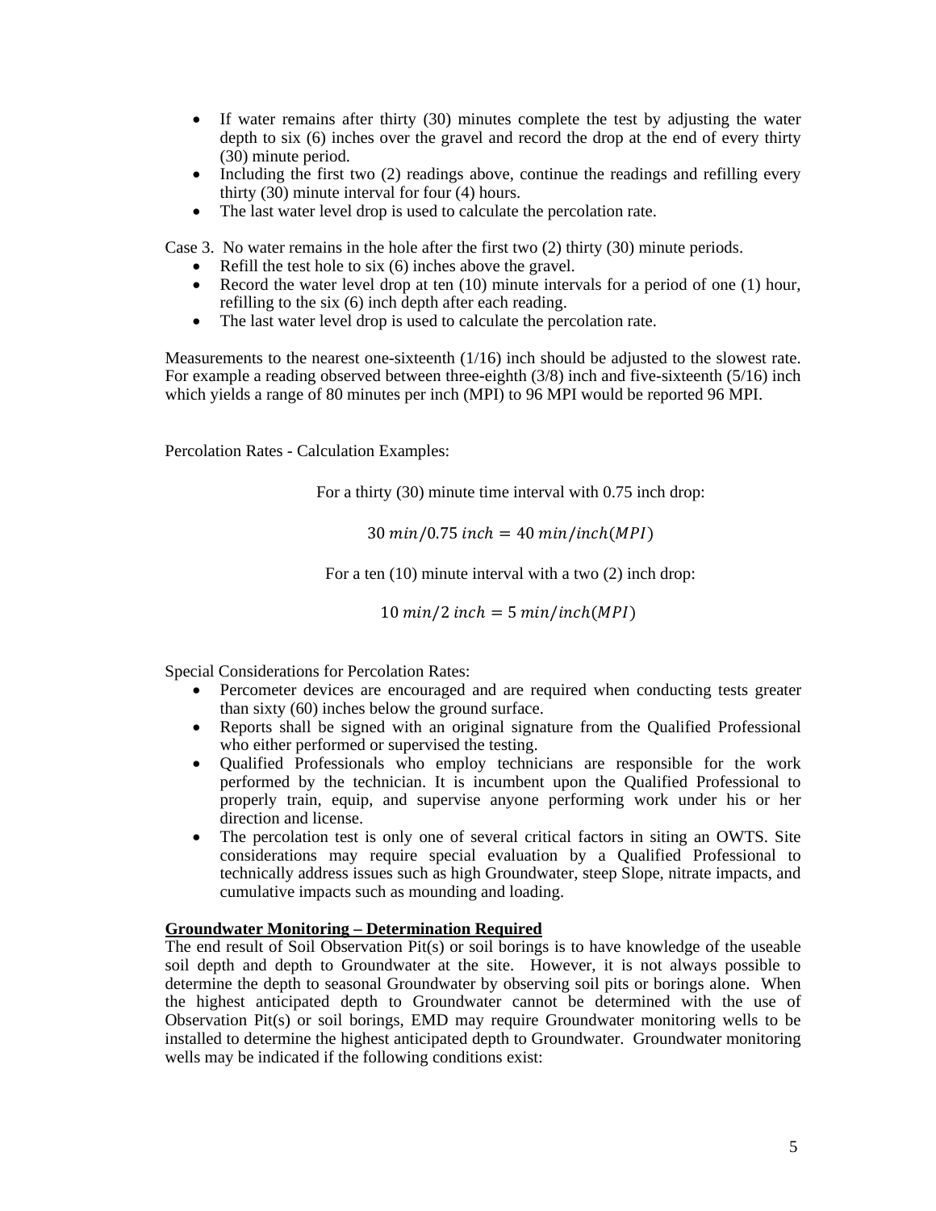- If water remains after thirty (30) minutes complete the test by adjusting the water depth to six (6) inches over the gravel and record the drop at the end of every thirty (30) minute period.
- Including the first two (2) readings above, continue the readings and refilling every thirty (30) minute interval for four (4) hours.
- The last water level drop is used to calculate the percolation rate.

Case 3. No water remains in the hole after the first two (2) thirty (30) minute periods.

- Refill the test hole to six (6) inches above the gravel.
- Record the water level drop at ten (10) minute intervals for a period of one (1) hour, refilling to the six (6) inch depth after each reading.
- The last water level drop is used to calculate the percolation rate.

Measurements to the nearest one-sixteenth (1/16) inch should be adjusted to the slowest rate. For example a reading observed between three-eighth (3/8) inch and five-sixteenth (5/16) inch which yields a range of 80 minutes per inch (MPI) to 96 MPI would be reported 96 MPI.

Percolation Rates - Calculation Examples:

For a thirty (30) minute time interval with 0.75 inch drop:

$$30\ min/0.75\ inch = 40\ min/inch(MPI)$$

For a ten (10) minute interval with a two (2) inch drop:

$$10\ min/2\ inch = 5\ min/inch(MPI)$$

Special Considerations for Percolation Rates:

- Percometer devices are encouraged and are required when conducting tests greater than sixty (60) inches below the ground surface.
- Reports shall be signed with an original signature from the Qualified Professional who either performed or supervised the testing.
- Qualified Professionals who employ technicians are responsible for the work performed by the technician. It is incumbent upon the Qualified Professional to properly train, equip, and supervise anyone performing work under his or her direction and license.
- The percolation test is only one of several critical factors in siting an OWTS. Site considerations may require special evaluation by a Qualified Professional to technically address issues such as high Groundwater, steep Slope, nitrate impacts, and cumulative impacts such as mounding and loading.

**Groundwater Monitoring – Determination Required**

The end result of Soil Observation Pit(s) or soil borings is to have knowledge of the useable soil depth and depth to Groundwater at the site. However, it is not always possible to determine the depth to seasonal Groundwater by observing soil pits or borings alone. When the highest anticipated depth to Groundwater cannot be determined with the use of Observation Pit(s) or soil borings, EMD may require Groundwater monitoring wells to be installed to determine the highest anticipated depth to Groundwater. Groundwater monitoring wells may be indicated if the following conditions exist: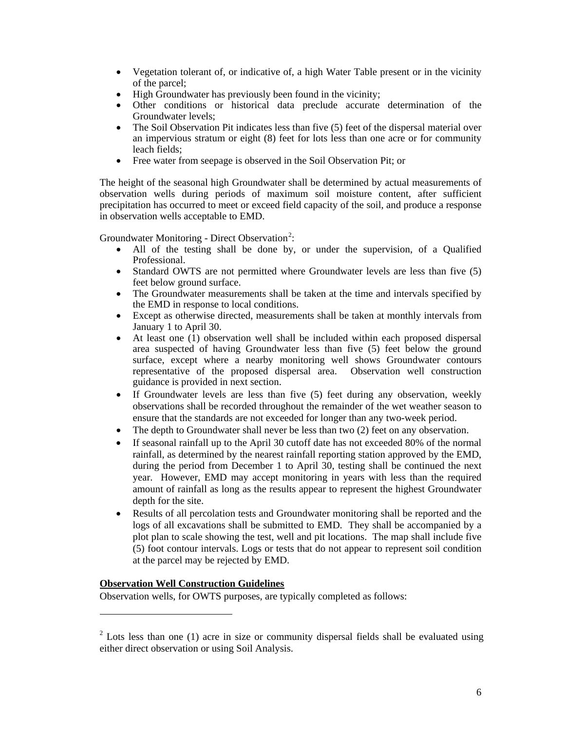- Vegetation tolerant of, or indicative of, a high Water Table present or in the vicinity of the parcel;
- High Groundwater has previously been found in the vicinity;
- Other conditions or historical data preclude accurate determination of the Groundwater levels;
- The Soil Observation Pit indicates less than five (5) feet of the dispersal material over an impervious stratum or eight (8) feet for lots less than one acre or for community leach fields;
- Free water from seepage is observed in the Soil Observation Pit; or

The height of the seasonal high Groundwater shall be determined by actual measurements of observation wells during periods of maximum soil moisture content, after sufficient precipitation has occurred to meet or exceed field capacity of the soil, and produce a response in observation wells acceptable to EMD.

Groundwater Monitoring - Direct Observation[2]:

- All of the testing shall be done by, or under the supervision, of a Qualified Professional.
- Standard OWTS are not permitted where Groundwater levels are less than five (5) feet below ground surface.
- The Groundwater measurements shall be taken at the time and intervals specified by the EMD in response to local conditions.
- Except as otherwise directed, measurements shall be taken at monthly intervals from January 1 to April 30.
- At least one (1) observation well shall be included within each proposed dispersal area suspected of having Groundwater less than five (5) feet below the ground surface, except where a nearby monitoring well shows Groundwater contours representative of the proposed dispersal area. Observation well construction guidance is provided in next section.
- If Groundwater levels are less than five (5) feet during any observation, weekly observations shall be recorded throughout the remainder of the wet weather season to ensure that the standards are not exceeded for longer than any two-week period.
- The depth to Groundwater shall never be less than two (2) feet on any observation.
- If seasonal rainfall up to the April 30 cutoff date has not exceeded 80% of the normal rainfall, as determined by the nearest rainfall reporting station approved by the EMD, during the period from December 1 to April 30, testing shall be continued the next year. However, EMD may accept monitoring in years with less than the required amount of rainfall as long as the results appear to represent the highest Groundwater depth for the site.
- Results of all percolation tests and Groundwater monitoring shall be reported and the logs of all excavations shall be submitted to EMD. They shall be accompanied by a plot plan to scale showing the test, well and pit locations. The map shall include five (5) foot contour intervals. Logs or tests that do not appear to represent soil condition at the parcel may be rejected by EMD.

**Observation Well Construction Guidelines**

Observation wells, for OWTS purposes, are typically completed as follows:

[2] Lots less than one (1) acre in size or community dispersal fields shall be evaluated using either direct observation or using Soil Analysis.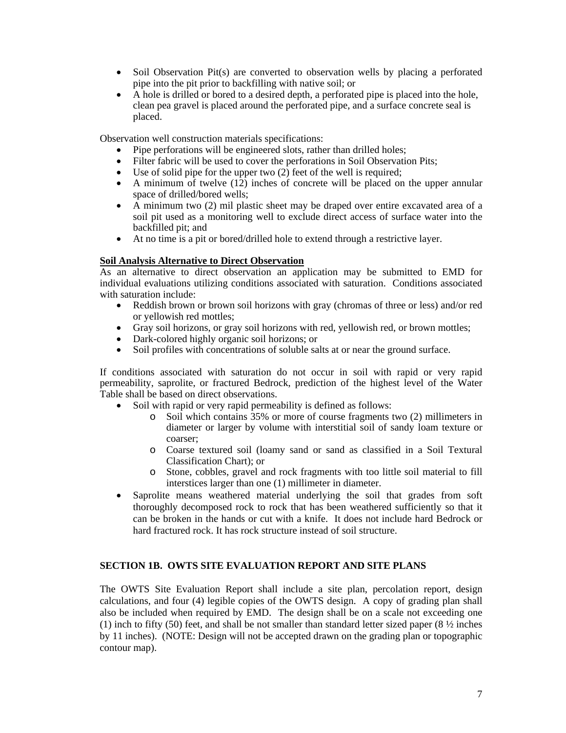- Soil Observation Pit(s) are converted to observation wells by placing a perforated pipe into the pit prior to backfilling with native soil; or
- A hole is drilled or bored to a desired depth, a perforated pipe is placed into the hole, clean pea gravel is placed around the perforated pipe, and a surface concrete seal is placed.

Observation well construction materials specifications:

- Pipe perforations will be engineered slots, rather than drilled holes;
- Filter fabric will be used to cover the perforations in Soil Observation Pits;
- Use of solid pipe for the upper two (2) feet of the well is required;
- A minimum of twelve (12) inches of concrete will be placed on the upper annular space of drilled/bored wells;
- A minimum two (2) mil plastic sheet may be draped over entire excavated area of a soil pit used as a monitoring well to exclude direct access of surface water into the backfilled pit; and
- At no time is a pit or bored/drilled hole to extend through a restrictive layer.

**Soil Analysis Alternative to Direct Observation**

As an alternative to direct observation an application may be submitted to EMD for individual evaluations utilizing conditions associated with saturation. Conditions associated with saturation include:

- Reddish brown or brown soil horizons with gray (chromas of three or less) and/or red or yellowish red mottles;
- Gray soil horizons, or gray soil horizons with red, yellowish red, or brown mottles;
- Dark-colored highly organic soil horizons; or
- Soil profiles with concentrations of soluble salts at or near the ground surface.

If conditions associated with saturation do not occur in soil with rapid or very rapid permeability, saprolite, or fractured Bedrock, prediction of the highest level of the Water Table shall be based on direct observations.

- Soil with rapid or very rapid permeability is defined as follows:
    - Soil which contains 35% or more of course fragments two (2) millimeters in diameter or larger by volume with interstitial soil of sandy loam texture or coarser;
    - Coarse textured soil (loamy sand or sand as classified in a Soil Textural Classification Chart); or
    - Stone, cobbles, gravel and rock fragments with too little soil material to fill interstices larger than one (1) millimeter in diameter.
- Saprolite means weathered material underlying the soil that grades from soft thoroughly decomposed rock to rock that has been weathered sufficiently so that it can be broken in the hands or cut with a knife. It does not include hard Bedrock or hard fractured rock. It has rock structure instead of soil structure.

## SECTION 1B. OWTS SITE EVALUATION REPORT AND SITE PLANS

The OWTS Site Evaluation Report shall include a site plan, percolation report, design calculations, and four (4) legible copies of the OWTS design. A copy of grading plan shall also be included when required by EMD. The design shall be on a scale not exceeding one (1) inch to fifty (50) feet, and shall be not smaller than standard letter sized paper (8 ½ inches by 11 inches). (NOTE: Design will not be accepted drawn on the grading plan or topographic contour map).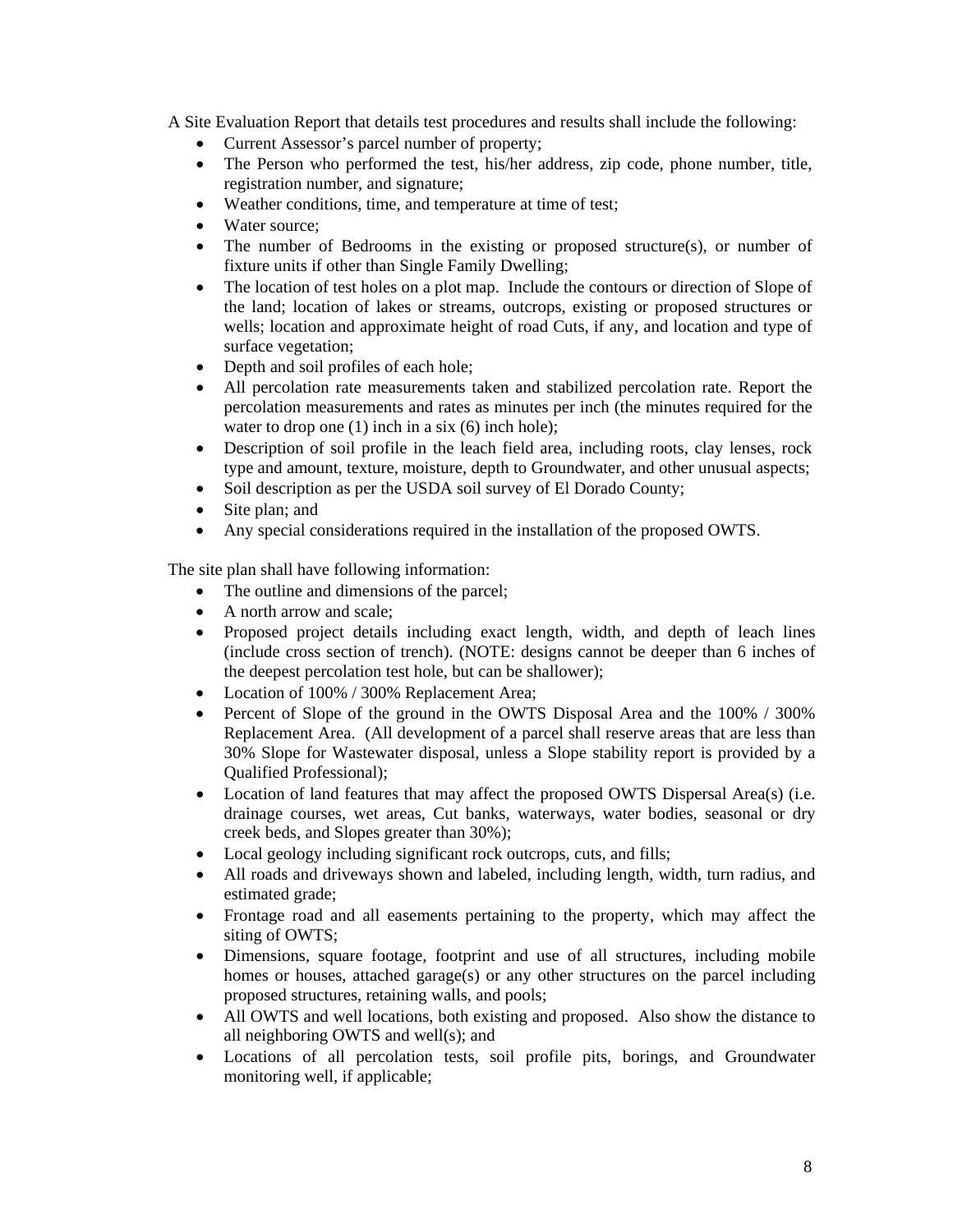A Site Evaluation Report that details test procedures and results shall include the following:

- Current Assessor's parcel number of property;
- The Person who performed the test, his/her address, zip code, phone number, title, registration number, and signature;
- Weather conditions, time, and temperature at time of test;
- Water source;
- The number of Bedrooms in the existing or proposed structure(s), or number of fixture units if other than Single Family Dwelling;
- The location of test holes on a plot map. Include the contours or direction of Slope of the land; location of lakes or streams, outcrops, existing or proposed structures or wells; location and approximate height of road Cuts, if any, and location and type of surface vegetation;
- Depth and soil profiles of each hole;
- All percolation rate measurements taken and stabilized percolation rate. Report the percolation measurements and rates as minutes per inch (the minutes required for the water to drop one (1) inch in a six (6) inch hole);
- Description of soil profile in the leach field area, including roots, clay lenses, rock type and amount, texture, moisture, depth to Groundwater, and other unusual aspects;
- Soil description as per the USDA soil survey of El Dorado County;
- Site plan; and
- Any special considerations required in the installation of the proposed OWTS.

The site plan shall have following information:

- The outline and dimensions of the parcel;
- A north arrow and scale;
- Proposed project details including exact length, width, and depth of leach lines (include cross section of trench). (NOTE: designs cannot be deeper than 6 inches of the deepest percolation test hole, but can be shallower);
- Location of 100% / 300% Replacement Area;
- Percent of Slope of the ground in the OWTS Disposal Area and the 100% / 300% Replacement Area. (All development of a parcel shall reserve areas that are less than 30% Slope for Wastewater disposal, unless a Slope stability report is provided by a Qualified Professional);
- Location of land features that may affect the proposed OWTS Dispersal Area(s) (i.e. drainage courses, wet areas, Cut banks, waterways, water bodies, seasonal or dry creek beds, and Slopes greater than 30%);
- Local geology including significant rock outcrops, cuts, and fills;
- All roads and driveways shown and labeled, including length, width, turn radius, and estimated grade;
- Frontage road and all easements pertaining to the property, which may affect the siting of OWTS;
- Dimensions, square footage, footprint and use of all structures, including mobile homes or houses, attached garage(s) or any other structures on the parcel including proposed structures, retaining walls, and pools;
- All OWTS and well locations, both existing and proposed. Also show the distance to all neighboring OWTS and well(s); and
- Locations of all percolation tests, soil profile pits, borings, and Groundwater monitoring well, if applicable;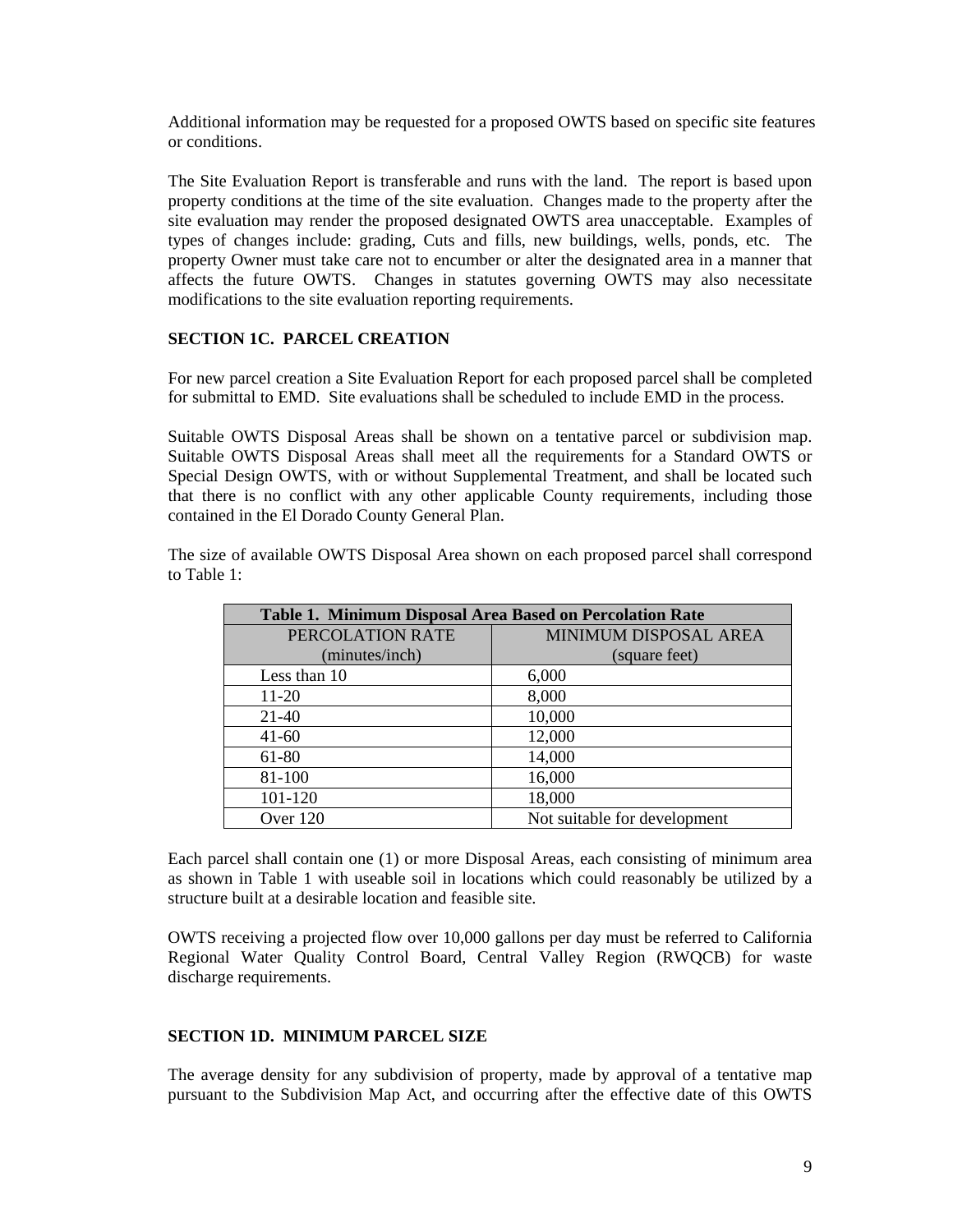Additional information may be requested for a proposed OWTS based on specific site features or conditions.

The Site Evaluation Report is transferable and runs with the land. The report is based upon property conditions at the time of the site evaluation. Changes made to the property after the site evaluation may render the proposed designated OWTS area unacceptable. Examples of types of changes include: grading, Cuts and fills, new buildings, wells, ponds, etc. The property Owner must take care not to encumber or alter the designated area in a manner that affects the future OWTS. Changes in statutes governing OWTS may also necessitate modifications to the site evaluation reporting requirements.

**SECTION 1C. PARCEL CREATION**

For new parcel creation a Site Evaluation Report for each proposed parcel shall be completed for submittal to EMD. Site evaluations shall be scheduled to include EMD in the process.

Suitable OWTS Disposal Areas shall be shown on a tentative parcel or subdivision map. Suitable OWTS Disposal Areas shall meet all the requirements for a Standard OWTS or Special Design OWTS, with or without Supplemental Treatment, and shall be located such that there is no conflict with any other applicable County requirements, including those contained in the El Dorado County General Plan.

The size of available OWTS Disposal Area shown on each proposed parcel shall correspond to Table 1:

| **Table 1. Minimum Disposal Area Based on Percolation Rate** | |
|---|---|
| PERCOLATION RATE (minutes/inch) | MINIMUM DISPOSAL AREA (square feet) |
| Less than 10 | 6,000 |
| 11-20 | 8,000 |
| 21-40 | 10,000 |
| 41-60 | 12,000 |
| 61-80 | 14,000 |
| 81-100 | 16,000 |
| 101-120 | 18,000 |
| Over 120 | Not suitable for development |

Each parcel shall contain one (1) or more Disposal Areas, each consisting of minimum area as shown in Table 1 with useable soil in locations which could reasonably be utilized by a structure built at a desirable location and feasible site.

OWTS receiving a projected flow over 10,000 gallons per day must be referred to California Regional Water Quality Control Board, Central Valley Region (RWQCB) for waste discharge requirements.

**SECTION 1D. MINIMUM PARCEL SIZE**

The average density for any subdivision of property, made by approval of a tentative map pursuant to the Subdivision Map Act, and occurring after the effective date of this OWTS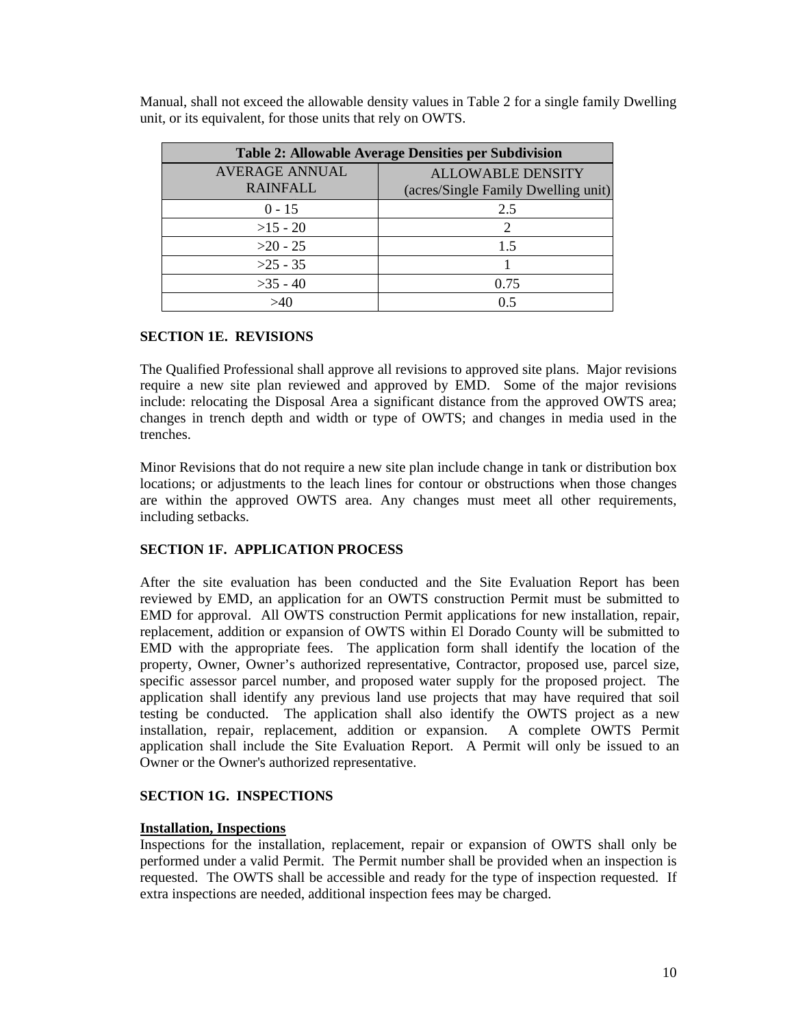Manual, shall not exceed the allowable density values in Table 2 for a single family Dwelling unit, or its equivalent, for those units that rely on OWTS.

| Table 2: Allowable Average Densities per Subdivision | |
|---|---|
| AVERAGE ANNUAL RAINFALL | ALLOWABLE DENSITY (acres/Single Family Dwelling unit) |
| 0 - 15 | 2.5 |
| >15 - 20 | 2 |
| >20 - 25 | 1.5 |
| >25 - 35 | 1 |
| >35 - 40 | 0.75 |
| >40 | 0.5 |

**SECTION 1E. REVISIONS**

The Qualified Professional shall approve all revisions to approved site plans. Major revisions require a new site plan reviewed and approved by EMD. Some of the major revisions include: relocating the Disposal Area a significant distance from the approved OWTS area; changes in trench depth and width or type of OWTS; and changes in media used in the trenches.

Minor Revisions that do not require a new site plan include change in tank or distribution box locations; or adjustments to the leach lines for contour or obstructions when those changes are within the approved OWTS area. Any changes must meet all other requirements, including setbacks.

**SECTION 1F. APPLICATION PROCESS**

After the site evaluation has been conducted and the Site Evaluation Report has been reviewed by EMD, an application for an OWTS construction Permit must be submitted to EMD for approval. All OWTS construction Permit applications for new installation, repair, replacement, addition or expansion of OWTS within El Dorado County will be submitted to EMD with the appropriate fees. The application form shall identify the location of the property, Owner, Owner's authorized representative, Contractor, proposed use, parcel size, specific assessor parcel number, and proposed water supply for the proposed project. The application shall identify any previous land use projects that may have required that soil testing be conducted. The application shall also identify the OWTS project as a new installation, repair, replacement, addition or expansion. A complete OWTS Permit application shall include the Site Evaluation Report. A Permit will only be issued to an Owner or the Owner's authorized representative.

**SECTION 1G. INSPECTIONS**

**Installation, Inspections**

Inspections for the installation, replacement, repair or expansion of OWTS shall only be performed under a valid Permit. The Permit number shall be provided when an inspection is requested. The OWTS shall be accessible and ready for the type of inspection requested. If extra inspections are needed, additional inspection fees may be charged.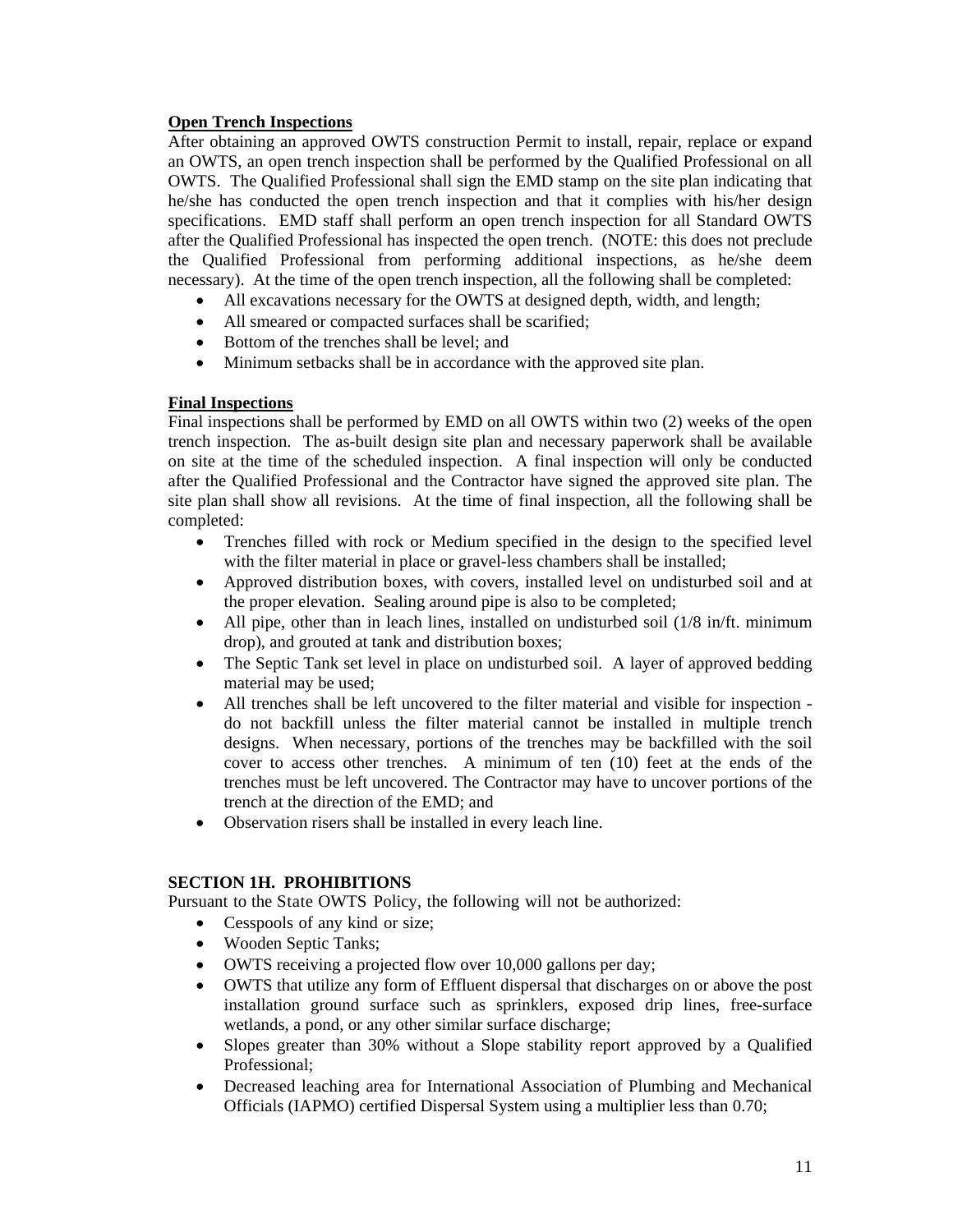**Open Trench Inspections**

After obtaining an approved OWTS construction Permit to install, repair, replace or expand an OWTS, an open trench inspection shall be performed by the Qualified Professional on all OWTS. The Qualified Professional shall sign the EMD stamp on the site plan indicating that he/she has conducted the open trench inspection and that it complies with his/her design specifications. EMD staff shall perform an open trench inspection for all Standard OWTS after the Qualified Professional has inspected the open trench. (NOTE: this does not preclude the Qualified Professional from performing additional inspections, as he/she deem necessary). At the time of the open trench inspection, all the following shall be completed:

- All excavations necessary for the OWTS at designed depth, width, and length;
- All smeared or compacted surfaces shall be scarified;
- Bottom of the trenches shall be level; and
- Minimum setbacks shall be in accordance with the approved site plan.

**Final Inspections**

Final inspections shall be performed by EMD on all OWTS within two (2) weeks of the open trench inspection. The as-built design site plan and necessary paperwork shall be available on site at the time of the scheduled inspection. A final inspection will only be conducted after the Qualified Professional and the Contractor have signed the approved site plan. The site plan shall show all revisions. At the time of final inspection, all the following shall be completed:

- Trenches filled with rock or Medium specified in the design to the specified level with the filter material in place or gravel-less chambers shall be installed;
- Approved distribution boxes, with covers, installed level on undisturbed soil and at the proper elevation. Sealing around pipe is also to be completed;
- All pipe, other than in leach lines, installed on undisturbed soil (1/8 in/ft. minimum drop), and grouted at tank and distribution boxes;
- The Septic Tank set level in place on undisturbed soil. A layer of approved bedding material may be used;
- All trenches shall be left uncovered to the filter material and visible for inspection - do not backfill unless the filter material cannot be installed in multiple trench designs. When necessary, portions of the trenches may be backfilled with the soil cover to access other trenches. A minimum of ten (10) feet at the ends of the trenches must be left uncovered. The Contractor may have to uncover portions of the trench at the direction of the EMD; and
- Observation risers shall be installed in every leach line.

**SECTION 1H. PROHIBITIONS**

Pursuant to the State OWTS Policy, the following will not be authorized:

- Cesspools of any kind or size;
- Wooden Septic Tanks;
- OWTS receiving a projected flow over 10,000 gallons per day;
- OWTS that utilize any form of Effluent dispersal that discharges on or above the post installation ground surface such as sprinklers, exposed drip lines, free-surface wetlands, a pond, or any other similar surface discharge;
- Slopes greater than 30% without a Slope stability report approved by a Qualified Professional;
- Decreased leaching area for International Association of Plumbing and Mechanical Officials (IAPMO) certified Dispersal System using a multiplier less than 0.70;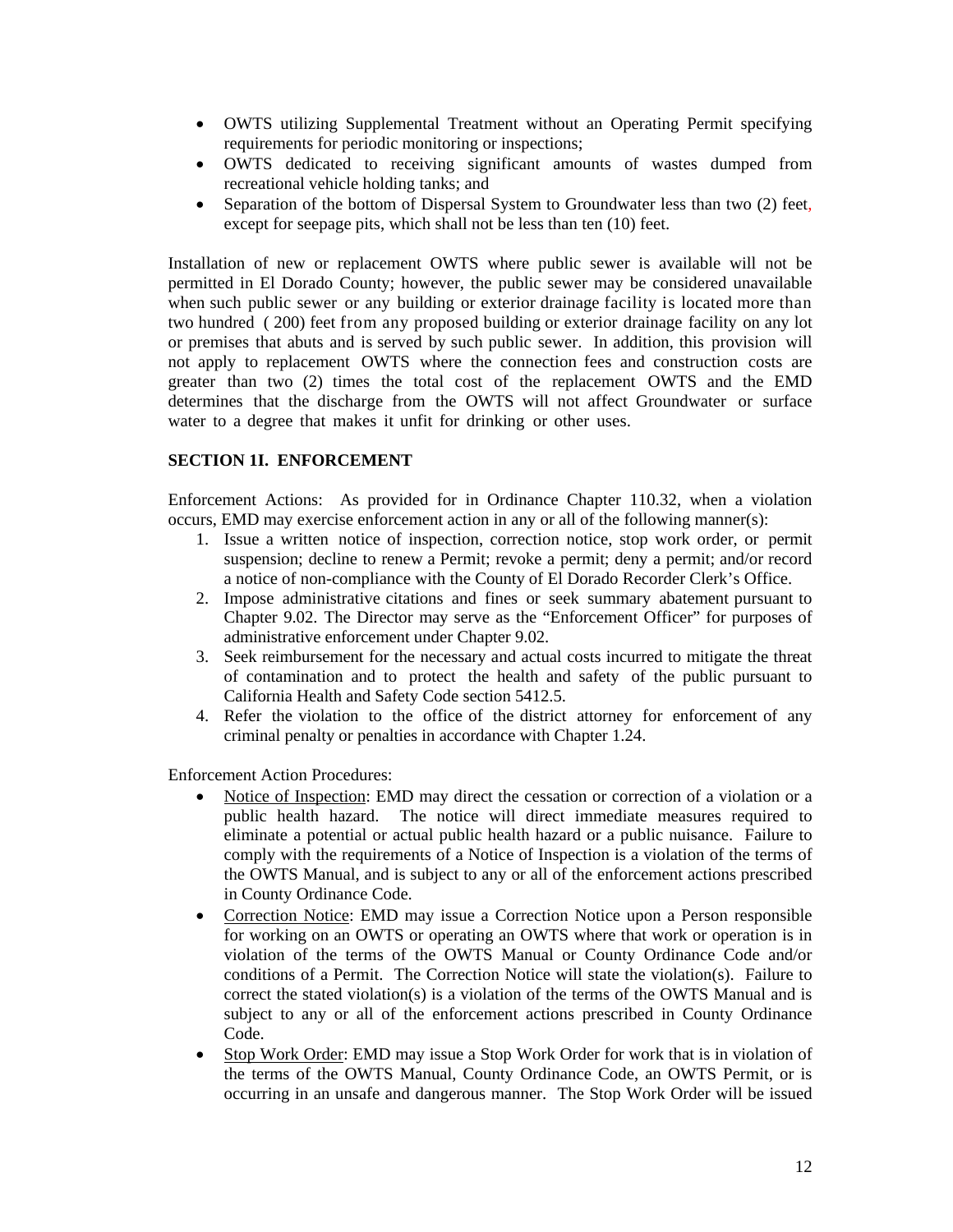- OWTS utilizing Supplemental Treatment without an Operating Permit specifying requirements for periodic monitoring or inspections;
- OWTS dedicated to receiving significant amounts of wastes dumped from recreational vehicle holding tanks; and
- Separation of the bottom of Dispersal System to Groundwater less than two (2) feet, except for seepage pits, which shall not be less than ten (10) feet.

Installation of new or replacement OWTS where public sewer is available will not be permitted in El Dorado County; however, the public sewer may be considered unavailable when such public sewer or any building or exterior drainage facility is located more than two hundred ( 200) feet from any proposed building or exterior drainage facility on any lot or premises that abuts and is served by such public sewer. In addition, this provision will not apply to replacement OWTS where the connection fees and construction costs are greater than two (2) times the total cost of the replacement OWTS and the EMD determines that the discharge from the OWTS will not affect Groundwater or surface water to a degree that makes it unfit for drinking or other uses.

**SECTION 1I. ENFORCEMENT**

Enforcement Actions: As provided for in Ordinance Chapter 110.32, when a violation occurs, EMD may exercise enforcement action in any or all of the following manner(s):

1. Issue a written notice of inspection, correction notice, stop work order, or permit suspension; decline to renew a Permit; revoke a permit; deny a permit; and/or record a notice of non-compliance with the County of El Dorado Recorder Clerk's Office.
2. Impose administrative citations and fines or seek summary abatement pursuant to Chapter 9.02. The Director may serve as the "Enforcement Officer" for purposes of administrative enforcement under Chapter 9.02.
3. Seek reimbursement for the necessary and actual costs incurred to mitigate the threat of contamination and to protect the health and safety of the public pursuant to California Health and Safety Code section 5412.5.
4. Refer the violation to the office of the district attorney for enforcement of any criminal penalty or penalties in accordance with Chapter 1.24.

Enforcement Action Procedures:

- Notice of Inspection: EMD may direct the cessation or correction of a violation or a public health hazard. The notice will direct immediate measures required to eliminate a potential or actual public health hazard or a public nuisance. Failure to comply with the requirements of a Notice of Inspection is a violation of the terms of the OWTS Manual, and is subject to any or all of the enforcement actions prescribed in County Ordinance Code.
- Correction Notice: EMD may issue a Correction Notice upon a Person responsible for working on an OWTS or operating an OWTS where that work or operation is in violation of the terms of the OWTS Manual or County Ordinance Code and/or conditions of a Permit. The Correction Notice will state the violation(s). Failure to correct the stated violation(s) is a violation of the terms of the OWTS Manual and is subject to any or all of the enforcement actions prescribed in County Ordinance Code.
- Stop Work Order: EMD may issue a Stop Work Order for work that is in violation of the terms of the OWTS Manual, County Ordinance Code, an OWTS Permit, or is occurring in an unsafe and dangerous manner. The Stop Work Order will be issued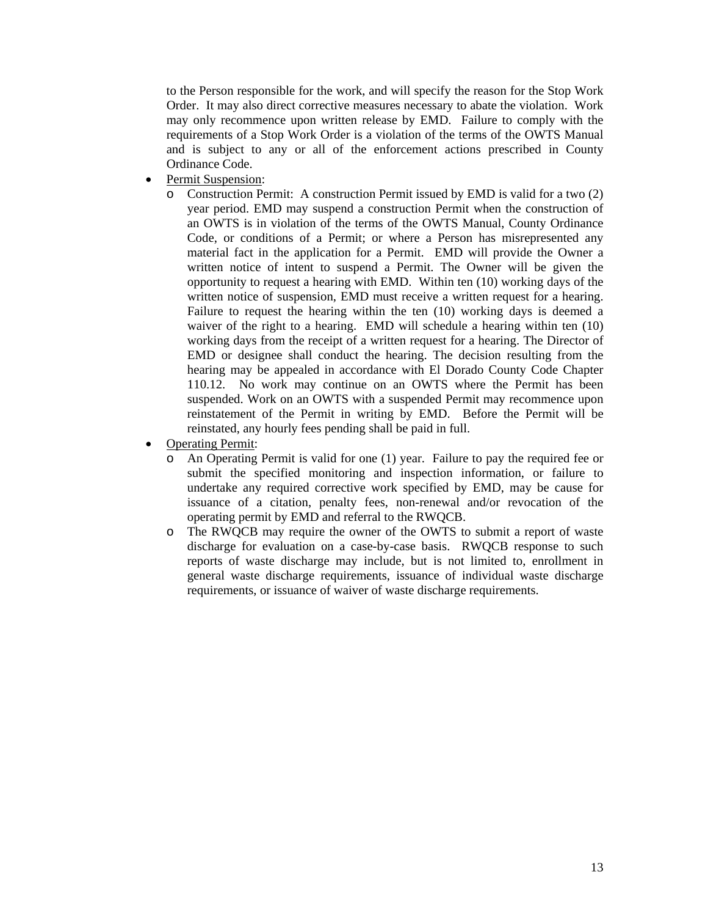to the Person responsible for the work, and will specify the reason for the Stop Work Order. It may also direct corrective measures necessary to abate the violation. Work may only recommence upon written release by EMD. Failure to comply with the requirements of a Stop Work Order is a violation of the terms of the OWTS Manual and is subject to any or all of the enforcement actions prescribed in County Ordinance Code.

- Permit Suspension:
  - Construction Permit: A construction Permit issued by EMD is valid for a two (2) year period. EMD may suspend a construction Permit when the construction of an OWTS is in violation of the terms of the OWTS Manual, County Ordinance Code, or conditions of a Permit; or where a Person has misrepresented any material fact in the application for a Permit. EMD will provide the Owner a written notice of intent to suspend a Permit. The Owner will be given the opportunity to request a hearing with EMD. Within ten (10) working days of the written notice of suspension, EMD must receive a written request for a hearing. Failure to request the hearing within the ten (10) working days is deemed a waiver of the right to a hearing. EMD will schedule a hearing within ten (10) working days from the receipt of a written request for a hearing. The Director of EMD or designee shall conduct the hearing. The decision resulting from the hearing may be appealed in accordance with El Dorado County Code Chapter 110.12. No work may continue on an OWTS where the Permit has been suspended. Work on an OWTS with a suspended Permit may recommence upon reinstatement of the Permit in writing by EMD. Before the Permit will be reinstated, any hourly fees pending shall be paid in full.
- Operating Permit:
  - An Operating Permit is valid for one (1) year. Failure to pay the required fee or submit the specified monitoring and inspection information, or failure to undertake any required corrective work specified by EMD, may be cause for issuance of a citation, penalty fees, non-renewal and/or revocation of the operating permit by EMD and referral to the RWQCB.
  - The RWQCB may require the owner of the OWTS to submit a report of waste discharge for evaluation on a case-by-case basis. RWQCB response to such reports of waste discharge may include, but is not limited to, enrollment in general waste discharge requirements, issuance of individual waste discharge requirements, or issuance of waiver of waste discharge requirements.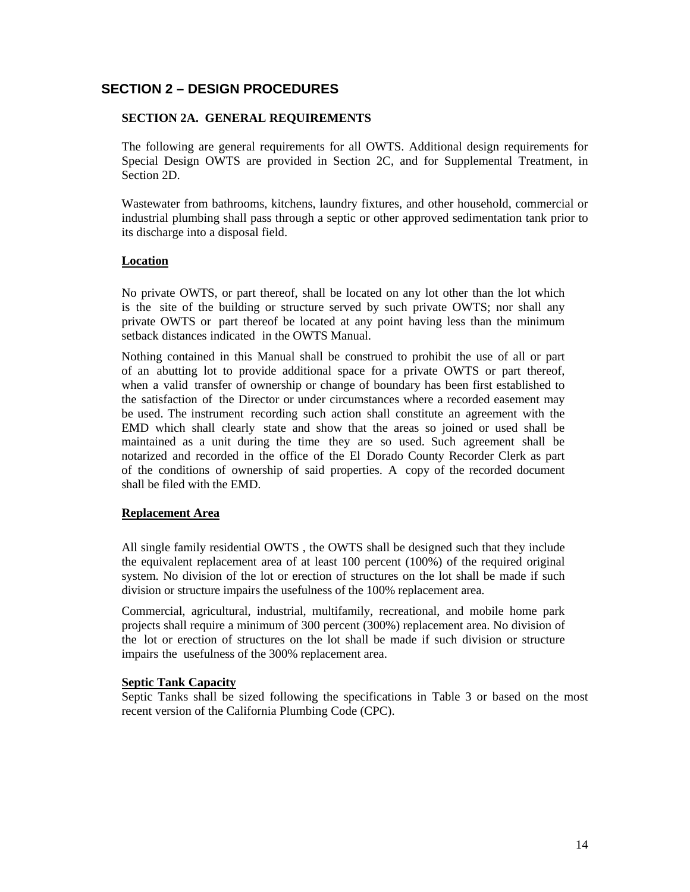# SECTION 2 – DESIGN PROCEDURES

## SECTION 2A. GENERAL REQUIREMENTS

The following are general requirements for all OWTS. Additional design requirements for Special Design OWTS are provided in Section 2C, and for Supplemental Treatment, in Section 2D.

Wastewater from bathrooms, kitchens, laundry fixtures, and other household, commercial or industrial plumbing shall pass through a septic or other approved sedimentation tank prior to its discharge into a disposal field.

### Location

No private OWTS, or part thereof, shall be located on any lot other than the lot which is the site of the building or structure served by such private OWTS; nor shall any private OWTS or part thereof be located at any point having less than the minimum setback distances indicated in the OWTS Manual.

Nothing contained in this Manual shall be construed to prohibit the use of all or part of an abutting lot to provide additional space for a private OWTS or part thereof, when a valid transfer of ownership or change of boundary has been first established to the satisfaction of the Director or under circumstances where a recorded easement may be used. The instrument recording such action shall constitute an agreement with the EMD which shall clearly state and show that the areas so joined or used shall be maintained as a unit during the time they are so used. Such agreement shall be notarized and recorded in the office of the El Dorado County Recorder Clerk as part of the conditions of ownership of said properties. A copy of the recorded document shall be filed with the EMD.

### Replacement Area

All single family residential OWTS , the OWTS shall be designed such that they include the equivalent replacement area of at least 100 percent (100%) of the required original system. No division of the lot or erection of structures on the lot shall be made if such division or structure impairs the usefulness of the 100% replacement area.

Commercial, agricultural, industrial, multifamily, recreational, and mobile home park projects shall require a minimum of 300 percent (300%) replacement area. No division of the lot or erection of structures on the lot shall be made if such division or structure impairs the usefulness of the 300% replacement area.

### Septic Tank Capacity

Septic Tanks shall be sized following the specifications in Table 3 or based on the most recent version of the California Plumbing Code (CPC).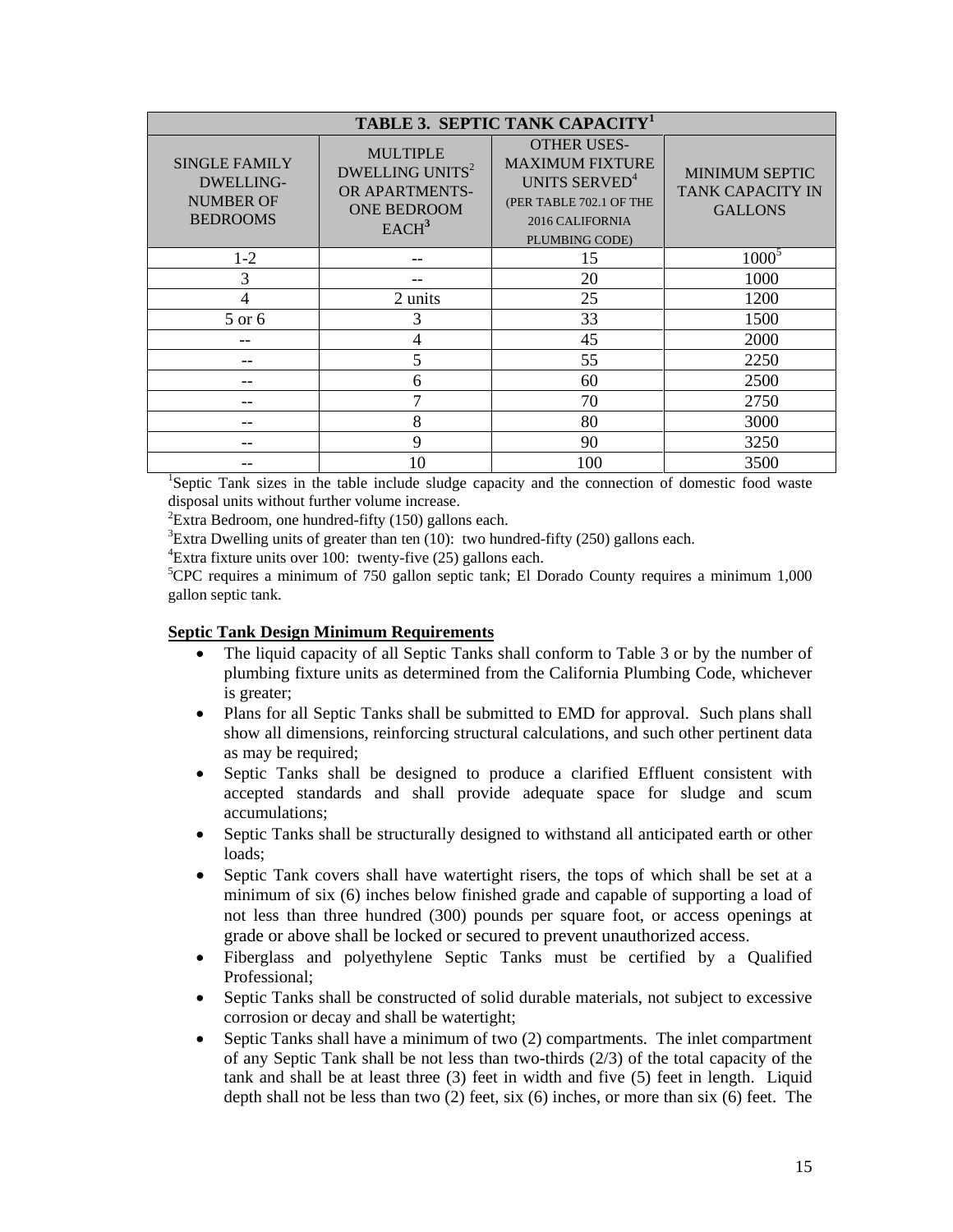| TABLE 3. SEPTIC TANK CAPACITY[1] | | | |
|---|---|---|---|
| SINGLE FAMILY DWELLING- NUMBER OF BEDROOMS | MULTIPLE DWELLING UNITS[2] OR APARTMENTS- ONE BEDROOM EACH[3] | OTHER USES- MAXIMUM FIXTURE UNITS SERVED[4] (PER TABLE 702.1 OF THE 2016 CALIFORNIA PLUMBING CODE) | MINIMUM SEPTIC TANK CAPACITY IN GALLONS |
| 1-2 | -- | 15 | 1000[5] |
| 3 | -- | 20 | 1000 |
| 4 | 2 units | 25 | 1200 |
| 5 or 6 | 3 | 33 | 1500 |
| -- | 4 | 45 | 2000 |
| -- | 5 | 55 | 2250 |
| -- | 6 | 60 | 2500 |
| -- | 7 | 70 | 2750 |
| -- | 8 | 80 | 3000 |
| -- | 9 | 90 | 3250 |
| -- | 10 | 100 | 3500 |

[1]Septic Tank sizes in the table include sludge capacity and the connection of domestic food waste disposal units without further volume increase.
[2]Extra Bedroom, one hundred-fifty (150) gallons each.
[3]Extra Dwelling units of greater than ten (10): two hundred-fifty (250) gallons each.
[4]Extra fixture units over 100: twenty-five (25) gallons each.
[5]CPC requires a minimum of 750 gallon septic tank; El Dorado County requires a minimum 1,000 gallon septic tank.

**Septic Tank Design Minimum Requirements**

- The liquid capacity of all Septic Tanks shall conform to Table 3 or by the number of plumbing fixture units as determined from the California Plumbing Code, whichever is greater;
- Plans for all Septic Tanks shall be submitted to EMD for approval. Such plans shall show all dimensions, reinforcing structural calculations, and such other pertinent data as may be required;
- Septic Tanks shall be designed to produce a clarified Effluent consistent with accepted standards and shall provide adequate space for sludge and scum accumulations;
- Septic Tanks shall be structurally designed to withstand all anticipated earth or other loads;
- Septic Tank covers shall have watertight risers, the tops of which shall be set at a minimum of six (6) inches below finished grade and capable of supporting a load of not less than three hundred (300) pounds per square foot, or access openings at grade or above shall be locked or secured to prevent unauthorized access.
- Fiberglass and polyethylene Septic Tanks must be certified by a Qualified Professional;
- Septic Tanks shall be constructed of solid durable materials, not subject to excessive corrosion or decay and shall be watertight;
- Septic Tanks shall have a minimum of two (2) compartments. The inlet compartment of any Septic Tank shall be not less than two-thirds (2/3) of the total capacity of the tank and shall be at least three (3) feet in width and five (5) feet in length. Liquid depth shall not be less than two (2) feet, six (6) inches, or more than six (6) feet. The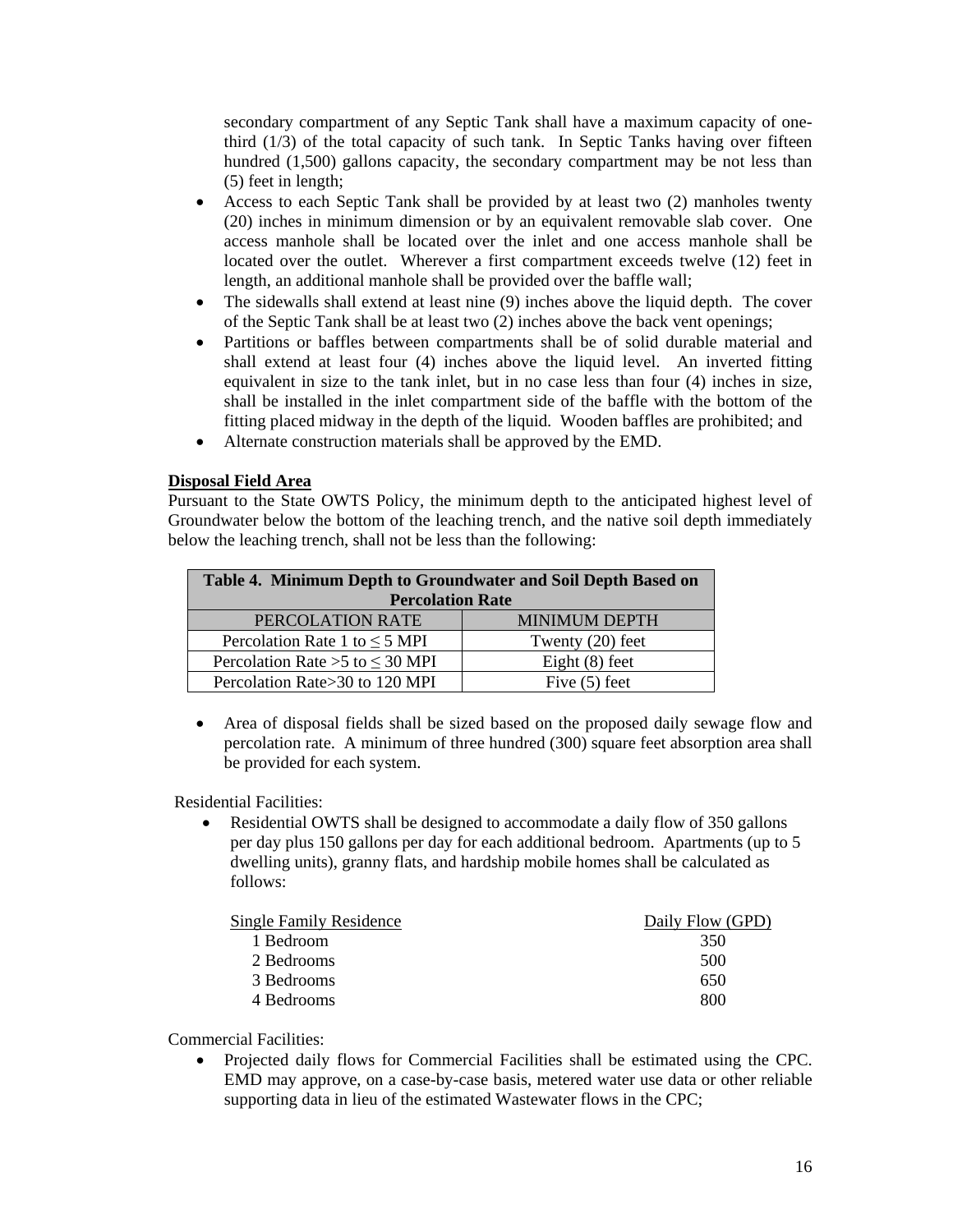secondary compartment of any Septic Tank shall have a maximum capacity of one-third (1/3) of the total capacity of such tank. In Septic Tanks having over fifteen hundred (1,500) gallons capacity, the secondary compartment may be not less than (5) feet in length;

- Access to each Septic Tank shall be provided by at least two (2) manholes twenty (20) inches in minimum dimension or by an equivalent removable slab cover. One access manhole shall be located over the inlet and one access manhole shall be located over the outlet. Wherever a first compartment exceeds twelve (12) feet in length, an additional manhole shall be provided over the baffle wall;
- The sidewalls shall extend at least nine (9) inches above the liquid depth. The cover of the Septic Tank shall be at least two (2) inches above the back vent openings;
- Partitions or baffles between compartments shall be of solid durable material and shall extend at least four (4) inches above the liquid level. An inverted fitting equivalent in size to the tank inlet, but in no case less than four (4) inches in size, shall be installed in the inlet compartment side of the baffle with the bottom of the fitting placed midway in the depth of the liquid. Wooden baffles are prohibited; and
- Alternate construction materials shall be approved by the EMD.

**Disposal Field Area**

Pursuant to the State OWTS Policy, the minimum depth to the anticipated highest level of Groundwater below the bottom of the leaching trench, and the native soil depth immediately below the leaching trench, shall not be less than the following:

**Table 4. Minimum Depth to Groundwater and Soil Depth Based on Percolation Rate**

| PERCOLATION RATE | MINIMUM DEPTH |
|---|---|
| Percolation Rate 1 to ≤ 5 MPI | Twenty (20) feet |
| Percolation Rate >5 to ≤ 30 MPI | Eight (8) feet |
| Percolation Rate>30 to 120 MPI | Five (5) feet |

- Area of disposal fields shall be sized based on the proposed daily sewage flow and percolation rate. A minimum of three hundred (300) square feet absorption area shall be provided for each system.

Residential Facilities:

- Residential OWTS shall be designed to accommodate a daily flow of 350 gallons per day plus 150 gallons per day for each additional bedroom. Apartments (up to 5 dwelling units), granny flats, and hardship mobile homes shall be calculated as follows:

| Single Family Residence | Daily Flow (GPD) |
|---|---|
| 1 Bedroom | 350 |
| 2 Bedrooms | 500 |
| 3 Bedrooms | 650 |
| 4 Bedrooms | 800 |

Commercial Facilities:

- Projected daily flows for Commercial Facilities shall be estimated using the CPC. EMD may approve, on a case-by-case basis, metered water use data or other reliable supporting data in lieu of the estimated Wastewater flows in the CPC;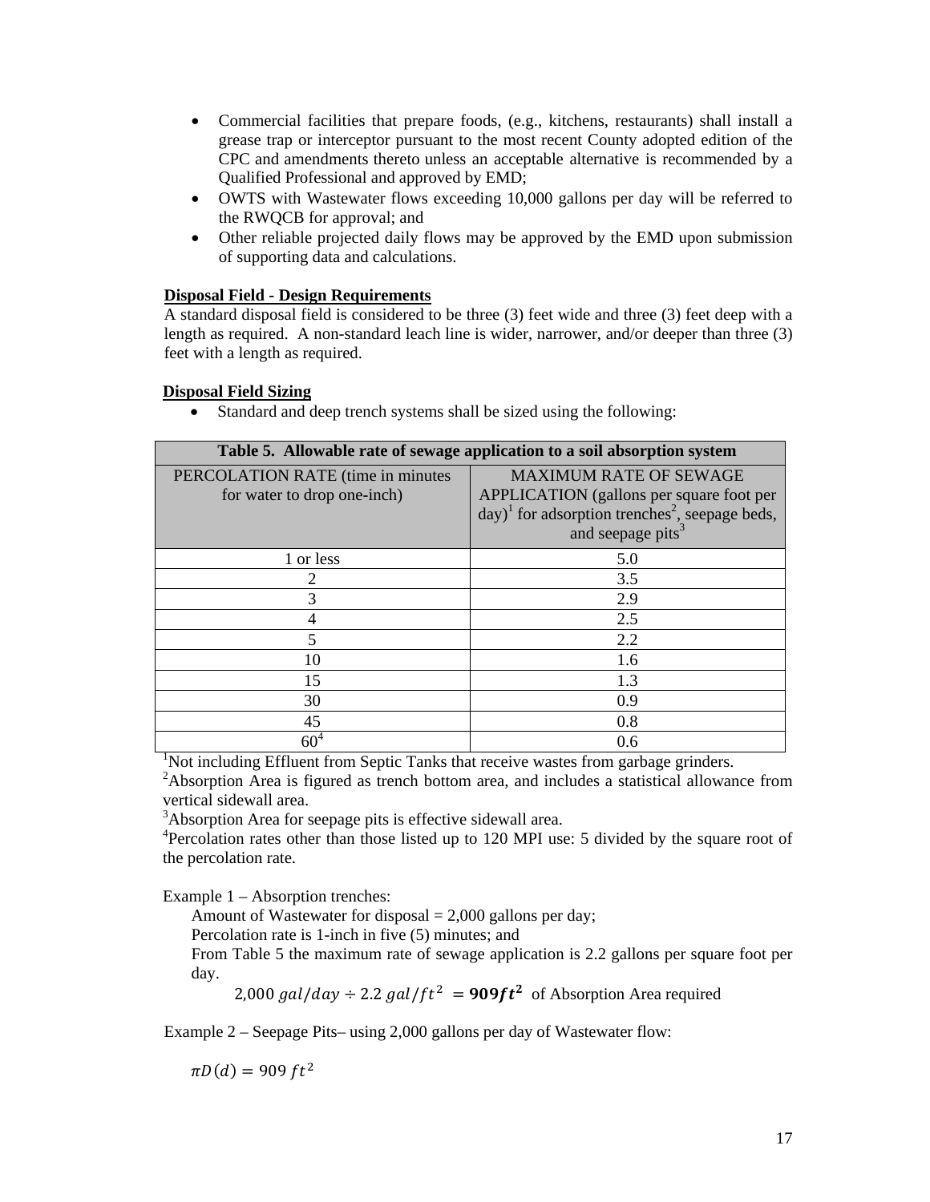- Commercial facilities that prepare foods, (e.g., kitchens, restaurants) shall install a grease trap or interceptor pursuant to the most recent County adopted edition of the CPC and amendments thereto unless an acceptable alternative is recommended by a Qualified Professional and approved by EMD;
- OWTS with Wastewater flows exceeding 10,000 gallons per day will be referred to the RWQCB for approval; and
- Other reliable projected daily flows may be approved by the EMD upon submission of supporting data and calculations.

**Disposal Field - Design Requirements**

A standard disposal field is considered to be three (3) feet wide and three (3) feet deep with a length as required. A non-standard leach line is wider, narrower, and/or deeper than three (3) feet with a length as required.

**Disposal Field Sizing**

- Standard and deep trench systems shall be sized using the following:

**Table 5. Allowable rate of sewage application to a soil absorption system**

| PERCOLATION RATE (time in minutes for water to drop one-inch) | MAXIMUM RATE OF SEWAGE APPLICATION (gallons per square foot per day)[1] for adsorption trenches[2], seepage beds, and seepage pits[3] |
|---|---|
| 1 or less | 5.0 |
| 2 | 3.5 |
| 3 | 2.9 |
| 4 | 2.5 |
| 5 | 2.2 |
| 10 | 1.6 |
| 15 | 1.3 |
| 30 | 0.9 |
| 45 | 0.8 |
| 60[4] | 0.6 |

[1]Not including Effluent from Septic Tanks that receive wastes from garbage grinders.
[2]Absorption Area is figured as trench bottom area, and includes a statistical allowance from vertical sidewall area.
[3]Absorption Area for seepage pits is effective sidewall area.
[4]Percolation rates other than those listed up to 120 MPI use: 5 divided by the square root of the percolation rate.

Example 1 – Absorption trenches:

Amount of Wastewater for disposal = 2,000 gallons per day;
Percolation rate is 1-inch in five (5) minutes; and
From Table 5 the maximum rate of sewage application is 2.2 gallons per square foot per day.

$2{,}000\ gal/day \div 2.2\ gal/ft^2 = \mathbf{909 ft^2}$ of Absorption Area required

Example 2 – Seepage Pits– using 2,000 gallons per day of Wastewater flow:

$\pi D(d) = 909\ ft^2$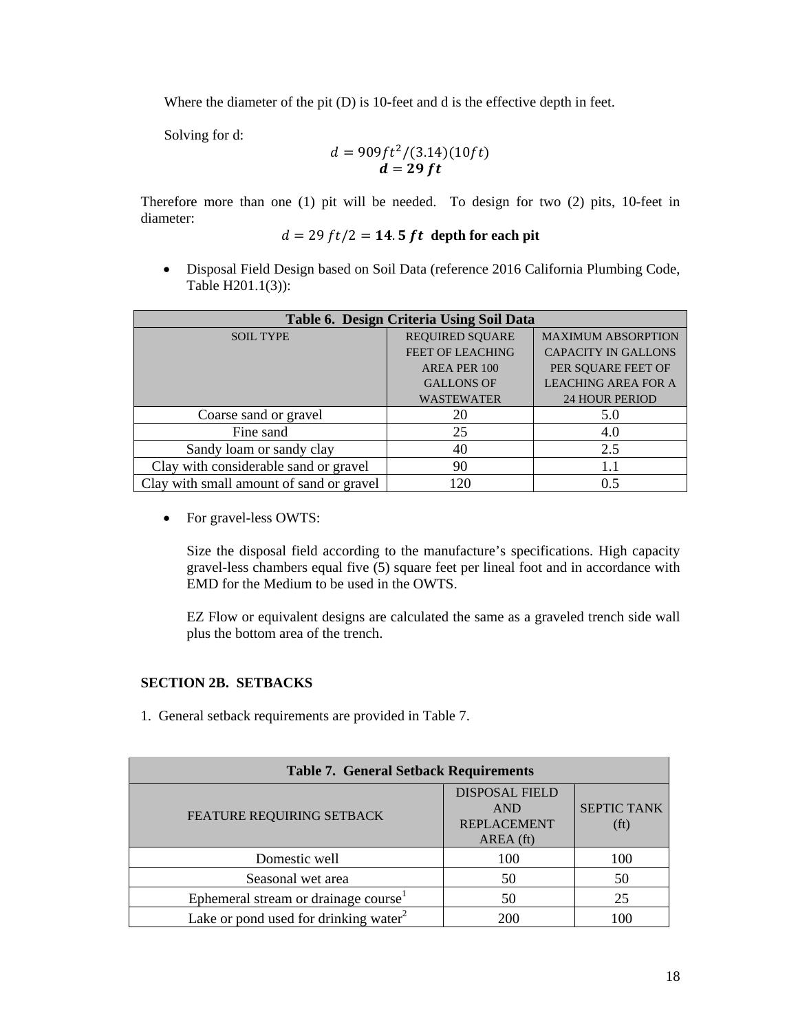Where the diameter of the pit (D) is 10-feet and d is the effective depth in feet.

Solving for d:

$$d = 909ft^2/(3.14)(10ft)$$
$$\boldsymbol{d = 29\ ft}$$

Therefore more than one (1) pit will be needed. To design for two (2) pits, 10-feet in diameter:

$$d = 29\ ft/2 = \mathbf{14.5\ ft} \text{ depth for each pit}$$

- Disposal Field Design based on Soil Data (reference 2016 California Plumbing Code, Table H201.1(3)):

| Table 6. Design Criteria Using Soil Data | | |
|---|---|---|
| SOIL TYPE | REQUIRED SQUARE FEET OF LEACHING AREA PER 100 GALLONS OF WASTEWATER | MAXIMUM ABSORPTION CAPACITY IN GALLONS PER SQUARE FEET OF LEACHING AREA FOR A 24 HOUR PERIOD |
| Coarse sand or gravel | 20 | 5.0 |
| Fine sand | 25 | 4.0 |
| Sandy loam or sandy clay | 40 | 2.5 |
| Clay with considerable sand or gravel | 90 | 1.1 |
| Clay with small amount of sand or gravel | 120 | 0.5 |

- For gravel-less OWTS:

  Size the disposal field according to the manufacture's specifications. High capacity gravel-less chambers equal five (5) square feet per lineal foot and in accordance with EMD for the Medium to be used in the OWTS.

  EZ Flow or equivalent designs are calculated the same as a graveled trench side wall plus the bottom area of the trench.

**SECTION 2B. SETBACKS**

1. General setback requirements are provided in Table 7.

| Table 7. General Setback Requirements | | |
|---|---|---|
| FEATURE REQUIRING SETBACK | DISPOSAL FIELD AND REPLACEMENT AREA (ft) | SEPTIC TANK (ft) |
| Domestic well | 100 | 100 |
| Seasonal wet area | 50 | 50 |
| Ephemeral stream or drainage course[1] | 50 | 25 |
| Lake or pond used for drinking water[2] | 200 | 100 |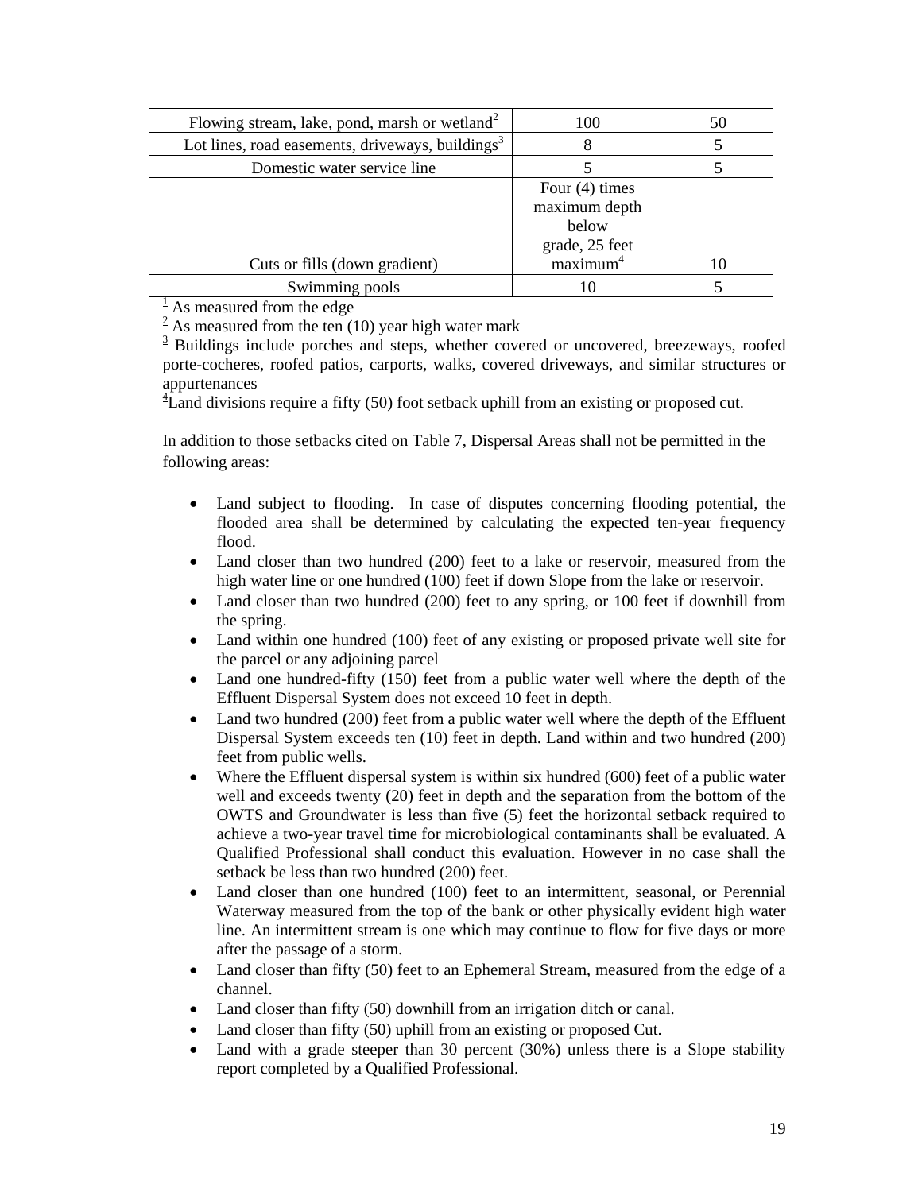| Flowing stream, lake, pond, marsh or wetland[2] | 100 | 50 |
|---|---|---|
| Lot lines, road easements, driveways, buildings[3] | 8 | 5 |
| Domestic water service line | 5 | 5 |
| Cuts or fills (down gradient) | Four (4) times maximum depth below grade, 25 feet maximum[4] | 10 |
| Swimming pools | 10 | 5 |

[1] As measured from the edge
[2] As measured from the ten (10) year high water mark
[3] Buildings include porches and steps, whether covered or uncovered, breezeways, roofed porte-cocheres, roofed patios, carports, walks, covered driveways, and similar structures or appurtenances
[4]Land divisions require a fifty (50) foot setback uphill from an existing or proposed cut.

In addition to those setbacks cited on Table 7, Dispersal Areas shall not be permitted in the following areas:

- Land subject to flooding. In case of disputes concerning flooding potential, the flooded area shall be determined by calculating the expected ten-year frequency flood.
- Land closer than two hundred (200) feet to a lake or reservoir, measured from the high water line or one hundred (100) feet if down Slope from the lake or reservoir.
- Land closer than two hundred (200) feet to any spring, or 100 feet if downhill from the spring.
- Land within one hundred (100) feet of any existing or proposed private well site for the parcel or any adjoining parcel
- Land one hundred-fifty (150) feet from a public water well where the depth of the Effluent Dispersal System does not exceed 10 feet in depth.
- Land two hundred (200) feet from a public water well where the depth of the Effluent Dispersal System exceeds ten (10) feet in depth. Land within and two hundred (200) feet from public wells.
- Where the Effluent dispersal system is within six hundred (600) feet of a public water well and exceeds twenty (20) feet in depth and the separation from the bottom of the OWTS and Groundwater is less than five (5) feet the horizontal setback required to achieve a two-year travel time for microbiological contaminants shall be evaluated. A Qualified Professional shall conduct this evaluation. However in no case shall the setback be less than two hundred (200) feet.
- Land closer than one hundred (100) feet to an intermittent, seasonal, or Perennial Waterway measured from the top of the bank or other physically evident high water line. An intermittent stream is one which may continue to flow for five days or more after the passage of a storm.
- Land closer than fifty (50) feet to an Ephemeral Stream, measured from the edge of a channel.
- Land closer than fifty (50) downhill from an irrigation ditch or canal.
- Land closer than fifty (50) uphill from an existing or proposed Cut.
- Land with a grade steeper than 30 percent (30%) unless there is a Slope stability report completed by a Qualified Professional.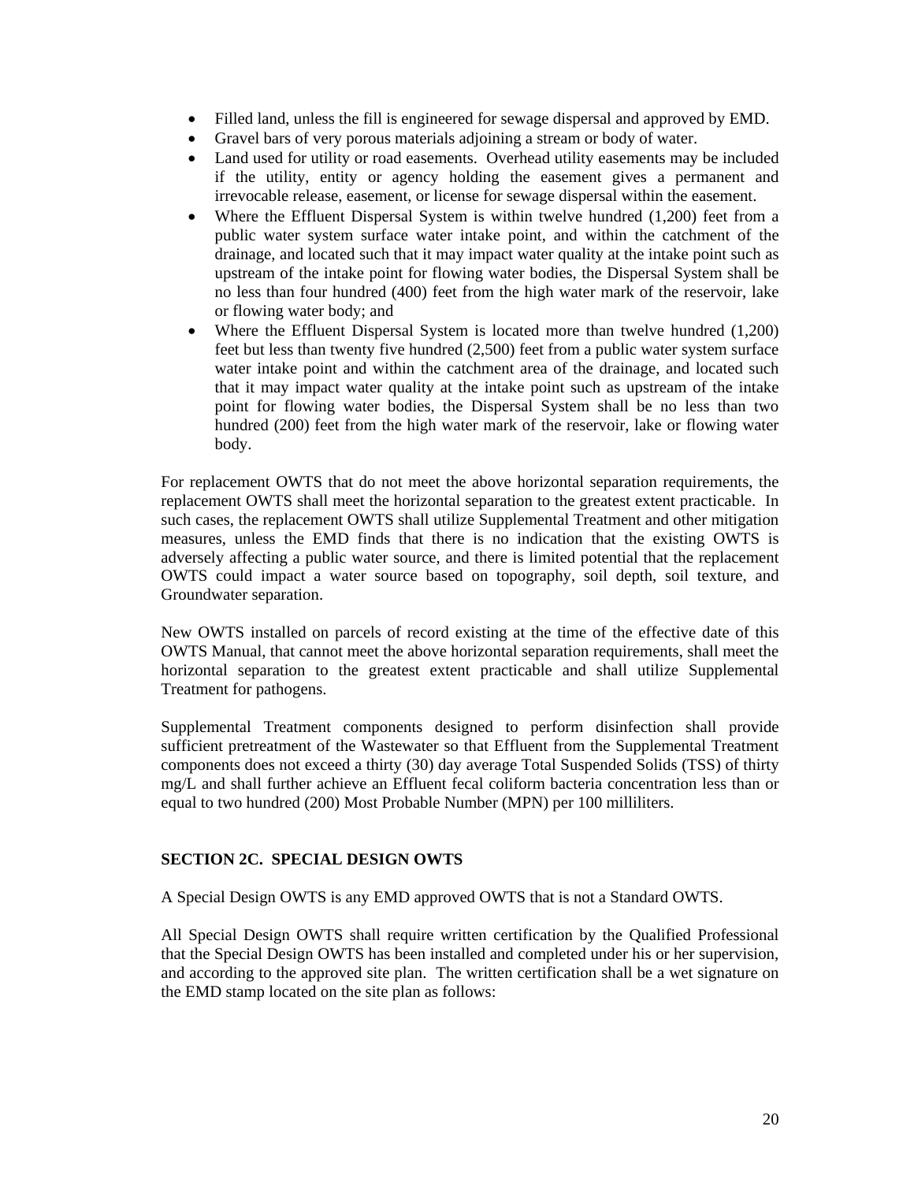- Filled land, unless the fill is engineered for sewage dispersal and approved by EMD.
- Gravel bars of very porous materials adjoining a stream or body of water.
- Land used for utility or road easements. Overhead utility easements may be included if the utility, entity or agency holding the easement gives a permanent and irrevocable release, easement, or license for sewage dispersal within the easement.
- Where the Effluent Dispersal System is within twelve hundred (1,200) feet from a public water system surface water intake point, and within the catchment of the drainage, and located such that it may impact water quality at the intake point such as upstream of the intake point for flowing water bodies, the Dispersal System shall be no less than four hundred (400) feet from the high water mark of the reservoir, lake or flowing water body; and
- Where the Effluent Dispersal System is located more than twelve hundred (1,200) feet but less than twenty five hundred (2,500) feet from a public water system surface water intake point and within the catchment area of the drainage, and located such that it may impact water quality at the intake point such as upstream of the intake point for flowing water bodies, the Dispersal System shall be no less than two hundred (200) feet from the high water mark of the reservoir, lake or flowing water body.

For replacement OWTS that do not meet the above horizontal separation requirements, the replacement OWTS shall meet the horizontal separation to the greatest extent practicable. In such cases, the replacement OWTS shall utilize Supplemental Treatment and other mitigation measures, unless the EMD finds that there is no indication that the existing OWTS is adversely affecting a public water source, and there is limited potential that the replacement OWTS could impact a water source based on topography, soil depth, soil texture, and Groundwater separation.

New OWTS installed on parcels of record existing at the time of the effective date of this OWTS Manual, that cannot meet the above horizontal separation requirements, shall meet the horizontal separation to the greatest extent practicable and shall utilize Supplemental Treatment for pathogens.

Supplemental Treatment components designed to perform disinfection shall provide sufficient pretreatment of the Wastewater so that Effluent from the Supplemental Treatment components does not exceed a thirty (30) day average Total Suspended Solids (TSS) of thirty mg/L and shall further achieve an Effluent fecal coliform bacteria concentration less than or equal to two hundred (200) Most Probable Number (MPN) per 100 milliliters.

## SECTION 2C. SPECIAL DESIGN OWTS

A Special Design OWTS is any EMD approved OWTS that is not a Standard OWTS.

All Special Design OWTS shall require written certification by the Qualified Professional that the Special Design OWTS has been installed and completed under his or her supervision, and according to the approved site plan. The written certification shall be a wet signature on the EMD stamp located on the site plan as follows: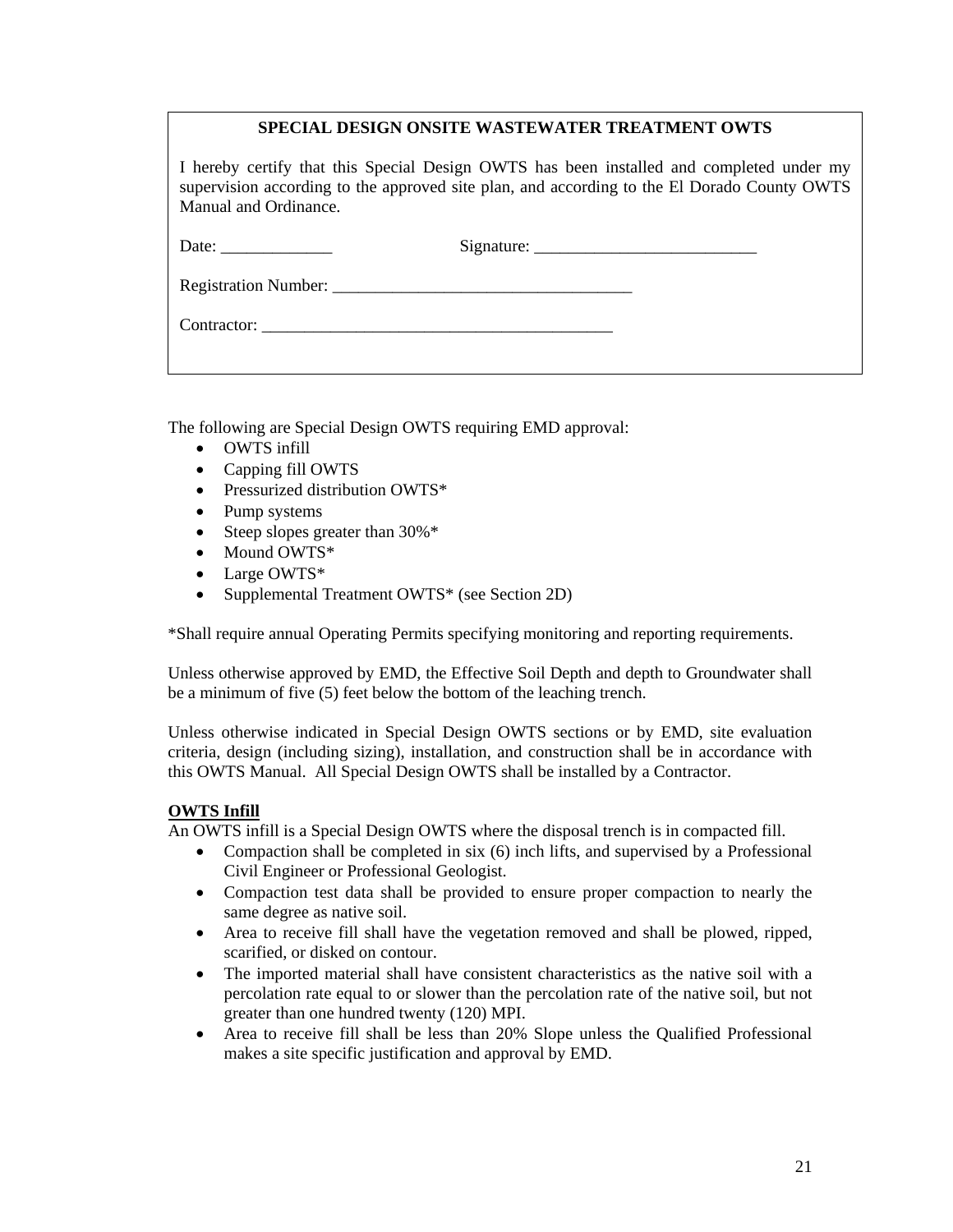**SPECIAL DESIGN ONSITE WASTEWATER TREATMENT OWTS**

I hereby certify that this Special Design OWTS has been installed and completed under my supervision according to the approved site plan, and according to the El Dorado County OWTS Manual and Ordinance.

Date: _____________ Signature: __________________________

Registration Number: ___________________________________

Contractor: _________________________________________

The following are Special Design OWTS requiring EMD approval:

- OWTS infill
- Capping fill OWTS
- Pressurized distribution OWTS*
- Pump systems
- Steep slopes greater than 30%*
- Mound OWTS*
- Large OWTS*
- Supplemental Treatment OWTS* (see Section 2D)

*Shall require annual Operating Permits specifying monitoring and reporting requirements.

Unless otherwise approved by EMD, the Effective Soil Depth and depth to Groundwater shall be a minimum of five (5) feet below the bottom of the leaching trench.

Unless otherwise indicated in Special Design OWTS sections or by EMD, site evaluation criteria, design (including sizing), installation, and construction shall be in accordance with this OWTS Manual. All Special Design OWTS shall be installed by a Contractor.

**OWTS Infill**

An OWTS infill is a Special Design OWTS where the disposal trench is in compacted fill.

- Compaction shall be completed in six (6) inch lifts, and supervised by a Professional Civil Engineer or Professional Geologist.
- Compaction test data shall be provided to ensure proper compaction to nearly the same degree as native soil.
- Area to receive fill shall have the vegetation removed and shall be plowed, ripped, scarified, or disked on contour.
- The imported material shall have consistent characteristics as the native soil with a percolation rate equal to or slower than the percolation rate of the native soil, but not greater than one hundred twenty (120) MPI.
- Area to receive fill shall be less than 20% Slope unless the Qualified Professional makes a site specific justification and approval by EMD.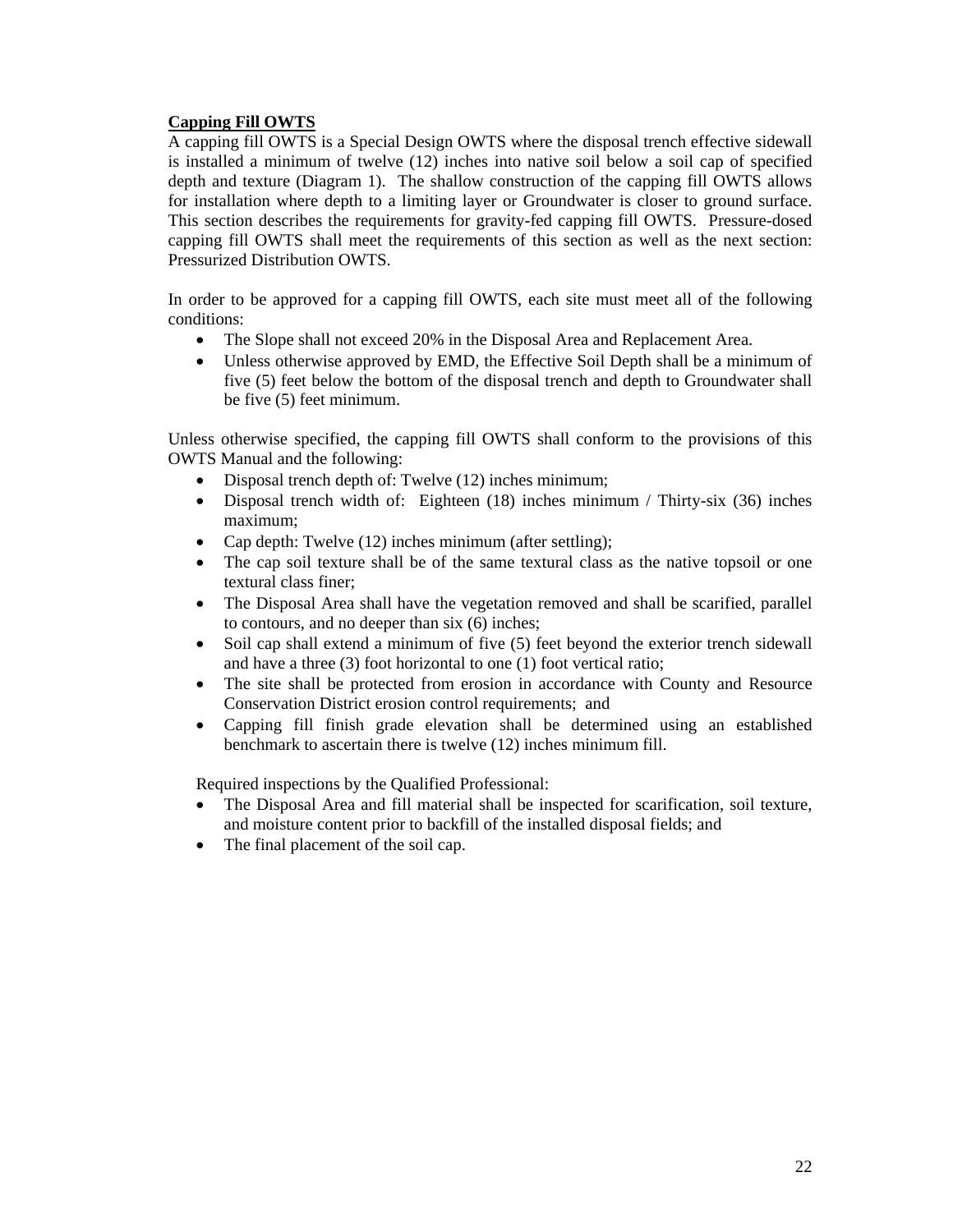**Capping Fill OWTS**

A capping fill OWTS is a Special Design OWTS where the disposal trench effective sidewall is installed a minimum of twelve (12) inches into native soil below a soil cap of specified depth and texture (Diagram 1). The shallow construction of the capping fill OWTS allows for installation where depth to a limiting layer or Groundwater is closer to ground surface. This section describes the requirements for gravity-fed capping fill OWTS. Pressure-dosed capping fill OWTS shall meet the requirements of this section as well as the next section: Pressurized Distribution OWTS.

In order to be approved for a capping fill OWTS, each site must meet all of the following conditions:

- The Slope shall not exceed 20% in the Disposal Area and Replacement Area.
- Unless otherwise approved by EMD, the Effective Soil Depth shall be a minimum of five (5) feet below the bottom of the disposal trench and depth to Groundwater shall be five (5) feet minimum.

Unless otherwise specified, the capping fill OWTS shall conform to the provisions of this OWTS Manual and the following:

- Disposal trench depth of: Twelve (12) inches minimum;
- Disposal trench width of: Eighteen (18) inches minimum / Thirty-six (36) inches maximum;
- Cap depth: Twelve (12) inches minimum (after settling);
- The cap soil texture shall be of the same textural class as the native topsoil or one textural class finer;
- The Disposal Area shall have the vegetation removed and shall be scarified, parallel to contours, and no deeper than six (6) inches;
- Soil cap shall extend a minimum of five (5) feet beyond the exterior trench sidewall and have a three (3) foot horizontal to one (1) foot vertical ratio;
- The site shall be protected from erosion in accordance with County and Resource Conservation District erosion control requirements; and
- Capping fill finish grade elevation shall be determined using an established benchmark to ascertain there is twelve (12) inches minimum fill.

Required inspections by the Qualified Professional:

- The Disposal Area and fill material shall be inspected for scarification, soil texture, and moisture content prior to backfill of the installed disposal fields; and
- The final placement of the soil cap.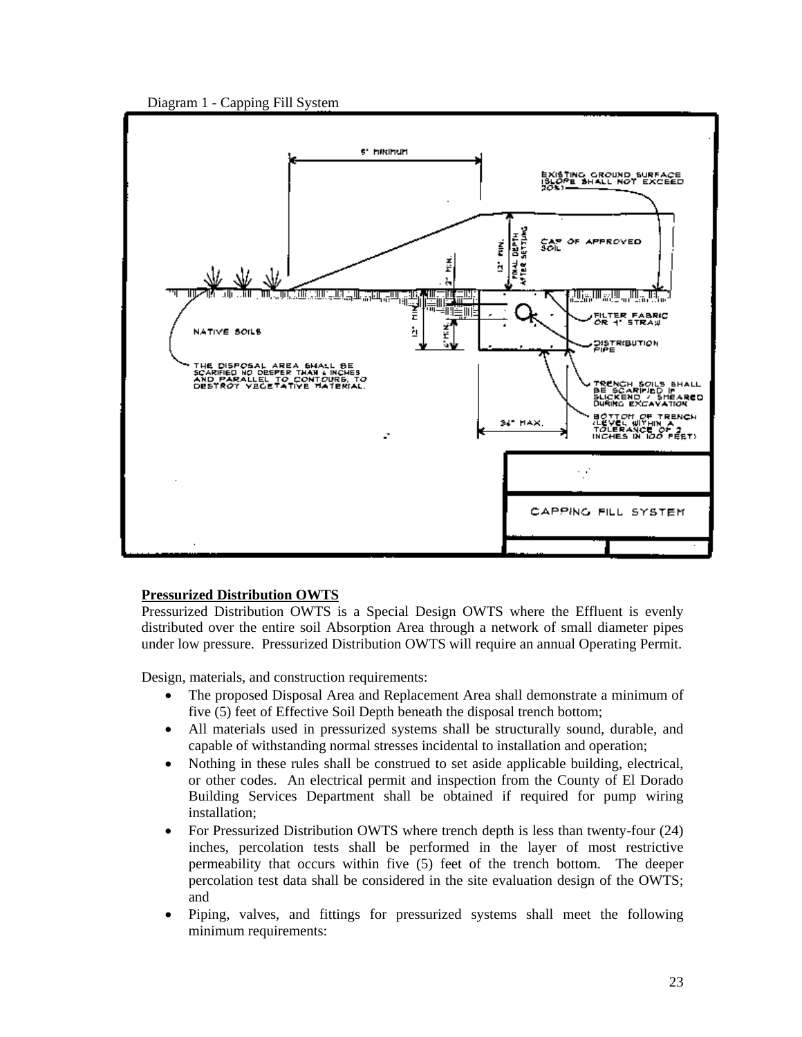Diagram 1 - Capping Fill System

**Pressurized Distribution OWTS**

Pressurized Distribution OWTS is a Special Design OWTS where the Effluent is evenly distributed over the entire soil Absorption Area through a network of small diameter pipes under low pressure. Pressurized Distribution OWTS will require an annual Operating Permit.

Design, materials, and construction requirements:

- The proposed Disposal Area and Replacement Area shall demonstrate a minimum of five (5) feet of Effective Soil Depth beneath the disposal trench bottom;
- All materials used in pressurized systems shall be structurally sound, durable, and capable of withstanding normal stresses incidental to installation and operation;
- Nothing in these rules shall be construed to set aside applicable building, electrical, or other codes. An electrical permit and inspection from the County of El Dorado Building Services Department shall be obtained if required for pump wiring installation;
- For Pressurized Distribution OWTS where trench depth is less than twenty-four (24) inches, percolation tests shall be performed in the layer of most restrictive permeability that occurs within five (5) feet of the trench bottom. The deeper percolation test data shall be considered in the site evaluation design of the OWTS; and
- Piping, valves, and fittings for pressurized systems shall meet the following minimum requirements: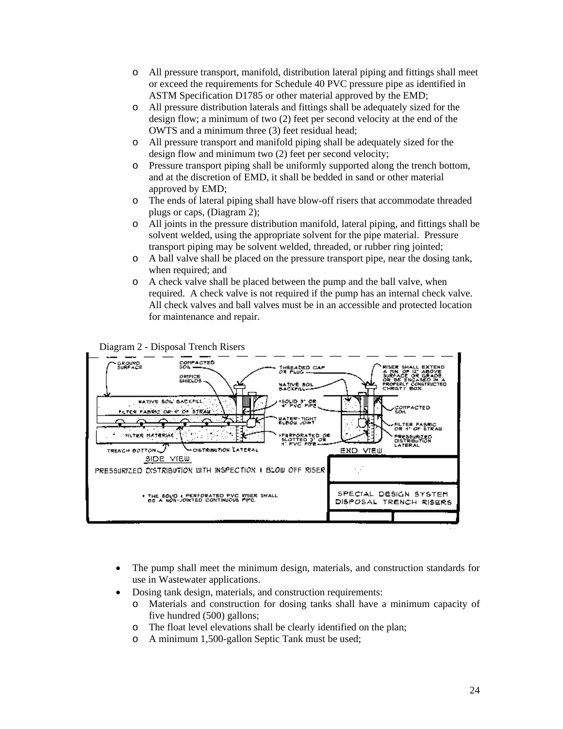- All pressure transport, manifold, distribution lateral piping and fittings shall meet or exceed the requirements for Schedule 40 PVC pressure pipe as identified in ASTM Specification D1785 or other material approved by the EMD;
- All pressure distribution laterals and fittings shall be adequately sized for the design flow; a minimum of two (2) feet per second velocity at the end of the OWTS and a minimum three (3) feet residual head;
- All pressure transport and manifold piping shall be adequately sized for the design flow and minimum two (2) feet per second velocity;
- Pressure transport piping shall be uniformly supported along the trench bottom, and at the discretion of EMD, it shall be bedded in sand or other material approved by EMD;
- The ends of lateral piping shall have blow-off risers that accommodate threaded plugs or caps, (Diagram 2);
- All joints in the pressure distribution manifold, lateral piping, and fittings shall be solvent welded, using the appropriate solvent for the pipe material. Pressure transport piping may be solvent welded, threaded, or rubber ring jointed;
- A ball valve shall be placed on the pressure transport pipe, near the dosing tank, when required; and
- A check valve shall be placed between the pump and the ball valve, when required. A check valve is not required if the pump has an internal check valve. All check valves and ball valves must be in an accessible and protected location for maintenance and repair.

Diagram 2 - Disposal Trench Risers

- The pump shall meet the minimum design, materials, and construction standards for use in Wastewater applications.
- Dosing tank design, materials, and construction requirements:
  - Materials and construction for dosing tanks shall have a minimum capacity of five hundred (500) gallons;
  - The float level elevations shall be clearly identified on the plan;
  - A minimum 1,500-gallon Septic Tank must be used;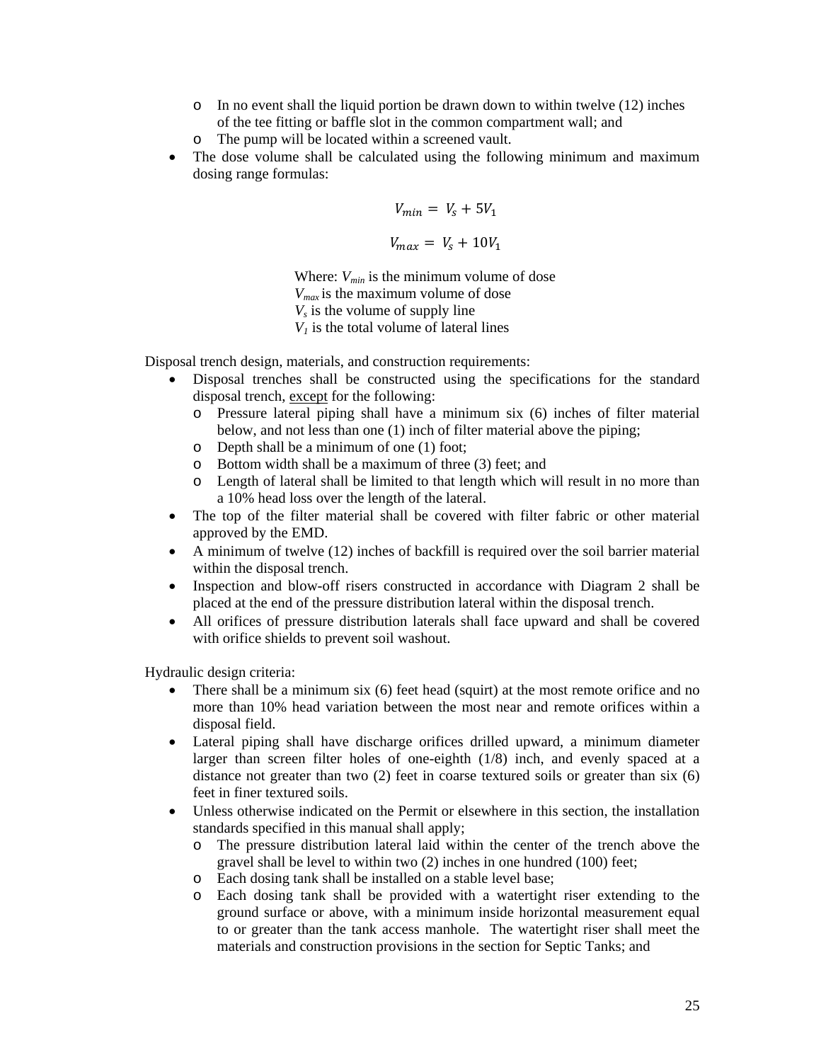- In no event shall the liquid portion be drawn down to within twelve (12) inches of the tee fitting or baffle slot in the common compartment wall; and
  - The pump will be located within a screened vault.
- The dose volume shall be calculated using the following minimum and maximum dosing range formulas:

$$V_{min} = V_s + 5V_1$$

$$V_{max} = V_s + 10V_1$$

Where: $V_{min}$ is the minimum volume of dose
$V_{max}$ is the maximum volume of dose
$V_s$ is the volume of supply line
$V_1$ is the total volume of lateral lines

Disposal trench design, materials, and construction requirements:

- Disposal trenches shall be constructed using the specifications for the standard disposal trench, <u>except</u> for the following:
  - Pressure lateral piping shall have a minimum six (6) inches of filter material below, and not less than one (1) inch of filter material above the piping;
  - Depth shall be a minimum of one (1) foot;
  - Bottom width shall be a maximum of three (3) feet; and
  - Length of lateral shall be limited to that length which will result in no more than a 10% head loss over the length of the lateral.
- The top of the filter material shall be covered with filter fabric or other material approved by the EMD.
- A minimum of twelve (12) inches of backfill is required over the soil barrier material within the disposal trench.
- Inspection and blow-off risers constructed in accordance with Diagram 2 shall be placed at the end of the pressure distribution lateral within the disposal trench.
- All orifices of pressure distribution laterals shall face upward and shall be covered with orifice shields to prevent soil washout.

Hydraulic design criteria:

- There shall be a minimum six (6) feet head (squirt) at the most remote orifice and no more than 10% head variation between the most near and remote orifices within a disposal field.
- Lateral piping shall have discharge orifices drilled upward, a minimum diameter larger than screen filter holes of one-eighth (1/8) inch, and evenly spaced at a distance not greater than two (2) feet in coarse textured soils or greater than six (6) feet in finer textured soils.
- Unless otherwise indicated on the Permit or elsewhere in this section, the installation standards specified in this manual shall apply;
  - The pressure distribution lateral laid within the center of the trench above the gravel shall be level to within two (2) inches in one hundred (100) feet;
  - Each dosing tank shall be installed on a stable level base;
  - Each dosing tank shall be provided with a watertight riser extending to the ground surface or above, with a minimum inside horizontal measurement equal to or greater than the tank access manhole. The watertight riser shall meet the materials and construction provisions in the section for Septic Tanks; and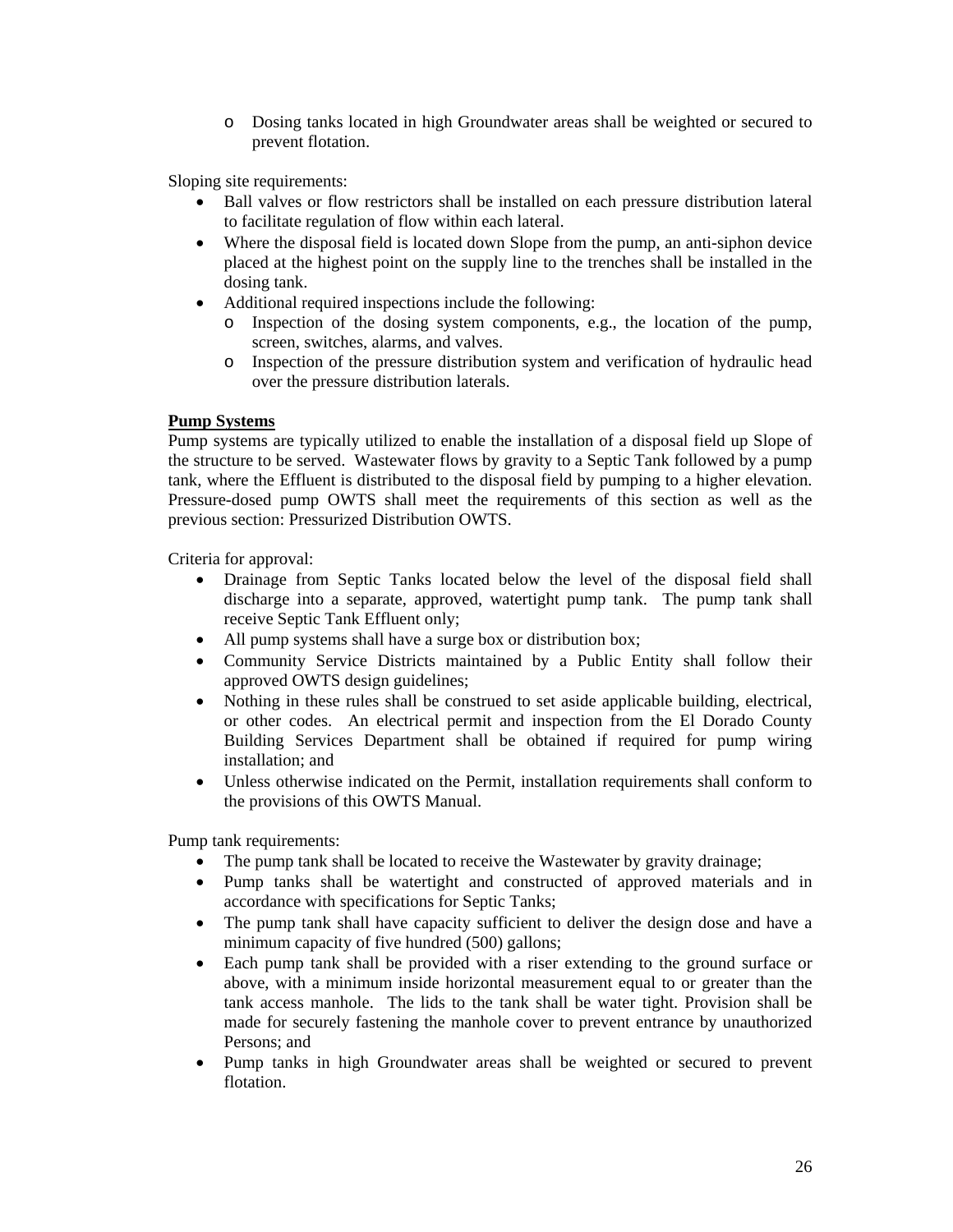- Dosing tanks located in high Groundwater areas shall be weighted or secured to prevent flotation.

Sloping site requirements:

- Ball valves or flow restrictors shall be installed on each pressure distribution lateral to facilitate regulation of flow within each lateral.
- Where the disposal field is located down Slope from the pump, an anti-siphon device placed at the highest point on the supply line to the trenches shall be installed in the dosing tank.
- Additional required inspections include the following:
  - Inspection of the dosing system components, e.g., the location of the pump, screen, switches, alarms, and valves.
  - Inspection of the pressure distribution system and verification of hydraulic head over the pressure distribution laterals.

**Pump Systems**

Pump systems are typically utilized to enable the installation of a disposal field up Slope of the structure to be served. Wastewater flows by gravity to a Septic Tank followed by a pump tank, where the Effluent is distributed to the disposal field by pumping to a higher elevation. Pressure-dosed pump OWTS shall meet the requirements of this section as well as the previous section: Pressurized Distribution OWTS.

Criteria for approval:

- Drainage from Septic Tanks located below the level of the disposal field shall discharge into a separate, approved, watertight pump tank. The pump tank shall receive Septic Tank Effluent only;
- All pump systems shall have a surge box or distribution box;
- Community Service Districts maintained by a Public Entity shall follow their approved OWTS design guidelines;
- Nothing in these rules shall be construed to set aside applicable building, electrical, or other codes. An electrical permit and inspection from the El Dorado County Building Services Department shall be obtained if required for pump wiring installation; and
- Unless otherwise indicated on the Permit, installation requirements shall conform to the provisions of this OWTS Manual.

Pump tank requirements:

- The pump tank shall be located to receive the Wastewater by gravity drainage;
- Pump tanks shall be watertight and constructed of approved materials and in accordance with specifications for Septic Tanks;
- The pump tank shall have capacity sufficient to deliver the design dose and have a minimum capacity of five hundred (500) gallons;
- Each pump tank shall be provided with a riser extending to the ground surface or above, with a minimum inside horizontal measurement equal to or greater than the tank access manhole. The lids to the tank shall be water tight. Provision shall be made for securely fastening the manhole cover to prevent entrance by unauthorized Persons; and
- Pump tanks in high Groundwater areas shall be weighted or secured to prevent flotation.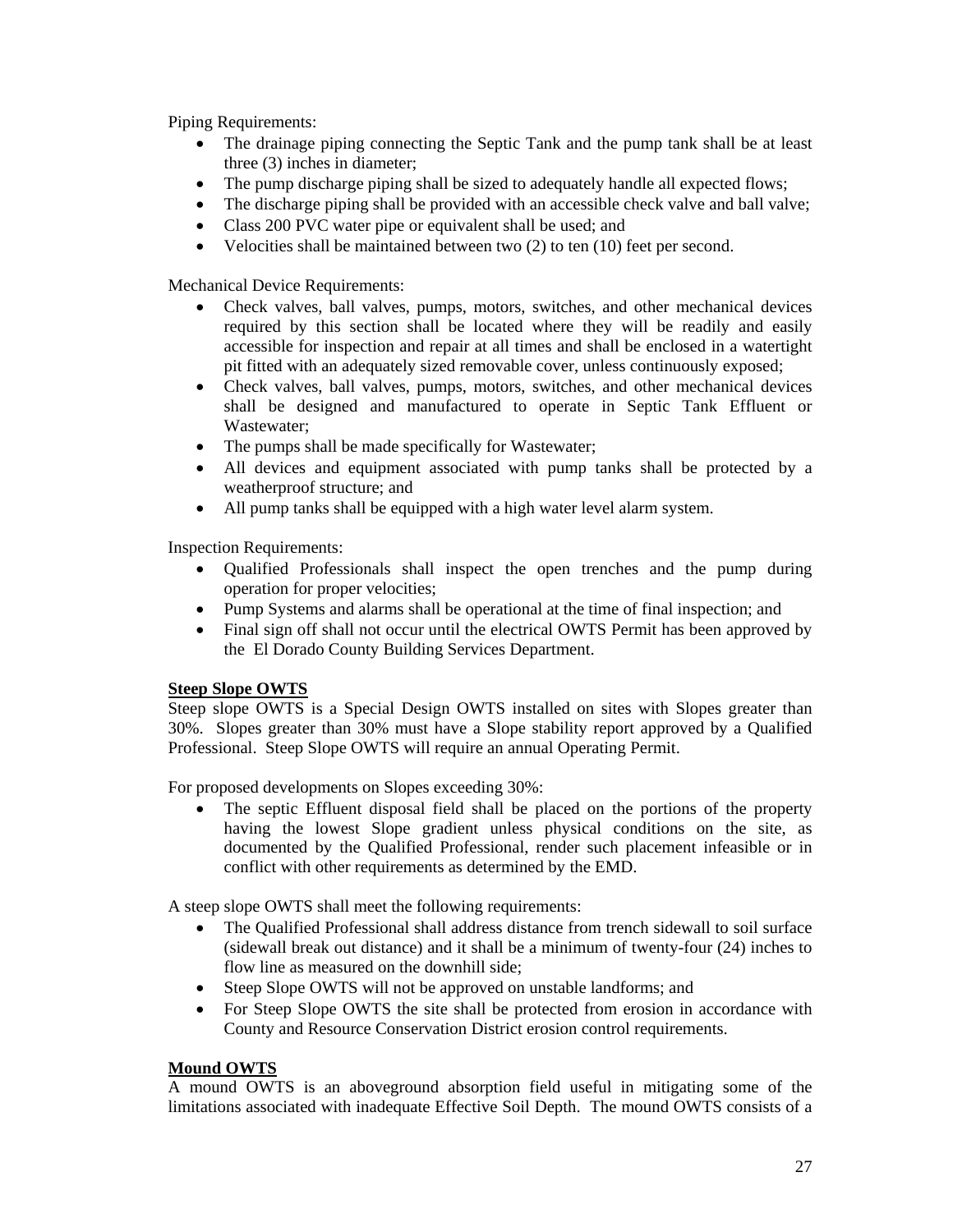Piping Requirements:

- The drainage piping connecting the Septic Tank and the pump tank shall be at least three (3) inches in diameter;
- The pump discharge piping shall be sized to adequately handle all expected flows;
- The discharge piping shall be provided with an accessible check valve and ball valve;
- Class 200 PVC water pipe or equivalent shall be used; and
- Velocities shall be maintained between two (2) to ten (10) feet per second.

Mechanical Device Requirements:

- Check valves, ball valves, pumps, motors, switches, and other mechanical devices required by this section shall be located where they will be readily and easily accessible for inspection and repair at all times and shall be enclosed in a watertight pit fitted with an adequately sized removable cover, unless continuously exposed;
- Check valves, ball valves, pumps, motors, switches, and other mechanical devices shall be designed and manufactured to operate in Septic Tank Effluent or Wastewater;
- The pumps shall be made specifically for Wastewater;
- All devices and equipment associated with pump tanks shall be protected by a weatherproof structure; and
- All pump tanks shall be equipped with a high water level alarm system.

Inspection Requirements:

- Qualified Professionals shall inspect the open trenches and the pump during operation for proper velocities;
- Pump Systems and alarms shall be operational at the time of final inspection; and
- Final sign off shall not occur until the electrical OWTS Permit has been approved by the El Dorado County Building Services Department.

**Steep Slope OWTS**

Steep slope OWTS is a Special Design OWTS installed on sites with Slopes greater than 30%. Slopes greater than 30% must have a Slope stability report approved by a Qualified Professional. Steep Slope OWTS will require an annual Operating Permit.

For proposed developments on Slopes exceeding 30%:

- The septic Effluent disposal field shall be placed on the portions of the property having the lowest Slope gradient unless physical conditions on the site, as documented by the Qualified Professional, render such placement infeasible or in conflict with other requirements as determined by the EMD.

A steep slope OWTS shall meet the following requirements:

- The Qualified Professional shall address distance from trench sidewall to soil surface (sidewall break out distance) and it shall be a minimum of twenty-four (24) inches to flow line as measured on the downhill side;
- Steep Slope OWTS will not be approved on unstable landforms; and
- For Steep Slope OWTS the site shall be protected from erosion in accordance with County and Resource Conservation District erosion control requirements.

**Mound OWTS**

A mound OWTS is an aboveground absorption field useful in mitigating some of the limitations associated with inadequate Effective Soil Depth. The mound OWTS consists of a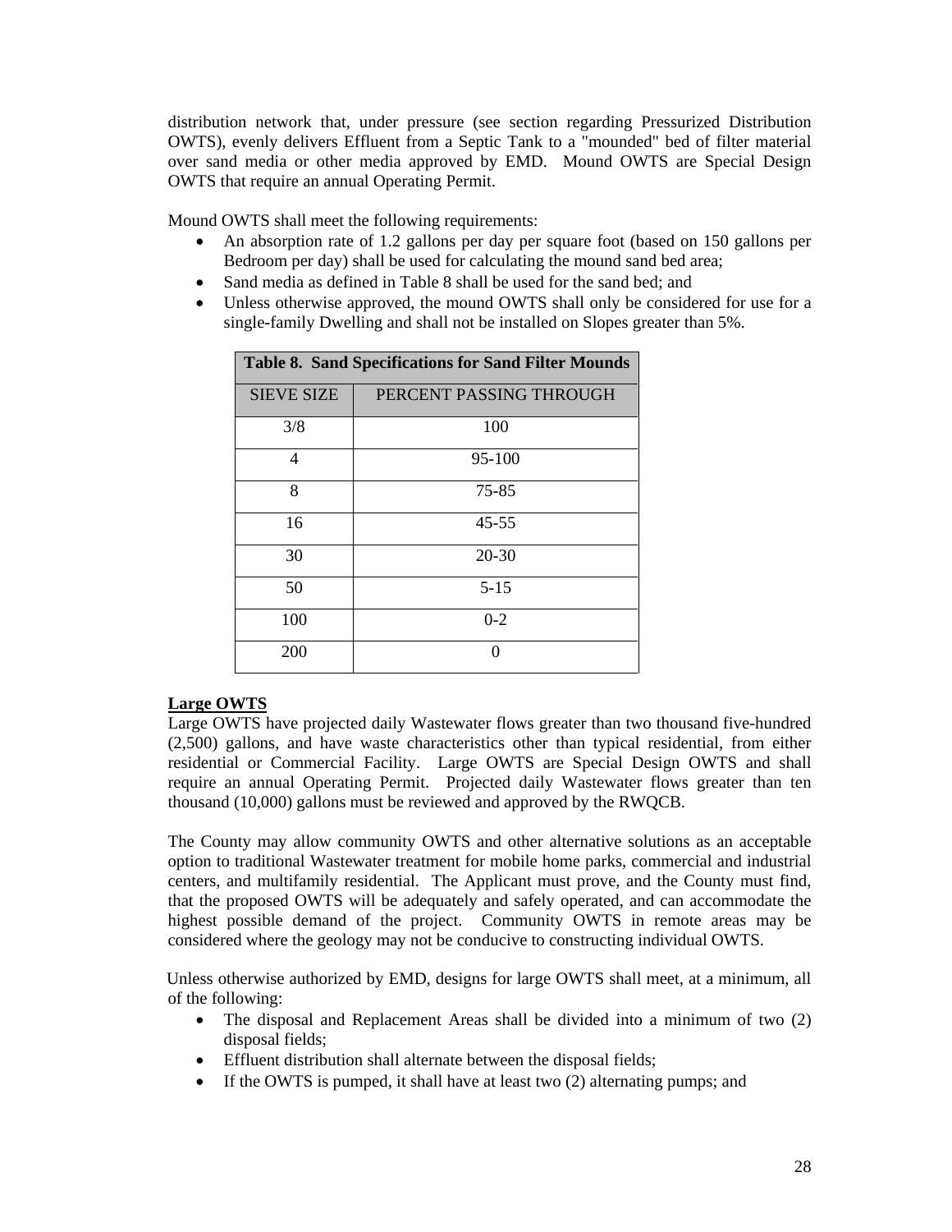distribution network that, under pressure (see section regarding Pressurized Distribution OWTS), evenly delivers Effluent from a Septic Tank to a "mounded" bed of filter material over sand media or other media approved by EMD. Mound OWTS are Special Design OWTS that require an annual Operating Permit.

Mound OWTS shall meet the following requirements:

- An absorption rate of 1.2 gallons per day per square foot (based on 150 gallons per Bedroom per day) shall be used for calculating the mound sand bed area;
- Sand media as defined in Table 8 shall be used for the sand bed; and
- Unless otherwise approved, the mound OWTS shall only be considered for use for a single-family Dwelling and shall not be installed on Slopes greater than 5%.

**Table 8. Sand Specifications for Sand Filter Mounds**

| SIEVE SIZE | PERCENT PASSING THROUGH |
|---|---|
| 3/8 | 100 |
| 4 | 95-100 |
| 8 | 75-85 |
| 16 | 45-55 |
| 30 | 20-30 |
| 50 | 5-15 |
| 100 | 0-2 |
| 200 | 0 |

**Large OWTS**

Large OWTS have projected daily Wastewater flows greater than two thousand five-hundred (2,500) gallons, and have waste characteristics other than typical residential, from either residential or Commercial Facility. Large OWTS are Special Design OWTS and shall require an annual Operating Permit. Projected daily Wastewater flows greater than ten thousand (10,000) gallons must be reviewed and approved by the RWQCB.

The County may allow community OWTS and other alternative solutions as an acceptable option to traditional Wastewater treatment for mobile home parks, commercial and industrial centers, and multifamily residential. The Applicant must prove, and the County must find, that the proposed OWTS will be adequately and safely operated, and can accommodate the highest possible demand of the project. Community OWTS in remote areas may be considered where the geology may not be conducive to constructing individual OWTS.

Unless otherwise authorized by EMD, designs for large OWTS shall meet, at a minimum, all of the following:

- The disposal and Replacement Areas shall be divided into a minimum of two (2) disposal fields;
- Effluent distribution shall alternate between the disposal fields;
- If the OWTS is pumped, it shall have at least two (2) alternating pumps; and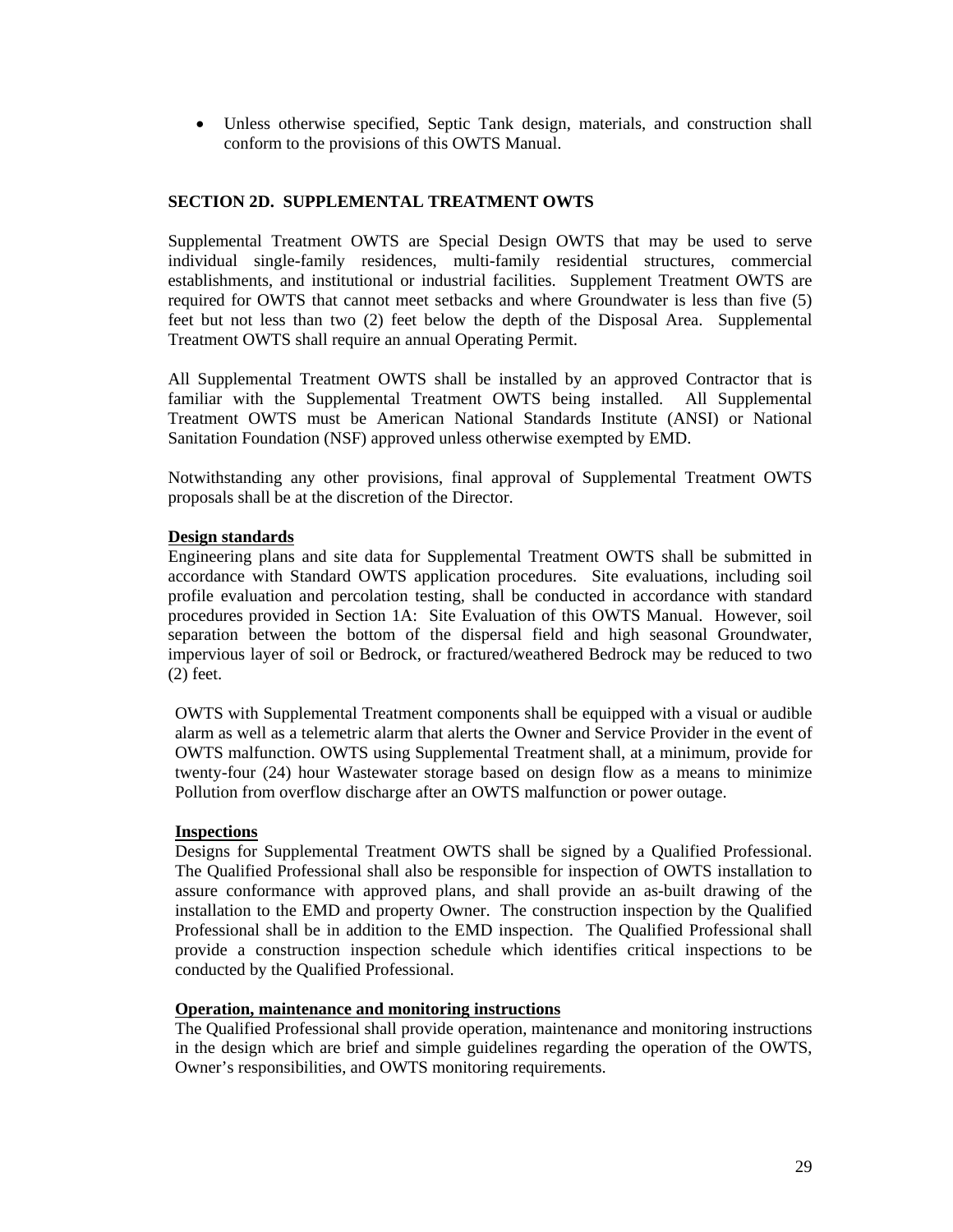- Unless otherwise specified, Septic Tank design, materials, and construction shall conform to the provisions of this OWTS Manual.

## SECTION 2D. SUPPLEMENTAL TREATMENT OWTS

Supplemental Treatment OWTS are Special Design OWTS that may be used to serve individual single-family residences, multi-family residential structures, commercial establishments, and institutional or industrial facilities. Supplement Treatment OWTS are required for OWTS that cannot meet setbacks and where Groundwater is less than five (5) feet but not less than two (2) feet below the depth of the Disposal Area. Supplemental Treatment OWTS shall require an annual Operating Permit.

All Supplemental Treatment OWTS shall be installed by an approved Contractor that is familiar with the Supplemental Treatment OWTS being installed. All Supplemental Treatment OWTS must be American National Standards Institute (ANSI) or National Sanitation Foundation (NSF) approved unless otherwise exempted by EMD.

Notwithstanding any other provisions, final approval of Supplemental Treatment OWTS proposals shall be at the discretion of the Director.

### Design standards

Engineering plans and site data for Supplemental Treatment OWTS shall be submitted in accordance with Standard OWTS application procedures. Site evaluations, including soil profile evaluation and percolation testing, shall be conducted in accordance with standard procedures provided in Section 1A: Site Evaluation of this OWTS Manual. However, soil separation between the bottom of the dispersal field and high seasonal Groundwater, impervious layer of soil or Bedrock, or fractured/weathered Bedrock may be reduced to two (2) feet.

OWTS with Supplemental Treatment components shall be equipped with a visual or audible alarm as well as a telemetric alarm that alerts the Owner and Service Provider in the event of OWTS malfunction. OWTS using Supplemental Treatment shall, at a minimum, provide for twenty-four (24) hour Wastewater storage based on design flow as a means to minimize Pollution from overflow discharge after an OWTS malfunction or power outage.

### Inspections

Designs for Supplemental Treatment OWTS shall be signed by a Qualified Professional. The Qualified Professional shall also be responsible for inspection of OWTS installation to assure conformance with approved plans, and shall provide an as-built drawing of the installation to the EMD and property Owner. The construction inspection by the Qualified Professional shall be in addition to the EMD inspection. The Qualified Professional shall provide a construction inspection schedule which identifies critical inspections to be conducted by the Qualified Professional.

### Operation, maintenance and monitoring instructions

The Qualified Professional shall provide operation, maintenance and monitoring instructions in the design which are brief and simple guidelines regarding the operation of the OWTS, Owner's responsibilities, and OWTS monitoring requirements.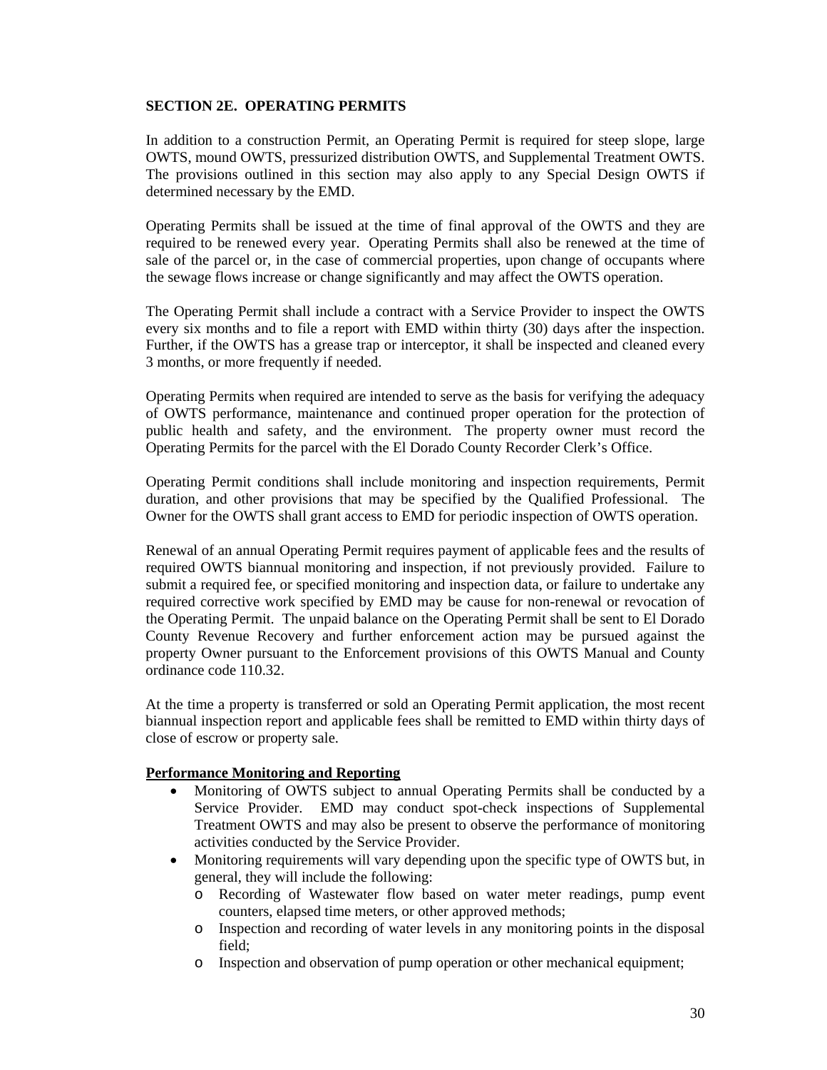## SECTION 2E. OPERATING PERMITS

In addition to a construction Permit, an Operating Permit is required for steep slope, large OWTS, mound OWTS, pressurized distribution OWTS, and Supplemental Treatment OWTS. The provisions outlined in this section may also apply to any Special Design OWTS if determined necessary by the EMD.

Operating Permits shall be issued at the time of final approval of the OWTS and they are required to be renewed every year. Operating Permits shall also be renewed at the time of sale of the parcel or, in the case of commercial properties, upon change of occupants where the sewage flows increase or change significantly and may affect the OWTS operation.

The Operating Permit shall include a contract with a Service Provider to inspect the OWTS every six months and to file a report with EMD within thirty (30) days after the inspection. Further, if the OWTS has a grease trap or interceptor, it shall be inspected and cleaned every 3 months, or more frequently if needed.

Operating Permits when required are intended to serve as the basis for verifying the adequacy of OWTS performance, maintenance and continued proper operation for the protection of public health and safety, and the environment. The property owner must record the Operating Permits for the parcel with the El Dorado County Recorder Clerk's Office.

Operating Permit conditions shall include monitoring and inspection requirements, Permit duration, and other provisions that may be specified by the Qualified Professional. The Owner for the OWTS shall grant access to EMD for periodic inspection of OWTS operation.

Renewal of an annual Operating Permit requires payment of applicable fees and the results of required OWTS biannual monitoring and inspection, if not previously provided. Failure to submit a required fee, or specified monitoring and inspection data, or failure to undertake any required corrective work specified by EMD may be cause for non-renewal or revocation of the Operating Permit. The unpaid balance on the Operating Permit shall be sent to El Dorado County Revenue Recovery and further enforcement action may be pursued against the property Owner pursuant to the Enforcement provisions of this OWTS Manual and County ordinance code 110.32.

At the time a property is transferred or sold an Operating Permit application, the most recent biannual inspection report and applicable fees shall be remitted to EMD within thirty days of close of escrow or property sale.

**Performance Monitoring and Reporting**

- Monitoring of OWTS subject to annual Operating Permits shall be conducted by a Service Provider. EMD may conduct spot-check inspections of Supplemental Treatment OWTS and may also be present to observe the performance of monitoring activities conducted by the Service Provider.
- Monitoring requirements will vary depending upon the specific type of OWTS but, in general, they will include the following:
  - Recording of Wastewater flow based on water meter readings, pump event counters, elapsed time meters, or other approved methods;
  - Inspection and recording of water levels in any monitoring points in the disposal field;
  - Inspection and observation of pump operation or other mechanical equipment;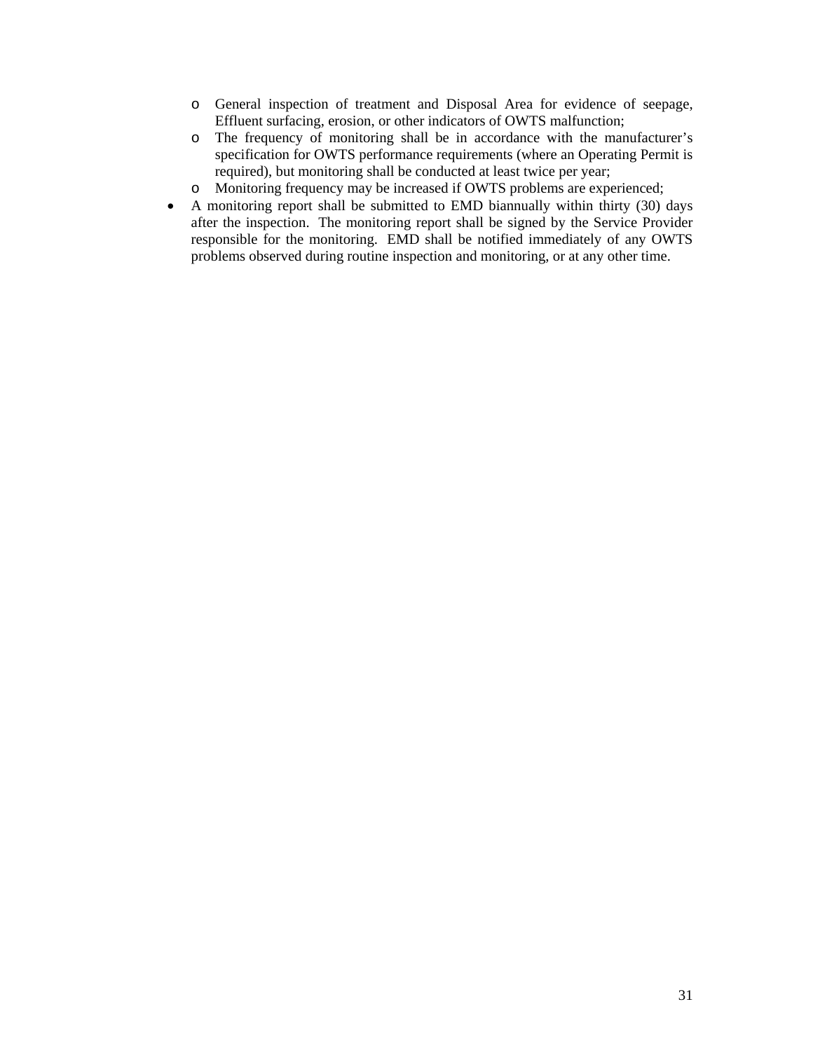- General inspection of treatment and Disposal Area for evidence of seepage, Effluent surfacing, erosion, or other indicators of OWTS malfunction;
  - The frequency of monitoring shall be in accordance with the manufacturer's specification for OWTS performance requirements (where an Operating Permit is required), but monitoring shall be conducted at least twice per year;
  - Monitoring frequency may be increased if OWTS problems are experienced;
- A monitoring report shall be submitted to EMD biannually within thirty (30) days after the inspection. The monitoring report shall be signed by the Service Provider responsible for the monitoring. EMD shall be notified immediately of any OWTS problems observed during routine inspection and monitoring, or at any other time.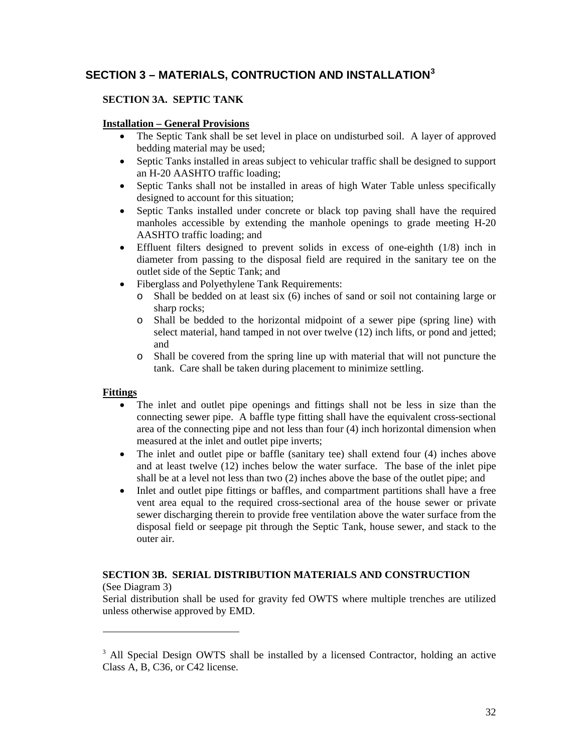## SECTION 3 – MATERIALS, CONTRUCTION AND INSTALLATION[3]

### SECTION 3A. SEPTIC TANK

**Installation – General Provisions**

- The Septic Tank shall be set level in place on undisturbed soil. A layer of approved bedding material may be used;
- Septic Tanks installed in areas subject to vehicular traffic shall be designed to support an H-20 AASHTO traffic loading;
- Septic Tanks shall not be installed in areas of high Water Table unless specifically designed to account for this situation;
- Septic Tanks installed under concrete or black top paving shall have the required manholes accessible by extending the manhole openings to grade meeting H-20 AASHTO traffic loading; and
- Effluent filters designed to prevent solids in excess of one-eighth (1/8) inch in diameter from passing to the disposal field are required in the sanitary tee on the outlet side of the Septic Tank; and
- Fiberglass and Polyethylene Tank Requirements:
  - Shall be bedded on at least six (6) inches of sand or soil not containing large or sharp rocks;
  - Shall be bedded to the horizontal midpoint of a sewer pipe (spring line) with select material, hand tamped in not over twelve (12) inch lifts, or pond and jetted; and
  - Shall be covered from the spring line up with material that will not puncture the tank. Care shall be taken during placement to minimize settling.

**Fittings**

- The inlet and outlet pipe openings and fittings shall not be less in size than the connecting sewer pipe. A baffle type fitting shall have the equivalent cross-sectional area of the connecting pipe and not less than four (4) inch horizontal dimension when measured at the inlet and outlet pipe inverts;
- The inlet and outlet pipe or baffle (sanitary tee) shall extend four (4) inches above and at least twelve (12) inches below the water surface. The base of the inlet pipe shall be at a level not less than two (2) inches above the base of the outlet pipe; and
- Inlet and outlet pipe fittings or baffles, and compartment partitions shall have a free vent area equal to the required cross-sectional area of the house sewer or private sewer discharging therein to provide free ventilation above the water surface from the disposal field or seepage pit through the Septic Tank, house sewer, and stack to the outer air.

### SECTION 3B. SERIAL DISTRIBUTION MATERIALS AND CONSTRUCTION

(See Diagram 3)

Serial distribution shall be used for gravity fed OWTS where multiple trenches are utilized unless otherwise approved by EMD.

---

[3] All Special Design OWTS shall be installed by a licensed Contractor, holding an active Class A, B, C36, or C42 license.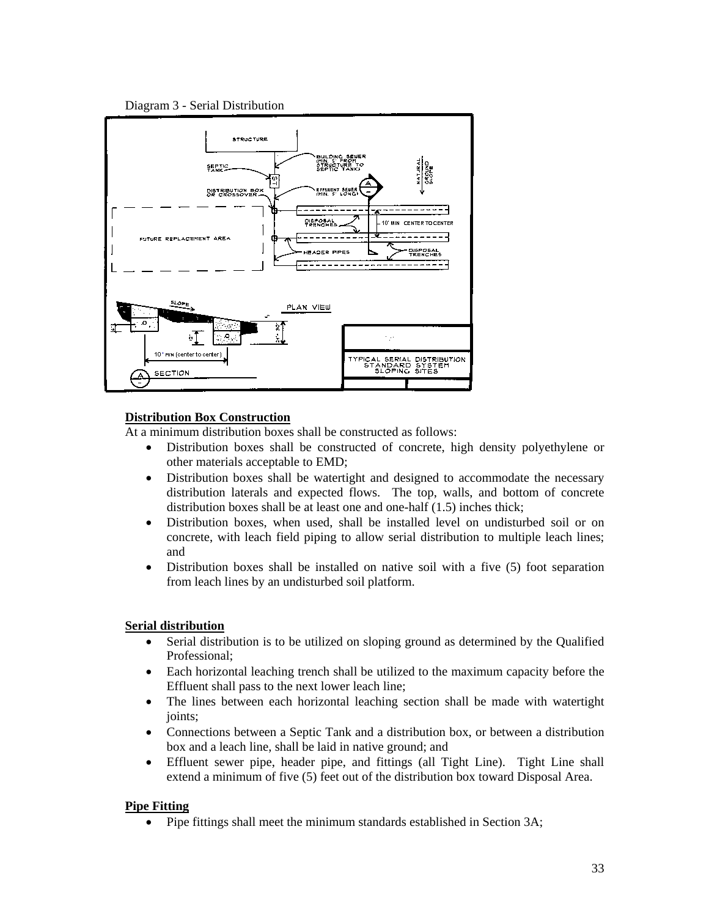Diagram 3 - Serial Distribution

**Distribution Box Construction**

At a minimum distribution boxes shall be constructed as follows:

- Distribution boxes shall be constructed of concrete, high density polyethylene or other materials acceptable to EMD;
- Distribution boxes shall be watertight and designed to accommodate the necessary distribution laterals and expected flows. The top, walls, and bottom of concrete distribution boxes shall be at least one and one-half (1.5) inches thick;
- Distribution boxes, when used, shall be installed level on undisturbed soil or on concrete, with leach field piping to allow serial distribution to multiple leach lines; and
- Distribution boxes shall be installed on native soil with a five (5) foot separation from leach lines by an undisturbed soil platform.

**Serial distribution**

- Serial distribution is to be utilized on sloping ground as determined by the Qualified Professional;
- Each horizontal leaching trench shall be utilized to the maximum capacity before the Effluent shall pass to the next lower leach line;
- The lines between each horizontal leaching section shall be made with watertight joints;
- Connections between a Septic Tank and a distribution box, or between a distribution box and a leach line, shall be laid in native ground; and
- Effluent sewer pipe, header pipe, and fittings (all Tight Line). Tight Line shall extend a minimum of five (5) feet out of the distribution box toward Disposal Area.

**Pipe Fitting**

- Pipe fittings shall meet the minimum standards established in Section 3A;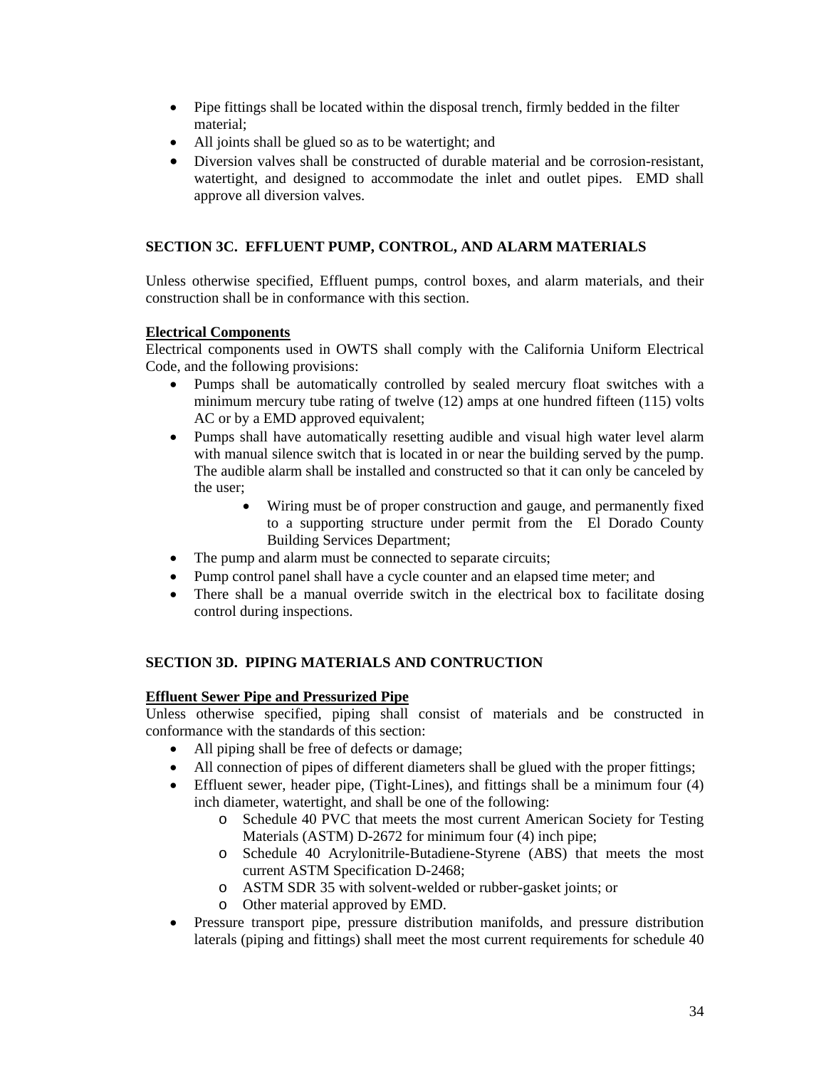- Pipe fittings shall be located within the disposal trench, firmly bedded in the filter material;
- All joints shall be glued so as to be watertight; and
- Diversion valves shall be constructed of durable material and be corrosion-resistant, watertight, and designed to accommodate the inlet and outlet pipes. EMD shall approve all diversion valves.

## SECTION 3C. EFFLUENT PUMP, CONTROL, AND ALARM MATERIALS

Unless otherwise specified, Effluent pumps, control boxes, and alarm materials, and their construction shall be in conformance with this section.

**Electrical Components**

Electrical components used in OWTS shall comply with the California Uniform Electrical Code, and the following provisions:

- Pumps shall be automatically controlled by sealed mercury float switches with a minimum mercury tube rating of twelve (12) amps at one hundred fifteen (115) volts AC or by a EMD approved equivalent;
- Pumps shall have automatically resetting audible and visual high water level alarm with manual silence switch that is located in or near the building served by the pump. The audible alarm shall be installed and constructed so that it can only be canceled by the user;
    - Wiring must be of proper construction and gauge, and permanently fixed to a supporting structure under permit from the El Dorado County Building Services Department;
- The pump and alarm must be connected to separate circuits;
- Pump control panel shall have a cycle counter and an elapsed time meter; and
- There shall be a manual override switch in the electrical box to facilitate dosing control during inspections.

## SECTION 3D. PIPING MATERIALS AND CONTRUCTION

**Effluent Sewer Pipe and Pressurized Pipe**

Unless otherwise specified, piping shall consist of materials and be constructed in conformance with the standards of this section:

- All piping shall be free of defects or damage;
- All connection of pipes of different diameters shall be glued with the proper fittings;
- Effluent sewer, header pipe, (Tight-Lines), and fittings shall be a minimum four (4) inch diameter, watertight, and shall be one of the following:
    - Schedule 40 PVC that meets the most current American Society for Testing Materials (ASTM) D-2672 for minimum four (4) inch pipe;
    - Schedule 40 Acrylonitrile-Butadiene-Styrene (ABS) that meets the most current ASTM Specification D-2468;
    - ASTM SDR 35 with solvent-welded or rubber-gasket joints; or
    - Other material approved by EMD.
- Pressure transport pipe, pressure distribution manifolds, and pressure distribution laterals (piping and fittings) shall meet the most current requirements for schedule 40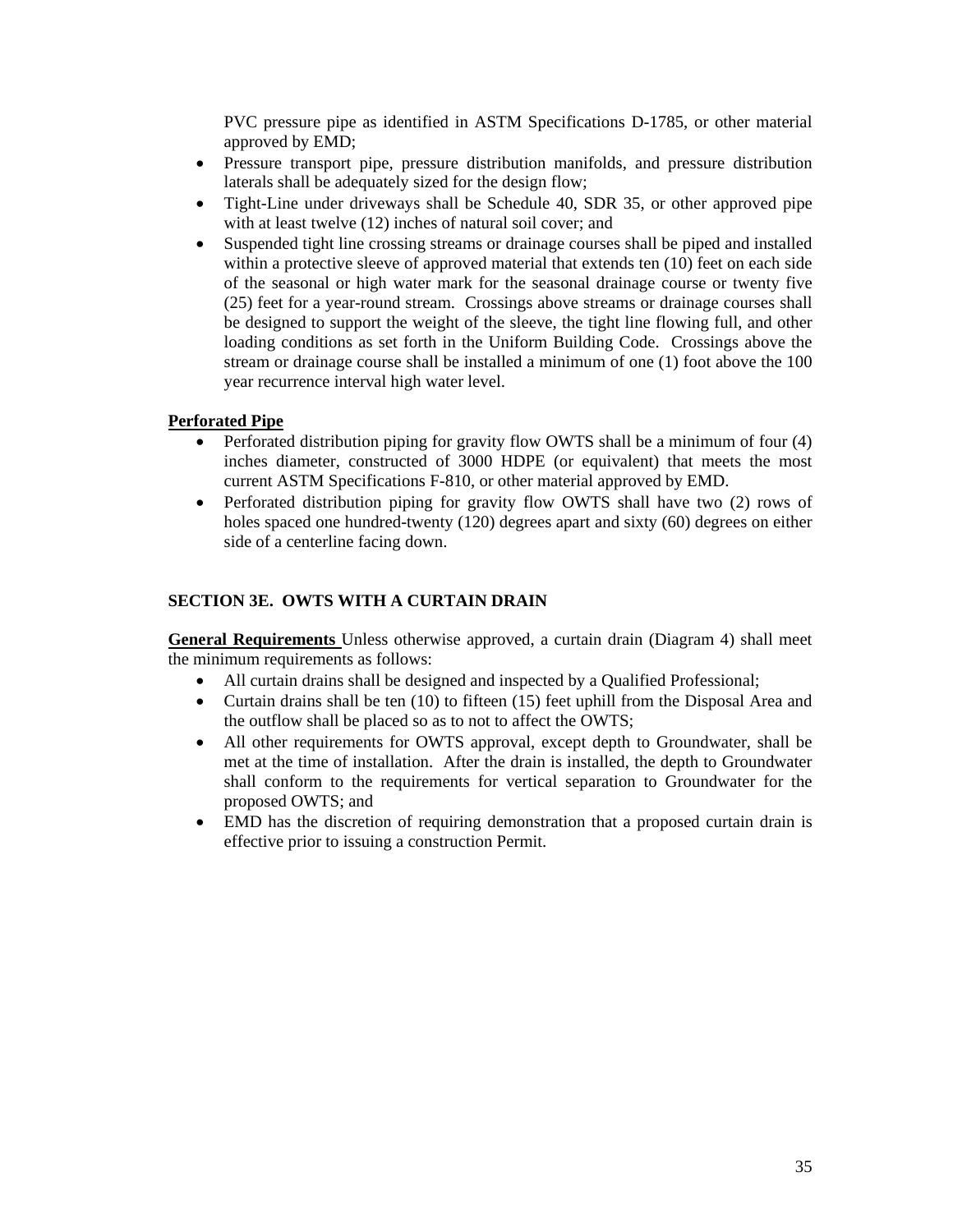PVC pressure pipe as identified in ASTM Specifications D-1785, or other material approved by EMD;

- Pressure transport pipe, pressure distribution manifolds, and pressure distribution laterals shall be adequately sized for the design flow;
- Tight-Line under driveways shall be Schedule 40, SDR 35, or other approved pipe with at least twelve (12) inches of natural soil cover; and
- Suspended tight line crossing streams or drainage courses shall be piped and installed within a protective sleeve of approved material that extends ten (10) feet on each side of the seasonal or high water mark for the seasonal drainage course or twenty five (25) feet for a year-round stream. Crossings above streams or drainage courses shall be designed to support the weight of the sleeve, the tight line flowing full, and other loading conditions as set forth in the Uniform Building Code. Crossings above the stream or drainage course shall be installed a minimum of one (1) foot above the 100 year recurrence interval high water level.

**Perforated Pipe**

- Perforated distribution piping for gravity flow OWTS shall be a minimum of four (4) inches diameter, constructed of 3000 HDPE (or equivalent) that meets the most current ASTM Specifications F-810, or other material approved by EMD.
- Perforated distribution piping for gravity flow OWTS shall have two (2) rows of holes spaced one hundred-twenty (120) degrees apart and sixty (60) degrees on either side of a centerline facing down.

## SECTION 3E. OWTS WITH A CURTAIN DRAIN

**General Requirements** Unless otherwise approved, a curtain drain (Diagram 4) shall meet the minimum requirements as follows:

- All curtain drains shall be designed and inspected by a Qualified Professional;
- Curtain drains shall be ten (10) to fifteen (15) feet uphill from the Disposal Area and the outflow shall be placed so as to not to affect the OWTS;
- All other requirements for OWTS approval, except depth to Groundwater, shall be met at the time of installation. After the drain is installed, the depth to Groundwater shall conform to the requirements for vertical separation to Groundwater for the proposed OWTS; and
- EMD has the discretion of requiring demonstration that a proposed curtain drain is effective prior to issuing a construction Permit.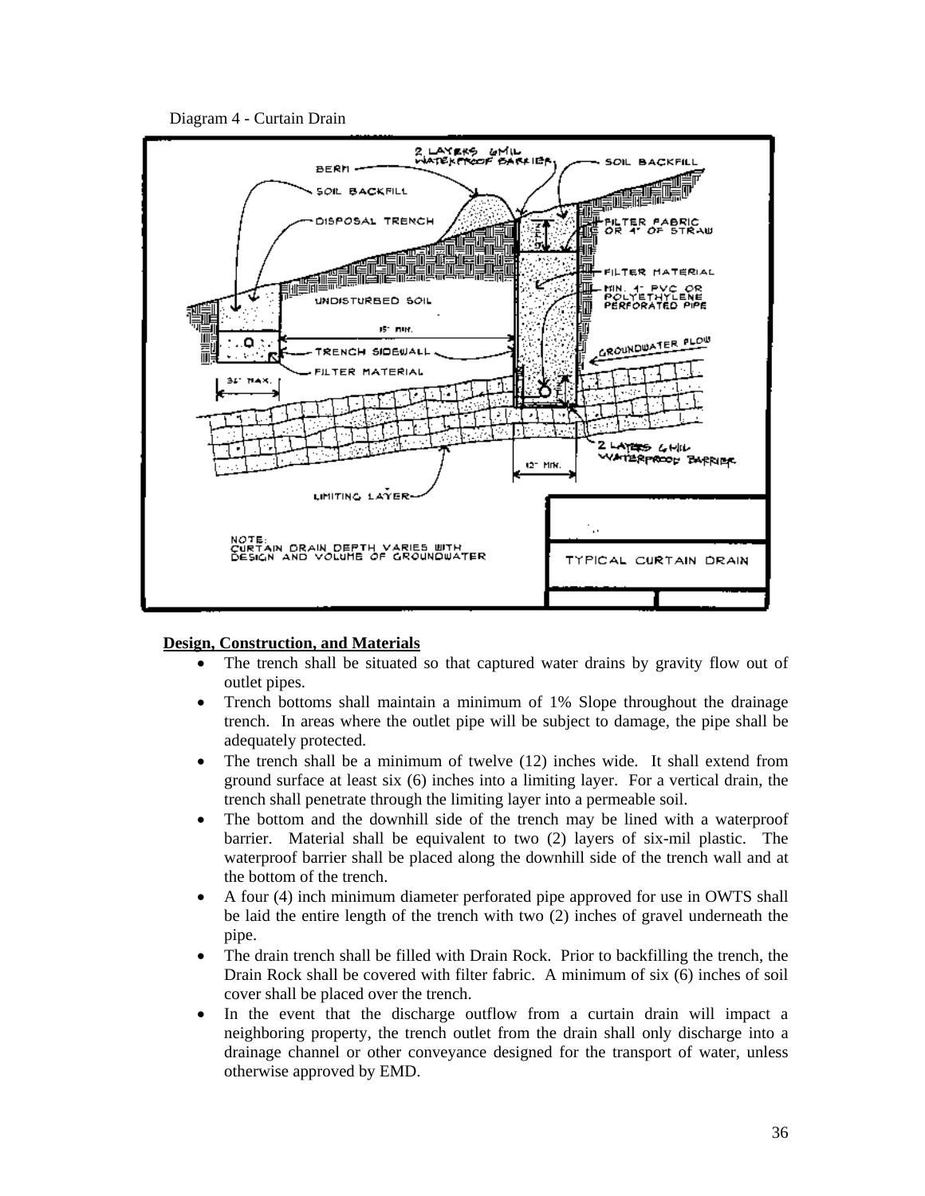Diagram 4 - Curtain Drain

**Design, Construction, and Materials**

- The trench shall be situated so that captured water drains by gravity flow out of outlet pipes.
- Trench bottoms shall maintain a minimum of 1% Slope throughout the drainage trench. In areas where the outlet pipe will be subject to damage, the pipe shall be adequately protected.
- The trench shall be a minimum of twelve (12) inches wide. It shall extend from ground surface at least six (6) inches into a limiting layer. For a vertical drain, the trench shall penetrate through the limiting layer into a permeable soil.
- The bottom and the downhill side of the trench may be lined with a waterproof barrier. Material shall be equivalent to two (2) layers of six-mil plastic. The waterproof barrier shall be placed along the downhill side of the trench wall and at the bottom of the trench.
- A four (4) inch minimum diameter perforated pipe approved for use in OWTS shall be laid the entire length of the trench with two (2) inches of gravel underneath the pipe.
- The drain trench shall be filled with Drain Rock. Prior to backfilling the trench, the Drain Rock shall be covered with filter fabric. A minimum of six (6) inches of soil cover shall be placed over the trench.
- In the event that the discharge outflow from a curtain drain will impact a neighboring property, the trench outlet from the drain shall only discharge into a drainage channel or other conveyance designed for the transport of water, unless otherwise approved by EMD.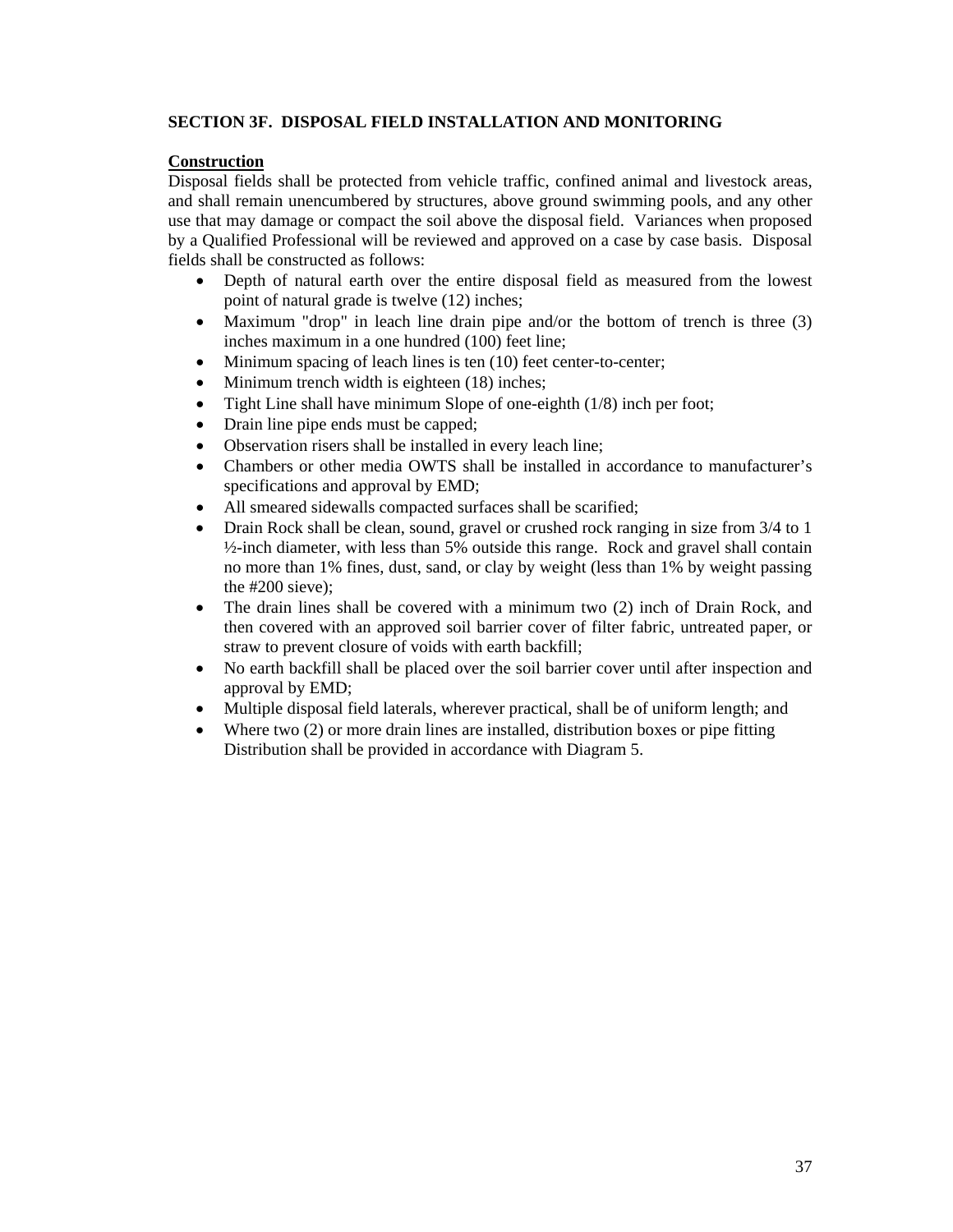**SECTION 3F. DISPOSAL FIELD INSTALLATION AND MONITORING**

**Construction**

Disposal fields shall be protected from vehicle traffic, confined animal and livestock areas, and shall remain unencumbered by structures, above ground swimming pools, and any other use that may damage or compact the soil above the disposal field. Variances when proposed by a Qualified Professional will be reviewed and approved on a case by case basis. Disposal fields shall be constructed as follows:

- Depth of natural earth over the entire disposal field as measured from the lowest point of natural grade is twelve (12) inches;
- Maximum "drop" in leach line drain pipe and/or the bottom of trench is three (3) inches maximum in a one hundred (100) feet line;
- Minimum spacing of leach lines is ten (10) feet center-to-center;
- Minimum trench width is eighteen (18) inches;
- Tight Line shall have minimum Slope of one-eighth (1/8) inch per foot;
- Drain line pipe ends must be capped;
- Observation risers shall be installed in every leach line;
- Chambers or other media OWTS shall be installed in accordance to manufacturer's specifications and approval by EMD;
- All smeared sidewalls compacted surfaces shall be scarified;
- Drain Rock shall be clean, sound, gravel or crushed rock ranging in size from 3/4 to 1 ½-inch diameter, with less than 5% outside this range. Rock and gravel shall contain no more than 1% fines, dust, sand, or clay by weight (less than 1% by weight passing the #200 sieve);
- The drain lines shall be covered with a minimum two (2) inch of Drain Rock, and then covered with an approved soil barrier cover of filter fabric, untreated paper, or straw to prevent closure of voids with earth backfill;
- No earth backfill shall be placed over the soil barrier cover until after inspection and approval by EMD;
- Multiple disposal field laterals, wherever practical, shall be of uniform length; and
- Where two (2) or more drain lines are installed, distribution boxes or pipe fitting Distribution shall be provided in accordance with Diagram 5.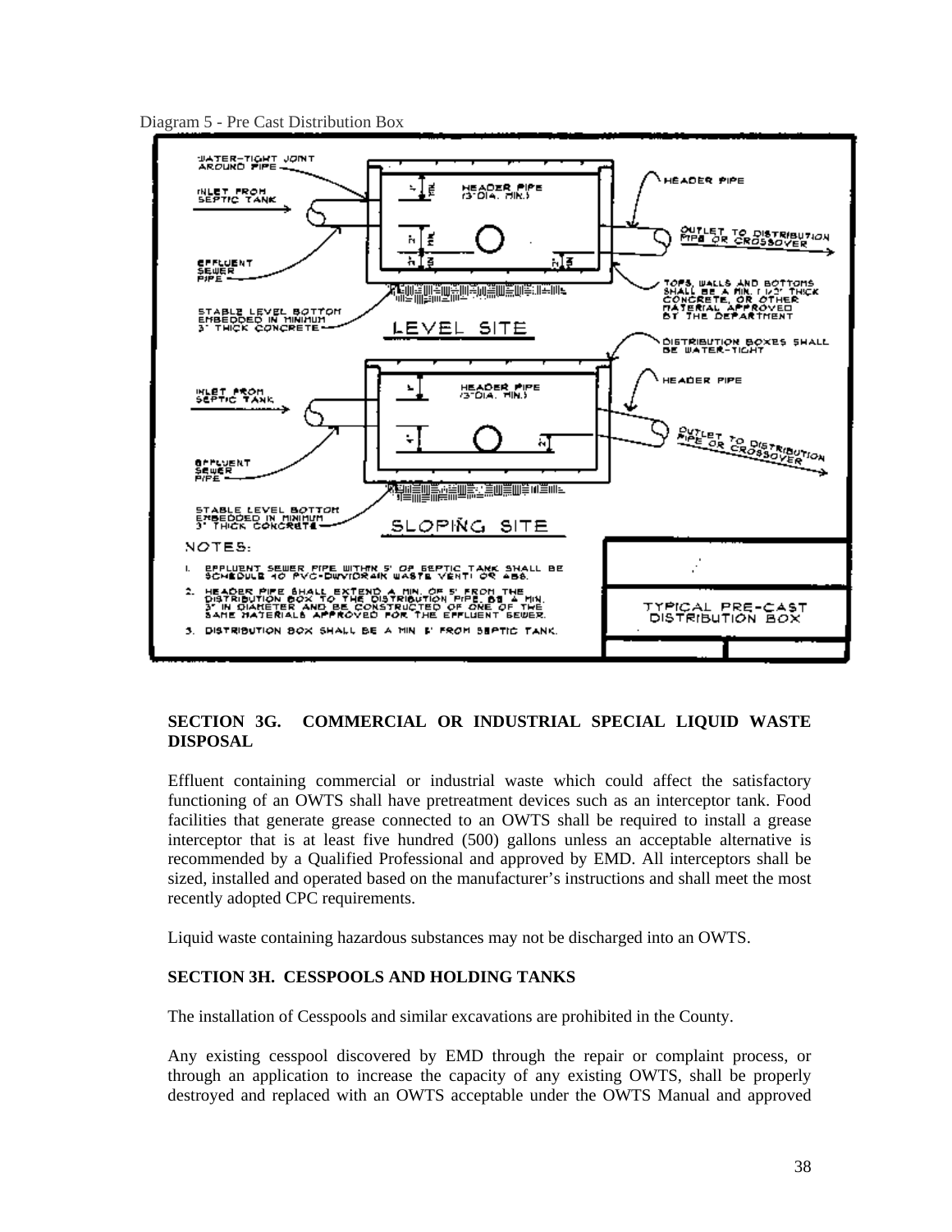Diagram 5 - Pre Cast Distribution Box

### SECTION 3G. COMMERCIAL OR INDUSTRIAL SPECIAL LIQUID WASTE DISPOSAL

Effluent containing commercial or industrial waste which could affect the satisfactory functioning of an OWTS shall have pretreatment devices such as an interceptor tank. Food facilities that generate grease connected to an OWTS shall be required to install a grease interceptor that is at least five hundred (500) gallons unless an acceptable alternative is recommended by a Qualified Professional and approved by EMD. All interceptors shall be sized, installed and operated based on the manufacturer's instructions and shall meet the most recently adopted CPC requirements.

Liquid waste containing hazardous substances may not be discharged into an OWTS.

### SECTION 3H. CESSPOOLS AND HOLDING TANKS

The installation of Cesspools and similar excavations are prohibited in the County.

Any existing cesspool discovered by EMD through the repair or complaint process, or through an application to increase the capacity of any existing OWTS, shall be properly destroyed and replaced with an OWTS acceptable under the OWTS Manual and approved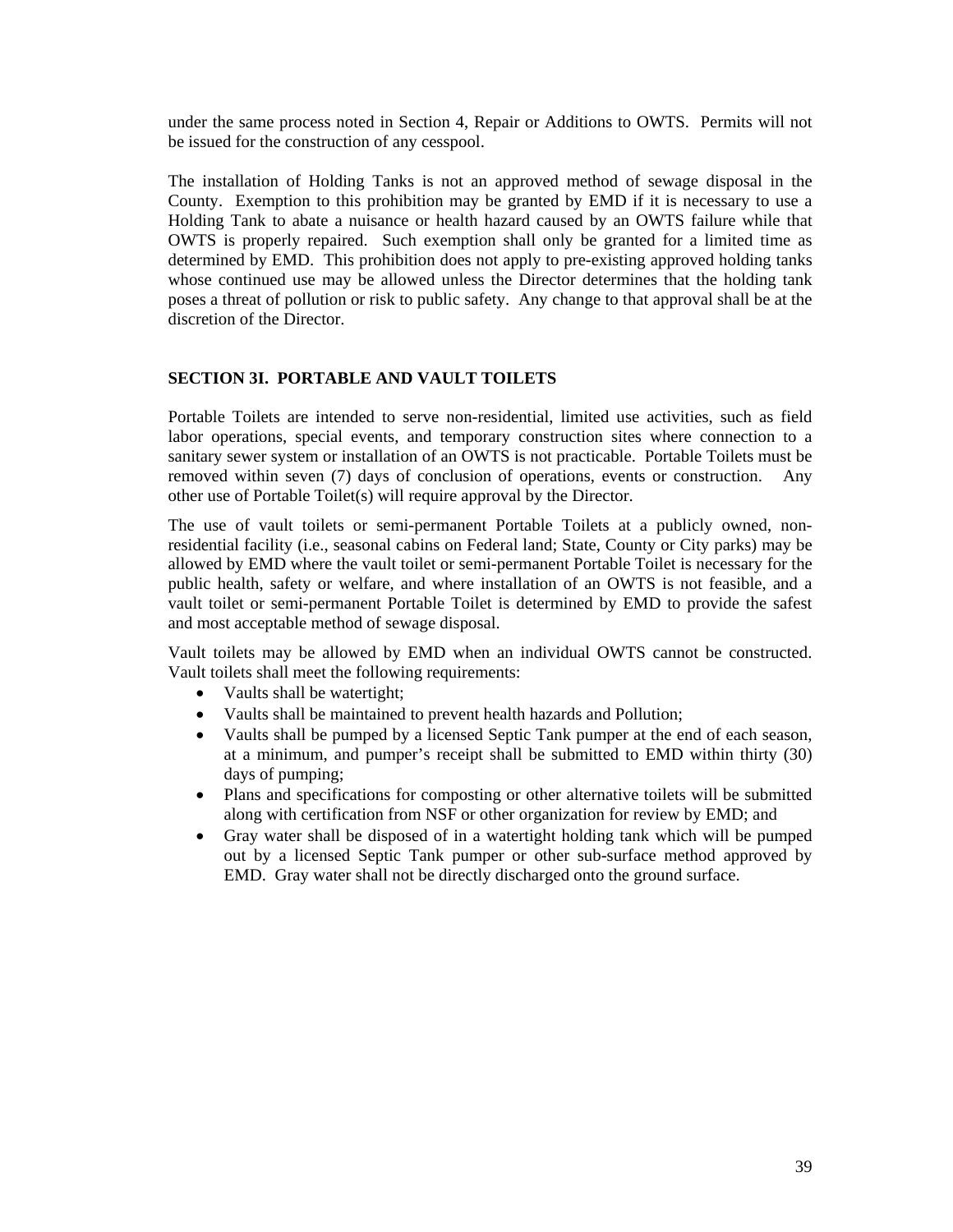under the same process noted in Section 4, Repair or Additions to OWTS. Permits will not be issued for the construction of any cesspool.

The installation of Holding Tanks is not an approved method of sewage disposal in the County. Exemption to this prohibition may be granted by EMD if it is necessary to use a Holding Tank to abate a nuisance or health hazard caused by an OWTS failure while that OWTS is properly repaired. Such exemption shall only be granted for a limited time as determined by EMD. This prohibition does not apply to pre-existing approved holding tanks whose continued use may be allowed unless the Director determines that the holding tank poses a threat of pollution or risk to public safety. Any change to that approval shall be at the discretion of the Director.

## SECTION 3I. PORTABLE AND VAULT TOILETS

Portable Toilets are intended to serve non-residential, limited use activities, such as field labor operations, special events, and temporary construction sites where connection to a sanitary sewer system or installation of an OWTS is not practicable. Portable Toilets must be removed within seven (7) days of conclusion of operations, events or construction. Any other use of Portable Toilet(s) will require approval by the Director.

The use of vault toilets or semi-permanent Portable Toilets at a publicly owned, non-residential facility (i.e., seasonal cabins on Federal land; State, County or City parks) may be allowed by EMD where the vault toilet or semi-permanent Portable Toilet is necessary for the public health, safety or welfare, and where installation of an OWTS is not feasible, and a vault toilet or semi-permanent Portable Toilet is determined by EMD to provide the safest and most acceptable method of sewage disposal.

Vault toilets may be allowed by EMD when an individual OWTS cannot be constructed. Vault toilets shall meet the following requirements:

- Vaults shall be watertight;
- Vaults shall be maintained to prevent health hazards and Pollution;
- Vaults shall be pumped by a licensed Septic Tank pumper at the end of each season, at a minimum, and pumper's receipt shall be submitted to EMD within thirty (30) days of pumping;
- Plans and specifications for composting or other alternative toilets will be submitted along with certification from NSF or other organization for review by EMD; and
- Gray water shall be disposed of in a watertight holding tank which will be pumped out by a licensed Septic Tank pumper or other sub-surface method approved by EMD. Gray water shall not be directly discharged onto the ground surface.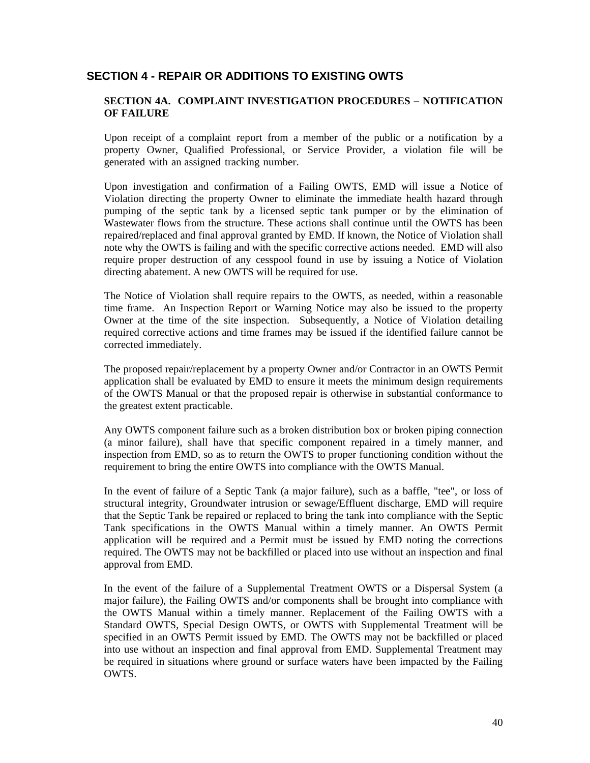## SECTION 4 - REPAIR OR ADDITIONS TO EXISTING OWTS

### SECTION 4A. COMPLAINT INVESTIGATION PROCEDURES – NOTIFICATION OF FAILURE

Upon receipt of a complaint report from a member of the public or a notification by a property Owner, Qualified Professional, or Service Provider, a violation file will be generated with an assigned tracking number.

Upon investigation and confirmation of a Failing OWTS, EMD will issue a Notice of Violation directing the property Owner to eliminate the immediate health hazard through pumping of the septic tank by a licensed septic tank pumper or by the elimination of Wastewater flows from the structure. These actions shall continue until the OWTS has been repaired/replaced and final approval granted by EMD. If known, the Notice of Violation shall note why the OWTS is failing and with the specific corrective actions needed. EMD will also require proper destruction of any cesspool found in use by issuing a Notice of Violation directing abatement. A new OWTS will be required for use.

The Notice of Violation shall require repairs to the OWTS, as needed, within a reasonable time frame. An Inspection Report or Warning Notice may also be issued to the property Owner at the time of the site inspection. Subsequently, a Notice of Violation detailing required corrective actions and time frames may be issued if the identified failure cannot be corrected immediately.

The proposed repair/replacement by a property Owner and/or Contractor in an OWTS Permit application shall be evaluated by EMD to ensure it meets the minimum design requirements of the OWTS Manual or that the proposed repair is otherwise in substantial conformance to the greatest extent practicable.

Any OWTS component failure such as a broken distribution box or broken piping connection (a minor failure), shall have that specific component repaired in a timely manner, and inspection from EMD, so as to return the OWTS to proper functioning condition without the requirement to bring the entire OWTS into compliance with the OWTS Manual.

In the event of failure of a Septic Tank (a major failure), such as a baffle, "tee", or loss of structural integrity, Groundwater intrusion or sewage/Effluent discharge, EMD will require that the Septic Tank be repaired or replaced to bring the tank into compliance with the Septic Tank specifications in the OWTS Manual within a timely manner. An OWTS Permit application will be required and a Permit must be issued by EMD noting the corrections required. The OWTS may not be backfilled or placed into use without an inspection and final approval from EMD.

In the event of the failure of a Supplemental Treatment OWTS or a Dispersal System (a major failure), the Failing OWTS and/or components shall be brought into compliance with the OWTS Manual within a timely manner. Replacement of the Failing OWTS with a Standard OWTS, Special Design OWTS, or OWTS with Supplemental Treatment will be specified in an OWTS Permit issued by EMD. The OWTS may not be backfilled or placed into use without an inspection and final approval from EMD. Supplemental Treatment may be required in situations where ground or surface waters have been impacted by the Failing OWTS.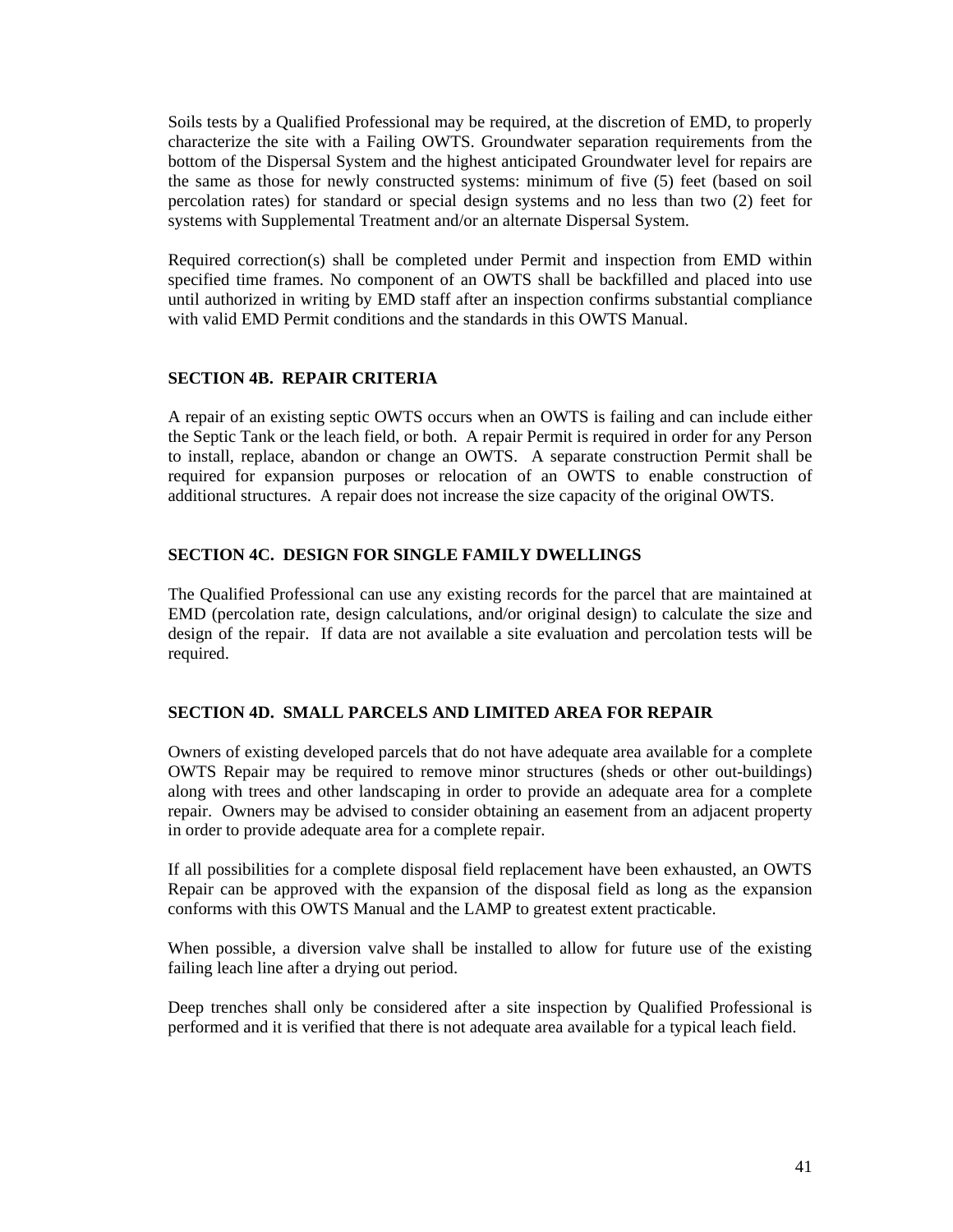Soils tests by a Qualified Professional may be required, at the discretion of EMD, to properly characterize the site with a Failing OWTS. Groundwater separation requirements from the bottom of the Dispersal System and the highest anticipated Groundwater level for repairs are the same as those for newly constructed systems: minimum of five (5) feet (based on soil percolation rates) for standard or special design systems and no less than two (2) feet for systems with Supplemental Treatment and/or an alternate Dispersal System.

Required correction(s) shall be completed under Permit and inspection from EMD within specified time frames. No component of an OWTS shall be backfilled and placed into use until authorized in writing by EMD staff after an inspection confirms substantial compliance with valid EMD Permit conditions and the standards in this OWTS Manual.

## SECTION 4B. REPAIR CRITERIA

A repair of an existing septic OWTS occurs when an OWTS is failing and can include either the Septic Tank or the leach field, or both. A repair Permit is required in order for any Person to install, replace, abandon or change an OWTS. A separate construction Permit shall be required for expansion purposes or relocation of an OWTS to enable construction of additional structures. A repair does not increase the size capacity of the original OWTS.

## SECTION 4C. DESIGN FOR SINGLE FAMILY DWELLINGS

The Qualified Professional can use any existing records for the parcel that are maintained at EMD (percolation rate, design calculations, and/or original design) to calculate the size and design of the repair. If data are not available a site evaluation and percolation tests will be required.

## SECTION 4D. SMALL PARCELS AND LIMITED AREA FOR REPAIR

Owners of existing developed parcels that do not have adequate area available for a complete OWTS Repair may be required to remove minor structures (sheds or other out-buildings) along with trees and other landscaping in order to provide an adequate area for a complete repair. Owners may be advised to consider obtaining an easement from an adjacent property in order to provide adequate area for a complete repair.

If all possibilities for a complete disposal field replacement have been exhausted, an OWTS Repair can be approved with the expansion of the disposal field as long as the expansion conforms with this OWTS Manual and the LAMP to greatest extent practicable.

When possible, a diversion valve shall be installed to allow for future use of the existing failing leach line after a drying out period.

Deep trenches shall only be considered after a site inspection by Qualified Professional is performed and it is verified that there is not adequate area available for a typical leach field.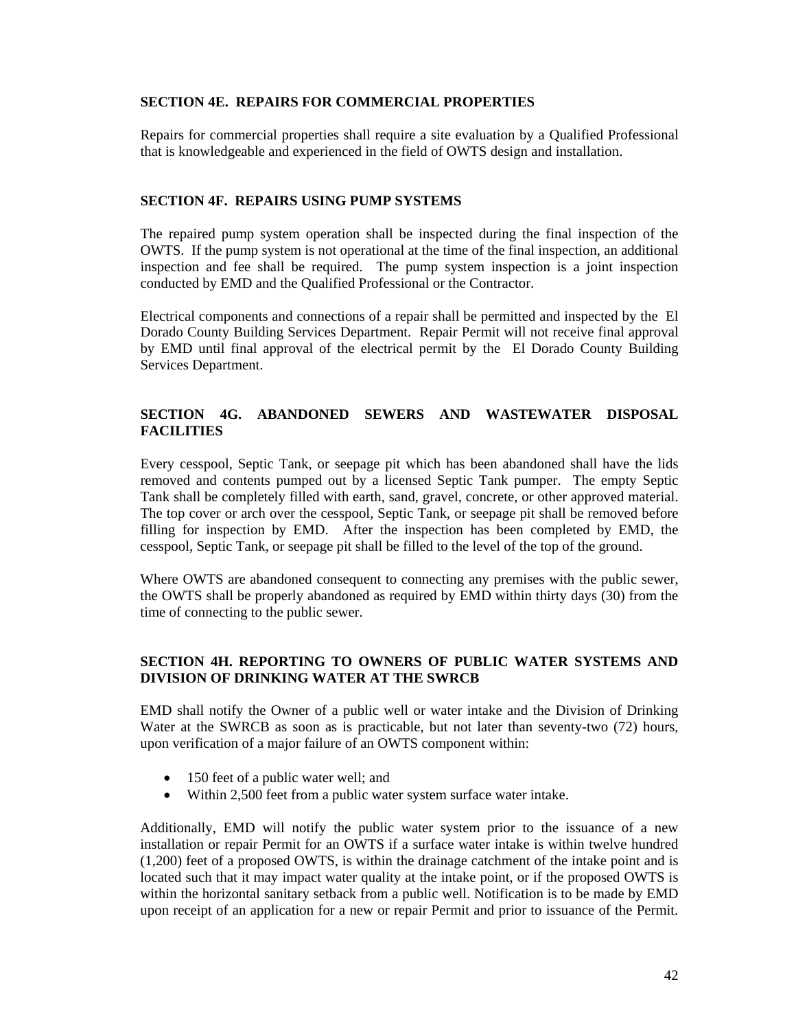## SECTION 4E. REPAIRS FOR COMMERCIAL PROPERTIES

Repairs for commercial properties shall require a site evaluation by a Qualified Professional that is knowledgeable and experienced in the field of OWTS design and installation.

## SECTION 4F. REPAIRS USING PUMP SYSTEMS

The repaired pump system operation shall be inspected during the final inspection of the OWTS. If the pump system is not operational at the time of the final inspection, an additional inspection and fee shall be required. The pump system inspection is a joint inspection conducted by EMD and the Qualified Professional or the Contractor.

Electrical components and connections of a repair shall be permitted and inspected by the El Dorado County Building Services Department. Repair Permit will not receive final approval by EMD until final approval of the electrical permit by the El Dorado County Building Services Department.

## SECTION 4G. ABANDONED SEWERS AND WASTEWATER DISPOSAL FACILITIES

Every cesspool, Septic Tank, or seepage pit which has been abandoned shall have the lids removed and contents pumped out by a licensed Septic Tank pumper. The empty Septic Tank shall be completely filled with earth, sand, gravel, concrete, or other approved material. The top cover or arch over the cesspool, Septic Tank, or seepage pit shall be removed before filling for inspection by EMD. After the inspection has been completed by EMD, the cesspool, Septic Tank, or seepage pit shall be filled to the level of the top of the ground.

Where OWTS are abandoned consequent to connecting any premises with the public sewer, the OWTS shall be properly abandoned as required by EMD within thirty days (30) from the time of connecting to the public sewer.

## SECTION 4H. REPORTING TO OWNERS OF PUBLIC WATER SYSTEMS AND DIVISION OF DRINKING WATER AT THE SWRCB

EMD shall notify the Owner of a public well or water intake and the Division of Drinking Water at the SWRCB as soon as is practicable, but not later than seventy-two (72) hours, upon verification of a major failure of an OWTS component within:

- 150 feet of a public water well; and
- Within 2,500 feet from a public water system surface water intake.

Additionally, EMD will notify the public water system prior to the issuance of a new installation or repair Permit for an OWTS if a surface water intake is within twelve hundred (1,200) feet of a proposed OWTS, is within the drainage catchment of the intake point and is located such that it may impact water quality at the intake point, or if the proposed OWTS is within the horizontal sanitary setback from a public well. Notification is to be made by EMD upon receipt of an application for a new or repair Permit and prior to issuance of the Permit.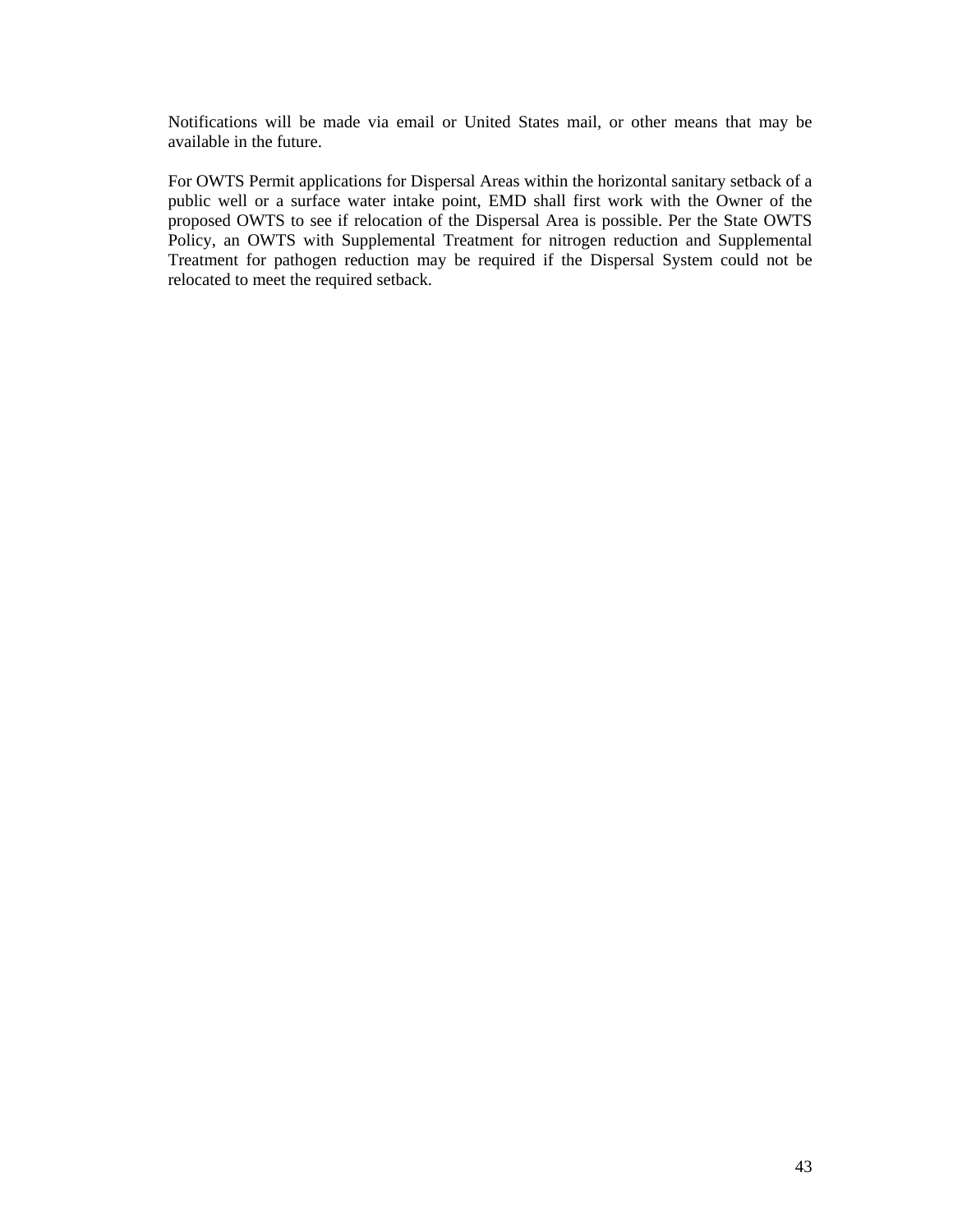Notifications will be made via email or United States mail, or other means that may be available in the future.

For OWTS Permit applications for Dispersal Areas within the horizontal sanitary setback of a public well or a surface water intake point, EMD shall first work with the Owner of the proposed OWTS to see if relocation of the Dispersal Area is possible. Per the State OWTS Policy, an OWTS with Supplemental Treatment for nitrogen reduction and Supplemental Treatment for pathogen reduction may be required if the Dispersal System could not be relocated to meet the required setback.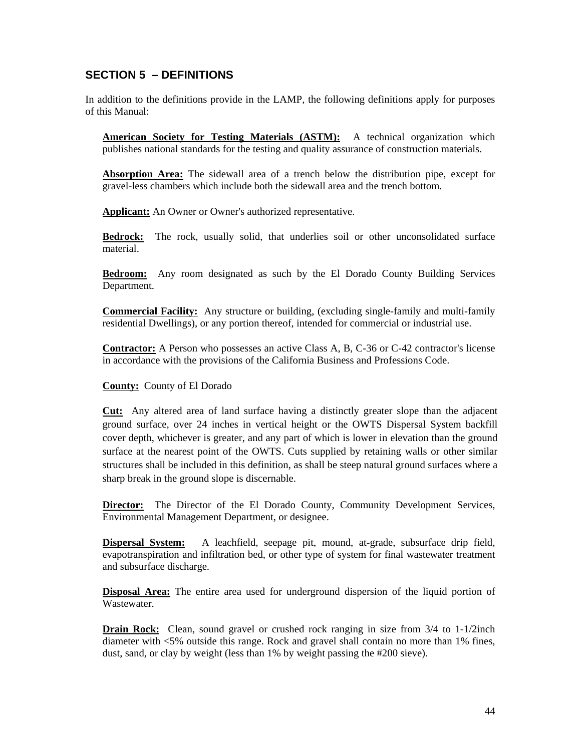## SECTION 5 – DEFINITIONS

In addition to the definitions provide in the LAMP, the following definitions apply for purposes of this Manual:

**American Society for Testing Materials (ASTM):** A technical organization which publishes national standards for the testing and quality assurance of construction materials.

**Absorption Area:** The sidewall area of a trench below the distribution pipe, except for gravel-less chambers which include both the sidewall area and the trench bottom.

**Applicant:** An Owner or Owner's authorized representative.

**Bedrock:** The rock, usually solid, that underlies soil or other unconsolidated surface material.

**Bedroom:** Any room designated as such by the El Dorado County Building Services Department.

**Commercial Facility:** Any structure or building, (excluding single-family and multi-family residential Dwellings), or any portion thereof, intended for commercial or industrial use.

**Contractor:** A Person who possesses an active Class A, B, C-36 or C-42 contractor's license in accordance with the provisions of the California Business and Professions Code.

**County:** County of El Dorado

**Cut:** Any altered area of land surface having a distinctly greater slope than the adjacent ground surface, over 24 inches in vertical height or the OWTS Dispersal System backfill cover depth, whichever is greater, and any part of which is lower in elevation than the ground surface at the nearest point of the OWTS. Cuts supplied by retaining walls or other similar structures shall be included in this definition, as shall be steep natural ground surfaces where a sharp break in the ground slope is discernable.

**Director:** The Director of the El Dorado County, Community Development Services, Environmental Management Department, or designee.

**Dispersal System:** A leachfield, seepage pit, mound, at-grade, subsurface drip field, evapotranspiration and infiltration bed, or other type of system for final wastewater treatment and subsurface discharge.

**Disposal Area:** The entire area used for underground dispersion of the liquid portion of Wastewater.

**Drain Rock:** Clean, sound gravel or crushed rock ranging in size from 3/4 to 1-1/2inch diameter with <5% outside this range. Rock and gravel shall contain no more than 1% fines, dust, sand, or clay by weight (less than 1% by weight passing the #200 sieve).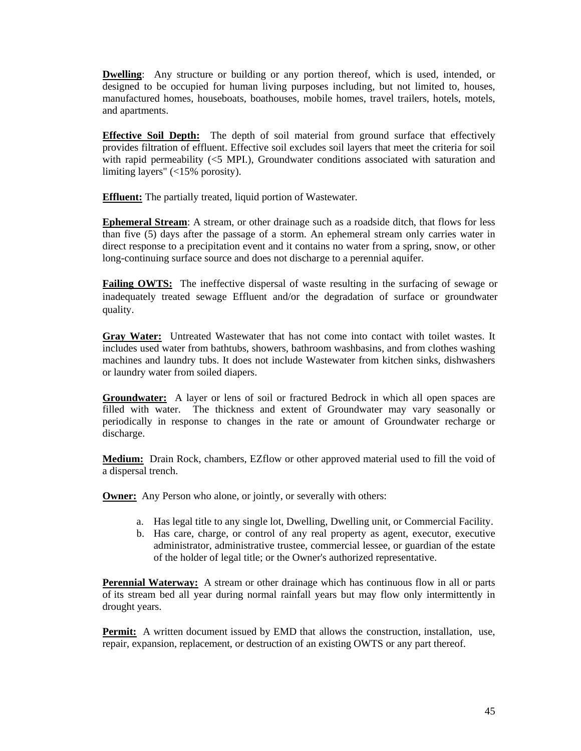**Dwelling**: Any structure or building or any portion thereof, which is used, intended, or designed to be occupied for human living purposes including, but not limited to, houses, manufactured homes, houseboats, boathouses, mobile homes, travel trailers, hotels, motels, and apartments.

**Effective Soil Depth:** The depth of soil material from ground surface that effectively provides filtration of effluent. Effective soil excludes soil layers that meet the criteria for soil with rapid permeability (<5 MPI.), Groundwater conditions associated with saturation and limiting layers" (<15% porosity).

**Effluent:** The partially treated, liquid portion of Wastewater.

**Ephemeral Stream**: A stream, or other drainage such as a roadside ditch, that flows for less than five (5) days after the passage of a storm. An ephemeral stream only carries water in direct response to a precipitation event and it contains no water from a spring, snow, or other long-continuing surface source and does not discharge to a perennial aquifer.

**Failing OWTS:** The ineffective dispersal of waste resulting in the surfacing of sewage or inadequately treated sewage Effluent and/or the degradation of surface or groundwater quality.

**Gray Water:** Untreated Wastewater that has not come into contact with toilet wastes. It includes used water from bathtubs, showers, bathroom washbasins, and from clothes washing machines and laundry tubs. It does not include Wastewater from kitchen sinks, dishwashers or laundry water from soiled diapers.

**Groundwater:** A layer or lens of soil or fractured Bedrock in which all open spaces are filled with water. The thickness and extent of Groundwater may vary seasonally or periodically in response to changes in the rate or amount of Groundwater recharge or discharge.

**Medium:** Drain Rock, chambers, EZflow or other approved material used to fill the void of a dispersal trench.

**Owner:** Any Person who alone, or jointly, or severally with others:

a. Has legal title to any single lot, Dwelling, Dwelling unit, or Commercial Facility.
b. Has care, charge, or control of any real property as agent, executor, executive administrator, administrative trustee, commercial lessee, or guardian of the estate of the holder of legal title; or the Owner's authorized representative.

**Perennial Waterway:** A stream or other drainage which has continuous flow in all or parts of its stream bed all year during normal rainfall years but may flow only intermittently in drought years.

**Permit:** A written document issued by EMD that allows the construction, installation, use, repair, expansion, replacement, or destruction of an existing OWTS or any part thereof.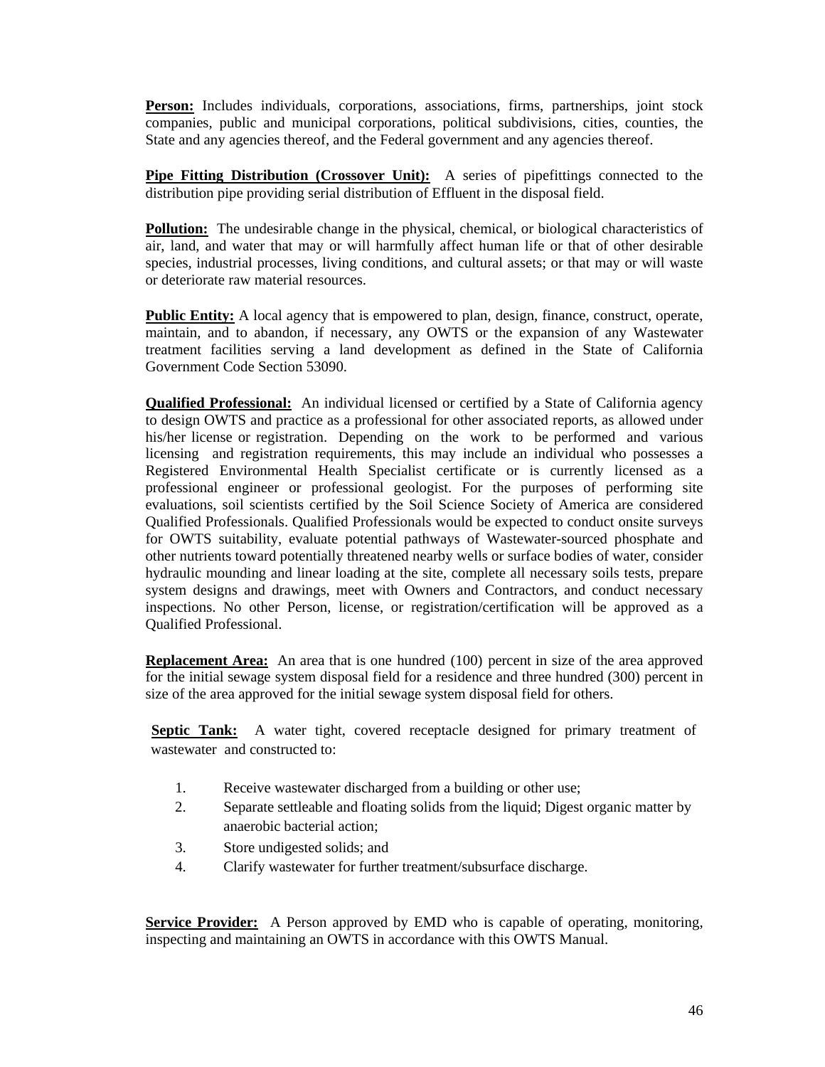**Person:** Includes individuals, corporations, associations, firms, partnerships, joint stock companies, public and municipal corporations, political subdivisions, cities, counties, the State and any agencies thereof, and the Federal government and any agencies thereof.

**Pipe Fitting Distribution (Crossover Unit):** A series of pipefittings connected to the distribution pipe providing serial distribution of Effluent in the disposal field.

**Pollution:** The undesirable change in the physical, chemical, or biological characteristics of air, land, and water that may or will harmfully affect human life or that of other desirable species, industrial processes, living conditions, and cultural assets; or that may or will waste or deteriorate raw material resources.

**Public Entity:** A local agency that is empowered to plan, design, finance, construct, operate, maintain, and to abandon, if necessary, any OWTS or the expansion of any Wastewater treatment facilities serving a land development as defined in the State of California Government Code Section 53090.

**Qualified Professional:** An individual licensed or certified by a State of California agency to design OWTS and practice as a professional for other associated reports, as allowed under his/her license or registration. Depending on the work to be performed and various licensing and registration requirements, this may include an individual who possesses a Registered Environmental Health Specialist certificate or is currently licensed as a professional engineer or professional geologist. For the purposes of performing site evaluations, soil scientists certified by the Soil Science Society of America are considered Qualified Professionals. Qualified Professionals would be expected to conduct onsite surveys for OWTS suitability, evaluate potential pathways of Wastewater-sourced phosphate and other nutrients toward potentially threatened nearby wells or surface bodies of water, consider hydraulic mounding and linear loading at the site, complete all necessary soils tests, prepare system designs and drawings, meet with Owners and Contractors, and conduct necessary inspections. No other Person, license, or registration/certification will be approved as a Qualified Professional.

**Replacement Area:** An area that is one hundred (100) percent in size of the area approved for the initial sewage system disposal field for a residence and three hundred (300) percent in size of the area approved for the initial sewage system disposal field for others.

**Septic Tank:** A water tight, covered receptacle designed for primary treatment of wastewater and constructed to:

1. Receive wastewater discharged from a building or other use;
2. Separate settleable and floating solids from the liquid; Digest organic matter by anaerobic bacterial action;
3. Store undigested solids; and
4. Clarify wastewater for further treatment/subsurface discharge.

**Service Provider:** A Person approved by EMD who is capable of operating, monitoring, inspecting and maintaining an OWTS in accordance with this OWTS Manual.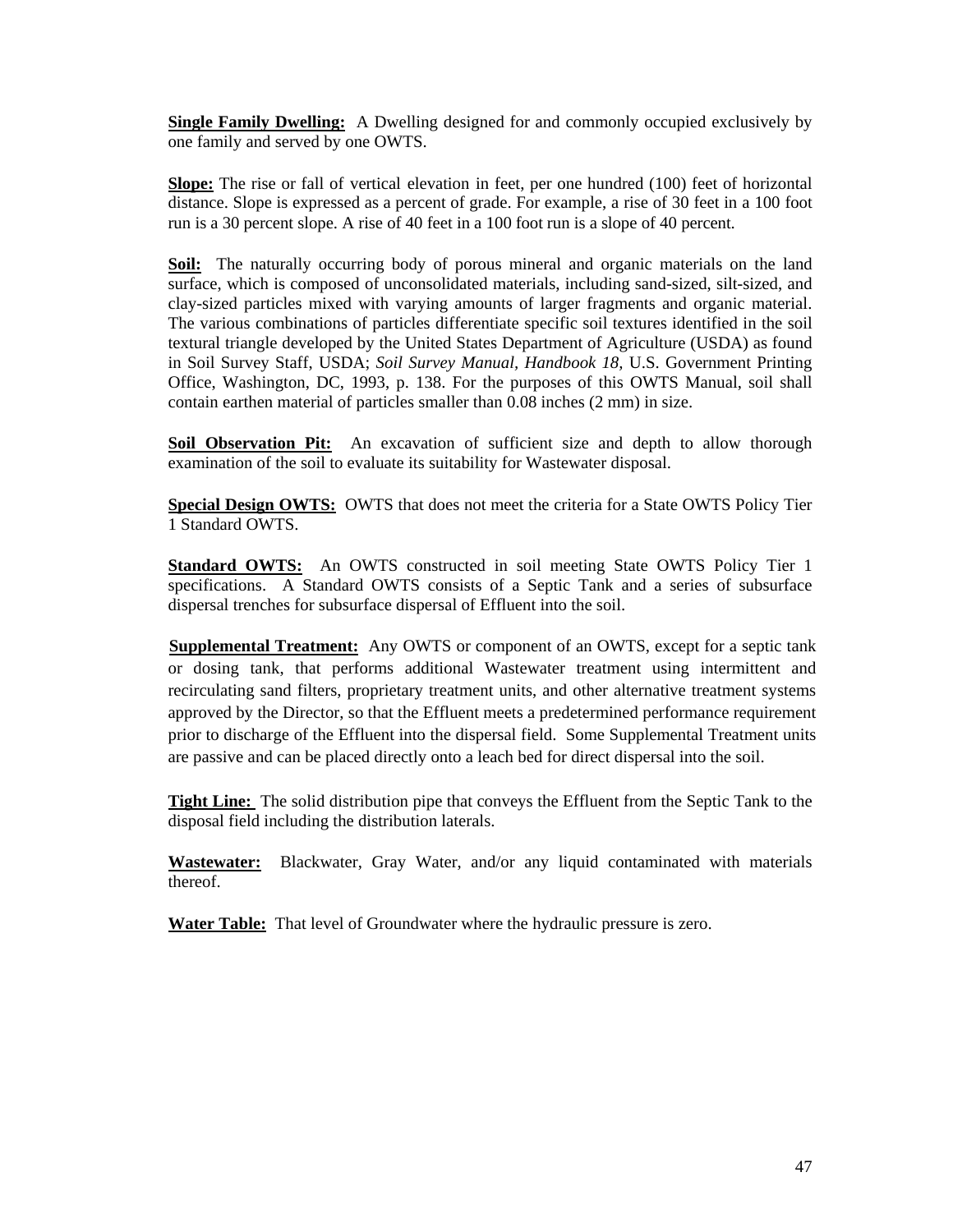**Single Family Dwelling:** A Dwelling designed for and commonly occupied exclusively by one family and served by one OWTS.

**Slope:** The rise or fall of vertical elevation in feet, per one hundred (100) feet of horizontal distance. Slope is expressed as a percent of grade. For example, a rise of 30 feet in a 100 foot run is a 30 percent slope. A rise of 40 feet in a 100 foot run is a slope of 40 percent.

**Soil:** The naturally occurring body of porous mineral and organic materials on the land surface, which is composed of unconsolidated materials, including sand-sized, silt-sized, and clay-sized particles mixed with varying amounts of larger fragments and organic material. The various combinations of particles differentiate specific soil textures identified in the soil textural triangle developed by the United States Department of Agriculture (USDA) as found in Soil Survey Staff, USDA; *Soil Survey Manual, Handbook 18,* U.S. Government Printing Office, Washington, DC, 1993, p. 138. For the purposes of this OWTS Manual, soil shall contain earthen material of particles smaller than 0.08 inches (2 mm) in size.

**Soil Observation Pit:** An excavation of sufficient size and depth to allow thorough examination of the soil to evaluate its suitability for Wastewater disposal.

**Special Design OWTS:** OWTS that does not meet the criteria for a State OWTS Policy Tier 1 Standard OWTS.

**Standard OWTS:** An OWTS constructed in soil meeting State OWTS Policy Tier 1 specifications. A Standard OWTS consists of a Septic Tank and a series of subsurface dispersal trenches for subsurface dispersal of Effluent into the soil.

**Supplemental Treatment:** Any OWTS or component of an OWTS, except for a septic tank or dosing tank, that performs additional Wastewater treatment using intermittent and recirculating sand filters, proprietary treatment units, and other alternative treatment systems approved by the Director, so that the Effluent meets a predetermined performance requirement prior to discharge of the Effluent into the dispersal field. Some Supplemental Treatment units are passive and can be placed directly onto a leach bed for direct dispersal into the soil.

**Tight Line:** The solid distribution pipe that conveys the Effluent from the Septic Tank to the disposal field including the distribution laterals.

**Wastewater:** Blackwater, Gray Water, and/or any liquid contaminated with materials thereof.

**Water Table:** That level of Groundwater where the hydraulic pressure is zero.